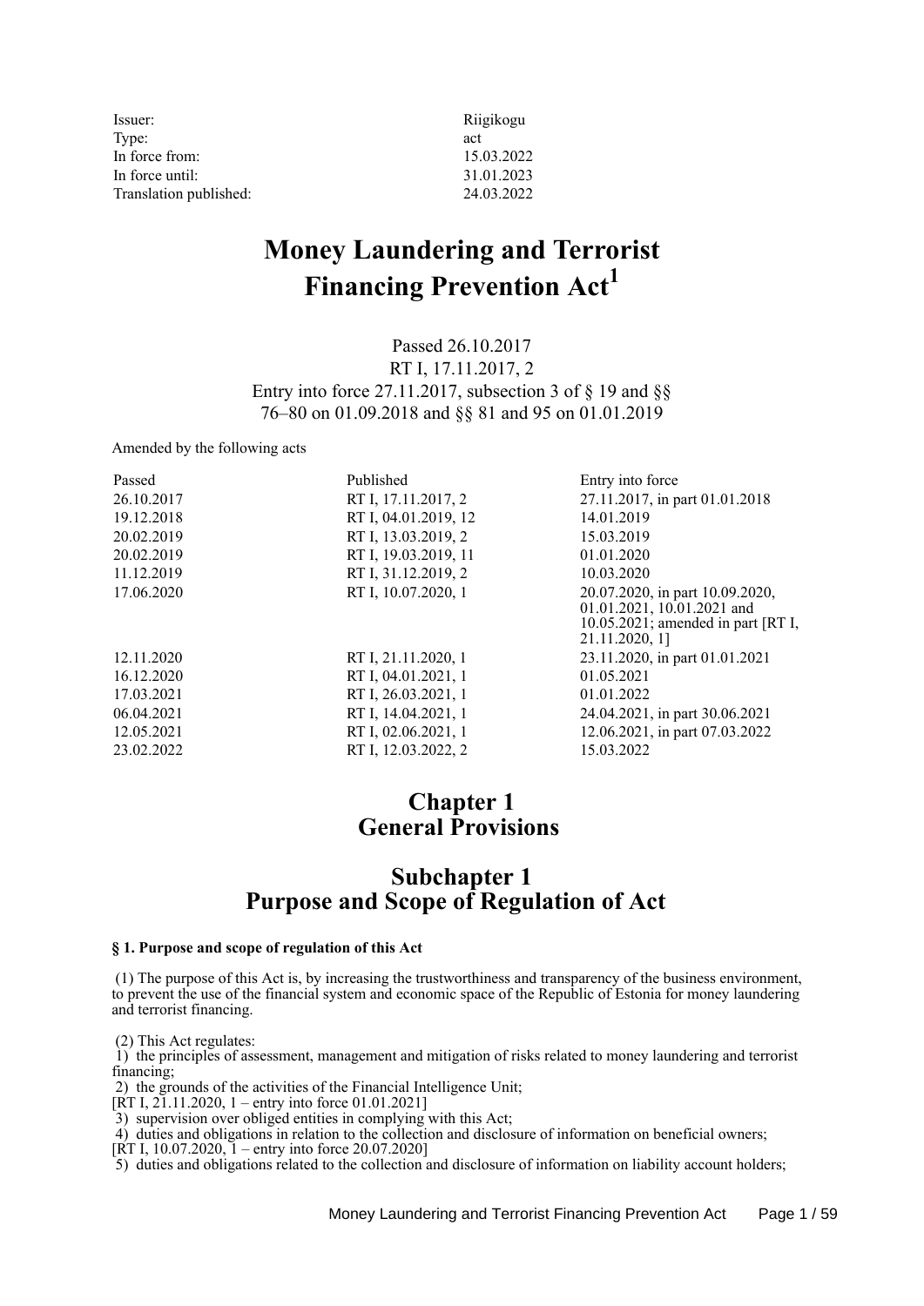| | |
|---|---|
| Issuer: | Riigikogu |
| Type: | act |
| In force from: | 15.03.2022 |
| In force until: | 31.01.2023 |
| Translation published: | 24.03.2022 |

# Money Laundering and Terrorist Financing Prevention Act[1]

Passed 26.10.2017
RT I, 17.11.2017, 2
Entry into force 27.11.2017, subsection 3 of § 19 and §§ 76–80 on 01.09.2018 and §§ 81 and 95 on 01.01.2019

Amended by the following acts

| Passed | Published | Entry into force |
|---|---|---|
| 26.10.2017 | RT I, 17.11.2017, 2 | 27.11.2017, in part 01.01.2018 |
| 19.12.2018 | RT I, 04.01.2019, 12 | 14.01.2019 |
| 20.02.2019 | RT I, 13.03.2019, 2 | 15.03.2019 |
| 20.02.2019 | RT I, 19.03.2019, 11 | 01.01.2020 |
| 11.12.2019 | RT I, 31.12.2019, 2 | 10.03.2020 |
| 17.06.2020 | RT I, 10.07.2020, 1 | 20.07.2020, in part 10.09.2020, 01.01.2021, 10.01.2021 and 10.05.2021; amended in part [RT I, 21.11.2020, 1] |
| 12.11.2020 | RT I, 21.11.2020, 1 | 23.11.2020, in part 01.01.2021 |
| 16.12.2020 | RT I, 04.01.2021, 1 | 01.05.2021 |
| 17.03.2021 | RT I, 26.03.2021, 1 | 01.01.2022 |
| 06.04.2021 | RT I, 14.04.2021, 1 | 24.04.2021, in part 30.06.2021 |
| 12.05.2021 | RT I, 02.06.2021, 1 | 12.06.2021, in part 07.03.2022 |
| 23.02.2022 | RT I, 12.03.2022, 2 | 15.03.2022 |

# Chapter 1
# General Provisions

## Subchapter 1
## Purpose and Scope of Regulation of Act

**§ 1. Purpose and scope of regulation of this Act**

(1) The purpose of this Act is, by increasing the trustworthiness and transparency of the business environment, to prevent the use of the financial system and economic space of the Republic of Estonia for money laundering and terrorist financing.

(2) This Act regulates:
1) the principles of assessment, management and mitigation of risks related to money laundering and terrorist financing;
2) the grounds of the activities of the Financial Intelligence Unit;
[RT I, 21.11.2020, 1 – entry into force 01.01.2021]
3) supervision over obliged entities in complying with this Act;
4) duties and obligations in relation to the collection and disclosure of information on beneficial owners;
[RT I, 10.07.2020, 1 – entry into force 20.07.2020]
5) duties and obligations related to the collection and disclosure of information on liability account holders;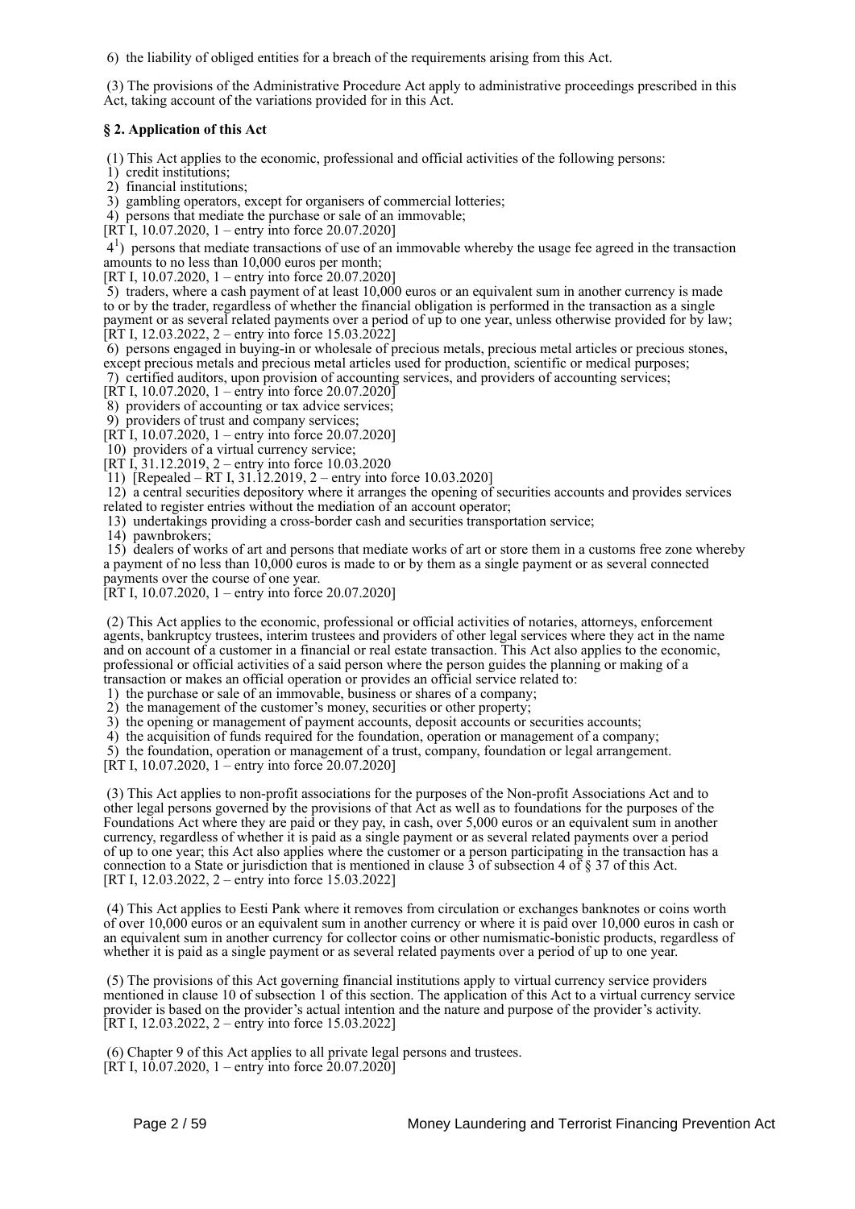6) the liability of obliged entities for a breach of the requirements arising from this Act.

(3) The provisions of the Administrative Procedure Act apply to administrative proceedings prescribed in this Act, taking account of the variations provided for in this Act.

**§ 2. Application of this Act**

(1) This Act applies to the economic, professional and official activities of the following persons:
1) credit institutions;
2) financial institutions;
3) gambling operators, except for organisers of commercial lotteries;
4) persons that mediate the purchase or sale of an immovable;
[RT I, 10.07.2020, 1 – entry into force 20.07.2020]
$4^1$) persons that mediate transactions of use of an immovable whereby the usage fee agreed in the transaction amounts to no less than 10,000 euros per month;
[RT I, 10.07.2020, 1 – entry into force 20.07.2020]
5) traders, where a cash payment of at least 10,000 euros or an equivalent sum in another currency is made to or by the trader, regardless of whether the financial obligation is performed in the transaction as a single payment or as several related payments over a period of up to one year, unless otherwise provided for by law;
[RT I, 12.03.2022, 2 – entry into force 15.03.2022]
6) persons engaged in buying-in or wholesale of precious metals, precious metal articles or precious stones, except precious metals and precious metal articles used for production, scientific or medical purposes;
7) certified auditors, upon provision of accounting services, and providers of accounting services;
[RT I, 10.07.2020, 1 – entry into force 20.07.2020]
8) providers of accounting or tax advice services;
9) providers of trust and company services;
[RT I, 10.07.2020, 1 – entry into force 20.07.2020]
10) providers of a virtual currency service;
[RT I, 31.12.2019, 2 – entry into force 10.03.2020
11) [Repealed – RT I, 31.12.2019, 2 – entry into force 10.03.2020]
12) a central securities depository where it arranges the opening of securities accounts and provides services related to register entries without the mediation of an account operator;
13) undertakings providing a cross-border cash and securities transportation service;
14) pawnbrokers;
15) dealers of works of art and persons that mediate works of art or store them in a customs free zone whereby a payment of no less than 10,000 euros is made to or by them as a single payment or as several connected payments over the course of one year.
[RT I, 10.07.2020, 1 – entry into force 20.07.2020]

(2) This Act applies to the economic, professional or official activities of notaries, attorneys, enforcement agents, bankruptcy trustees, interim trustees and providers of other legal services where they act in the name and on account of a customer in a financial or real estate transaction. This Act also applies to the economic, professional or official activities of a said person where the person guides the planning or making of a transaction or makes an official operation or provides an official service related to:
1) the purchase or sale of an immovable, business or shares of a company;
2) the management of the customer's money, securities or other property;
3) the opening or management of payment accounts, deposit accounts or securities accounts;
4) the acquisition of funds required for the foundation, operation or management of a company;
5) the foundation, operation or management of a trust, company, foundation or legal arrangement.
[RT I, 10.07.2020, 1 – entry into force 20.07.2020]

(3) This Act applies to non-profit associations for the purposes of the Non-profit Associations Act and to other legal persons governed by the provisions of that Act as well as to foundations for the purposes of the Foundations Act where they are paid or they pay, in cash, over 5,000 euros or an equivalent sum in another currency, regardless of whether it is paid as a single payment or as several related payments over a period of up to one year; this Act also applies where the customer or a person participating in the transaction has a connection to a State or jurisdiction that is mentioned in clause 3 of subsection 4 of § 37 of this Act.
[RT I, 12.03.2022, 2 – entry into force 15.03.2022]

(4) This Act applies to Eesti Pank where it removes from circulation or exchanges banknotes or coins worth of over 10,000 euros or an equivalent sum in another currency or where it is paid over 10,000 euros in cash or an equivalent sum in another currency for collector coins or other numismatic-bonistic products, regardless of whether it is paid as a single payment or as several related payments over a period of up to one year.

(5) The provisions of this Act governing financial institutions apply to virtual currency service providers mentioned in clause 10 of subsection 1 of this section. The application of this Act to a virtual currency service provider is based on the provider's actual intention and the nature and purpose of the provider's activity.
[RT I, 12.03.2022, 2 – entry into force 15.03.2022]

(6) Chapter 9 of this Act applies to all private legal persons and trustees.
[RT I, 10.07.2020, 1 – entry into force 20.07.2020]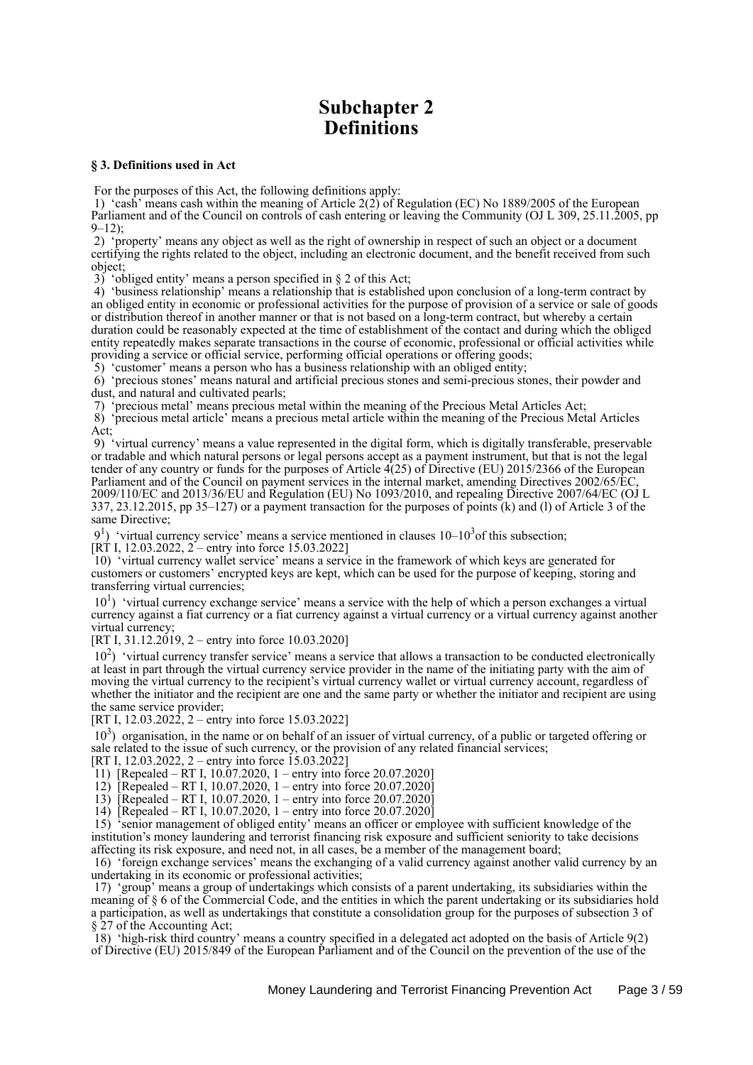# Subchapter 2
# Definitions

**§ 3. Definitions used in Act**

For the purposes of this Act, the following definitions apply:

1) 'cash' means cash within the meaning of Article 2(2) of Regulation (EC) No 1889/2005 of the European Parliament and of the Council on controls of cash entering or leaving the Community (OJ L 309, 25.11.2005, pp 9–12);

2) 'property' means any object as well as the right of ownership in respect of such an object or a document certifying the rights related to the object, including an electronic document, and the benefit received from such object;

3) 'obliged entity' means a person specified in § 2 of this Act;

4) 'business relationship' means a relationship that is established upon conclusion of a long-term contract by an obliged entity in economic or professional activities for the purpose of provision of a service or sale of goods or distribution thereof in another manner or that is not based on a long-term contract, but whereby a certain duration could be reasonably expected at the time of establishment of the contact and during which the obliged entity repeatedly makes separate transactions in the course of economic, professional or official activities while providing a service or official service, performing official operations or offering goods;

5) 'customer' means a person who has a business relationship with an obliged entity;

6) 'precious stones' means natural and artificial precious stones and semi-precious stones, their powder and dust, and natural and cultivated pearls;

7) 'precious metal' means precious metal within the meaning of the Precious Metal Articles Act;

8) 'precious metal article' means a precious metal article within the meaning of the Precious Metal Articles Act;

9) 'virtual currency' means a value represented in the digital form, which is digitally transferable, preservable or tradable and which natural persons or legal persons accept as a payment instrument, but that is not the legal tender of any country or funds for the purposes of Article 4(25) of Directive (EU) 2015/2366 of the European Parliament and of the Council on payment services in the internal market, amending Directives 2002/65/EC, 2009/110/EC and 2013/36/EU and Regulation (EU) No 1093/2010, and repealing Directive 2007/64/EC (OJ L 337, 23.12.2015, pp 35–127) or a payment transaction for the purposes of points (k) and (l) of Article 3 of the same Directive;

9[1]) 'virtual currency service' means a service mentioned in clauses 10–10[3] of this subsection;
[RT I, 12.03.2022, 2 – entry into force 15.03.2022]

10) 'virtual currency wallet service' means a service in the framework of which keys are generated for customers or customers' encrypted keys are kept, which can be used for the purpose of keeping, storing and transferring virtual currencies;

10[1]) 'virtual currency exchange service' means a service with the help of which a person exchanges a virtual currency against a fiat currency or a fiat currency against a virtual currency or a virtual currency against another virtual currency;
[RT I, 31.12.2019, 2 – entry into force 10.03.2020]

10[2]) 'virtual currency transfer service' means a service that allows a transaction to be conducted electronically at least in part through the virtual currency service provider in the name of the initiating party with the aim of moving the virtual currency to the recipient's virtual currency wallet or virtual currency account, regardless of whether the initiator and the recipient are one and the same party or whether the initiator and recipient are using the same service provider;
[RT I, 12.03.2022, 2 – entry into force 15.03.2022]

10[3]) organisation, in the name or on behalf of an issuer of virtual currency, of a public or targeted offering or sale related to the issue of such currency, or the provision of any related financial services;
[RT I, 12.03.2022, 2 – entry into force 15.03.2022]

11) [Repealed – RT I, 10.07.2020, 1 – entry into force 20.07.2020]

12) [Repealed – RT I, 10.07.2020, 1 – entry into force 20.07.2020]

13) [Repealed – RT I, 10.07.2020, 1 – entry into force 20.07.2020]

14) [Repealed – RT I, 10.07.2020, 1 – entry into force 20.07.2020]

15) 'senior management of obliged entity' means an officer or employee with sufficient knowledge of the institution's money laundering and terrorist financing risk exposure and sufficient seniority to take decisions affecting its risk exposure, and need not, in all cases, be a member of the management board;

16) 'foreign exchange services' means the exchanging of a valid currency against another valid currency by an undertaking in its economic or professional activities;

17) 'group' means a group of undertakings which consists of a parent undertaking, its subsidiaries within the meaning of § 6 of the Commercial Code, and the entities in which the parent undertaking or its subsidiaries hold a participation, as well as undertakings that constitute a consolidation group for the purposes of subsection 3 of § 27 of the Accounting Act;

18) 'high-risk third country' means a country specified in a delegated act adopted on the basis of Article 9(2) of Directive (EU) 2015/849 of the European Parliament and of the Council on the prevention of the use of the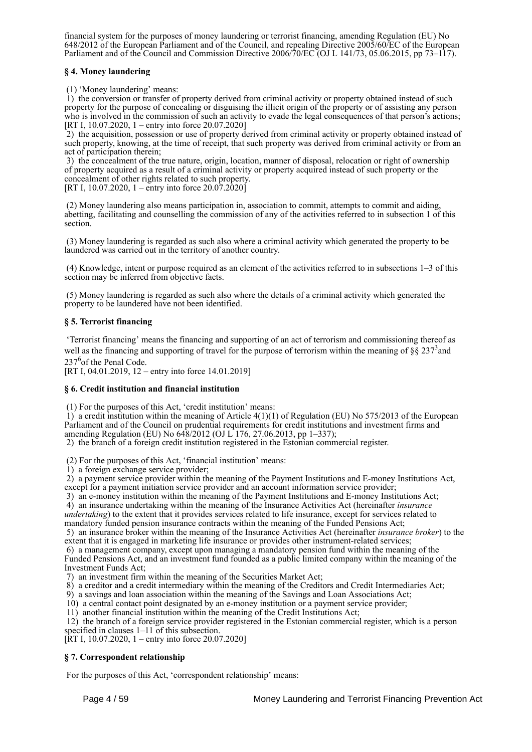financial system for the purposes of money laundering or terrorist financing, amending Regulation (EU) No 648/2012 of the European Parliament and of the Council, and repealing Directive 2005/60/EC of the European Parliament and of the Council and Commission Directive 2006/70/EC (OJ L 141/73, 05.06.2015, pp 73–117).

### § 4. Money laundering

(1) 'Money laundering' means:

1) the conversion or transfer of property derived from criminal activity or property obtained instead of such property for the purpose of concealing or disguising the illicit origin of the property or of assisting any person who is involved in the commission of such an activity to evade the legal consequences of that person's actions;
[RT I, 10.07.2020, 1 – entry into force 20.07.2020]

2) the acquisition, possession or use of property derived from criminal activity or property obtained instead of such property, knowing, at the time of receipt, that such property was derived from criminal activity or from an act of participation therein;

3) the concealment of the true nature, origin, location, manner of disposal, relocation or right of ownership of property acquired as a result of a criminal activity or property acquired instead of such property or the concealment of other rights related to such property.
[RT I, 10.07.2020, 1 – entry into force 20.07.2020]

(2) Money laundering also means participation in, association to commit, attempts to commit and aiding, abetting, facilitating and counselling the commission of any of the activities referred to in subsection 1 of this section.

(3) Money laundering is regarded as such also where a criminal activity which generated the property to be laundered was carried out in the territory of another country.

(4) Knowledge, intent or purpose required as an element of the activities referred to in subsections 1–3 of this section may be inferred from objective facts.

(5) Money laundering is regarded as such also where the details of a criminal activity which generated the property to be laundered have not been identified.

### § 5. Terrorist financing

'Terrorist financing' means the financing and supporting of an act of terrorism and commissioning thereof as well as the financing and supporting of travel for the purpose of terrorism within the meaning of §§ 237[3] and 237[6] of the Penal Code.
[RT I, 04.01.2019, 12 – entry into force 14.01.2019]

### § 6. Credit institution and financial institution

(1) For the purposes of this Act, 'credit institution' means:

1) a credit institution within the meaning of Article 4(1)(1) of Regulation (EU) No 575/2013 of the European Parliament and of the Council on prudential requirements for credit institutions and investment firms and amending Regulation (EU) No 648/2012 (OJ L 176, 27.06.2013, pp 1–337);

2) the branch of a foreign credit institution registered in the Estonian commercial register.

(2) For the purposes of this Act, 'financial institution' means:

1) a foreign exchange service provider;

2) a payment service provider within the meaning of the Payment Institutions and E-money Institutions Act, except for a payment initiation service provider and an account information service provider;

3) an e-money institution within the meaning of the Payment Institutions and E-money Institutions Act;

4) an insurance undertaking within the meaning of the Insurance Activities Act (hereinafter *insurance undertaking*) to the extent that it provides services related to life insurance, except for services related to mandatory funded pension insurance contracts within the meaning of the Funded Pensions Act;

5) an insurance broker within the meaning of the Insurance Activities Act (hereinafter *insurance broker*) to the extent that it is engaged in marketing life insurance or provides other instrument-related services;

6) a management company, except upon managing a mandatory pension fund within the meaning of the Funded Pensions Act, and an investment fund founded as a public limited company within the meaning of the Investment Funds Act;

7) an investment firm within the meaning of the Securities Market Act;

8) a creditor and a credit intermediary within the meaning of the Creditors and Credit Intermediaries Act;

9) a savings and loan association within the meaning of the Savings and Loan Associations Act;

10) a central contact point designated by an e-money institution or a payment service provider;

11) another financial institution within the meaning of the Credit Institutions Act;

12) the branch of a foreign service provider registered in the Estonian commercial register, which is a person specified in clauses 1–11 of this subsection.
[RT I, 10.07.2020, 1 – entry into force 20.07.2020]

### § 7. Correspondent relationship

For the purposes of this Act, 'correspondent relationship' means: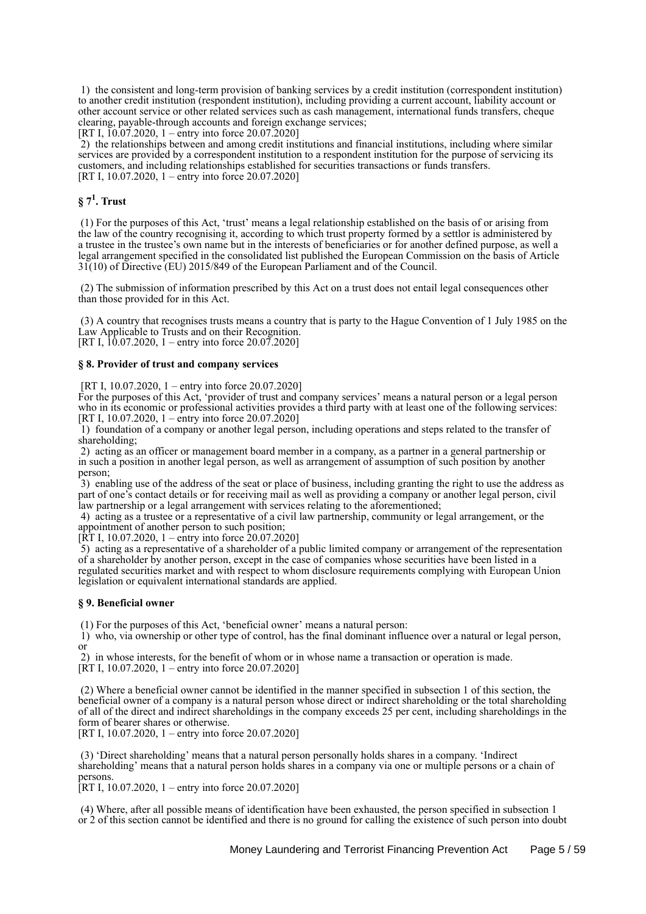1) the consistent and long-term provision of banking services by a credit institution (correspondent institution) to another credit institution (respondent institution), including providing a current account, liability account or other account service or other related services such as cash management, international funds transfers, cheque clearing, payable-through accounts and foreign exchange services;
[RT I, 10.07.2020, 1 – entry into force 20.07.2020]

2) the relationships between and among credit institutions and financial institutions, including where similar services are provided by a correspondent institution to a respondent institution for the purpose of servicing its customers, and including relationships established for securities transactions or funds transfers.
[RT I, 10.07.2020, 1 – entry into force 20.07.2020]

### § 7[1]. Trust

(1) For the purposes of this Act, 'trust' means a legal relationship established on the basis of or arising from the law of the country recognising it, according to which trust property formed by a settlor is administered by a trustee in the trustee's own name but in the interests of beneficiaries or for another defined purpose, as well a legal arrangement specified in the consolidated list published the European Commission on the basis of Article 31(10) of Directive (EU) 2015/849 of the European Parliament and of the Council.

(2) The submission of information prescribed by this Act on a trust does not entail legal consequences other than those provided for in this Act.

(3) A country that recognises trusts means a country that is party to the Hague Convention of 1 July 1985 on the Law Applicable to Trusts and on their Recognition.
[RT I, 10.07.2020, 1 – entry into force 20.07.2020]

### § 8. Provider of trust and company services

[RT I, 10.07.2020, 1 – entry into force 20.07.2020]
For the purposes of this Act, 'provider of trust and company services' means a natural person or a legal person who in its economic or professional activities provides a third party with at least one of the following services:
[RT I, 10.07.2020, 1 – entry into force 20.07.2020]

1) foundation of a company or another legal person, including operations and steps related to the transfer of shareholding;

2) acting as an officer or management board member in a company, as a partner in a general partnership or in such a position in another legal person, as well as arrangement of assumption of such position by another person;

3) enabling use of the address of the seat or place of business, including granting the right to use the address as part of one's contact details or for receiving mail as well as providing a company or another legal person, civil law partnership or a legal arrangement with services relating to the aforementioned;

4) acting as a trustee or a representative of a civil law partnership, community or legal arrangement, or the appointment of another person to such position;
[RT I, 10.07.2020, 1 – entry into force 20.07.2020]

5) acting as a representative of a shareholder of a public limited company or arrangement of the representation of a shareholder by another person, except in the case of companies whose securities have been listed in a regulated securities market and with respect to whom disclosure requirements complying with European Union legislation or equivalent international standards are applied.

### § 9. Beneficial owner

(1) For the purposes of this Act, 'beneficial owner' means a natural person:

1) who, via ownership or other type of control, has the final dominant influence over a natural or legal person, or

2) in whose interests, for the benefit of whom or in whose name a transaction or operation is made.
[RT I, 10.07.2020, 1 – entry into force 20.07.2020]

(2) Where a beneficial owner cannot be identified in the manner specified in subsection 1 of this section, the beneficial owner of a company is a natural person whose direct or indirect shareholding or the total shareholding of all of the direct and indirect shareholdings in the company exceeds 25 per cent, including shareholdings in the form of bearer shares or otherwise.
[RT I, 10.07.2020, 1 – entry into force 20.07.2020]

(3) 'Direct shareholding' means that a natural person personally holds shares in a company. 'Indirect shareholding' means that a natural person holds shares in a company via one or multiple persons or a chain of persons.
[RT I, 10.07.2020, 1 – entry into force 20.07.2020]

(4) Where, after all possible means of identification have been exhausted, the person specified in subsection 1 or 2 of this section cannot be identified and there is no ground for calling the existence of such person into doubt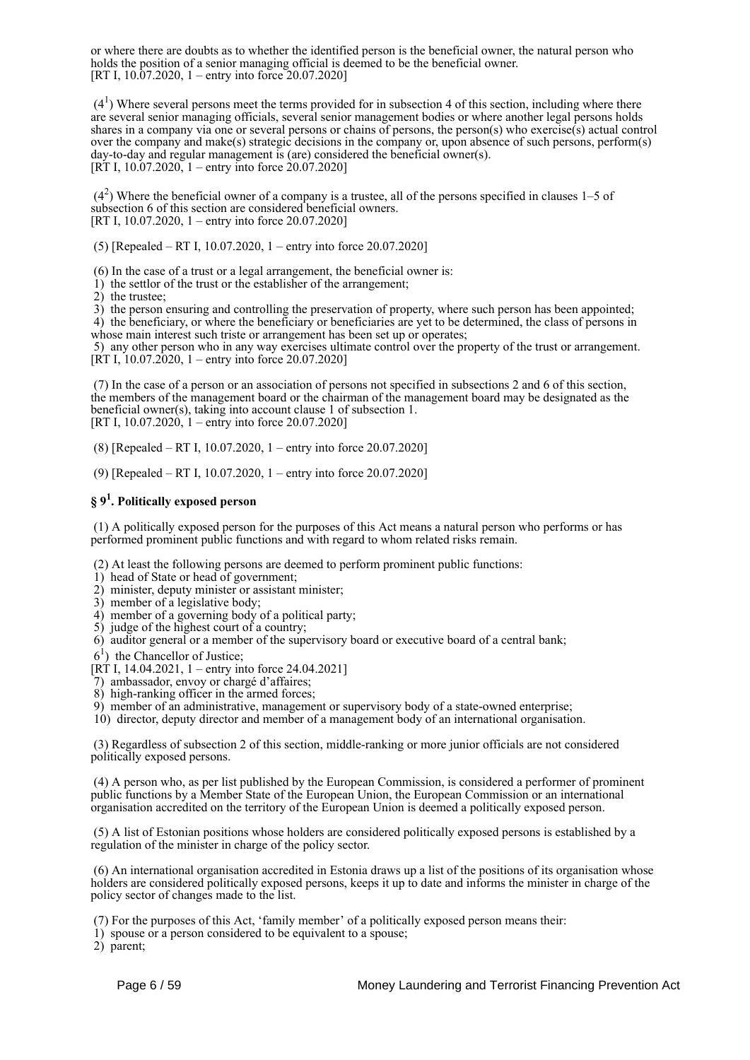or where there are doubts as to whether the identified person is the beneficial owner, the natural person who holds the position of a senior managing official is deemed to be the beneficial owner.
[RT I, 10.07.2020, 1 – entry into force 20.07.2020]

($4^1$) Where several persons meet the terms provided for in subsection 4 of this section, including where there are several senior managing officials, several senior management bodies or where another legal persons holds shares in a company via one or several persons or chains of persons, the person(s) who exercise(s) actual control over the company and make(s) strategic decisions in the company or, upon absence of such persons, perform(s) day-to-day and regular management is (are) considered the beneficial owner(s).
[RT I, 10.07.2020, 1 – entry into force 20.07.2020]

($4^2$) Where the beneficial owner of a company is a trustee, all of the persons specified in clauses 1–5 of subsection 6 of this section are considered beneficial owners.
[RT I, 10.07.2020, 1 – entry into force 20.07.2020]

(5) [Repealed – RT I, 10.07.2020, 1 – entry into force 20.07.2020]

(6) In the case of a trust or a legal arrangement, the beneficial owner is:
1) the settlor of the trust or the establisher of the arrangement;
2) the trustee;
3) the person ensuring and controlling the preservation of property, where such person has been appointed;
4) the beneficiary, or where the beneficiary or beneficiaries are yet to be determined, the class of persons in whose main interest such triste or arrangement has been set up or operates;
5) any other person who in any way exercises ultimate control over the property of the trust or arrangement.
[RT I, 10.07.2020, 1 – entry into force 20.07.2020]

(7) In the case of a person or an association of persons not specified in subsections 2 and 6 of this section, the members of the management board or the chairman of the management board may be designated as the beneficial owner(s), taking into account clause 1 of subsection 1.
[RT I, 10.07.2020, 1 – entry into force 20.07.2020]

(8) [Repealed – RT I, 10.07.2020, 1 – entry into force 20.07.2020]

(9) [Repealed – RT I, 10.07.2020, 1 – entry into force 20.07.2020]

### § $9^1$. Politically exposed person

(1) A politically exposed person for the purposes of this Act means a natural person who performs or has performed prominent public functions and with regard to whom related risks remain.

(2) At least the following persons are deemed to perform prominent public functions:
1) head of State or head of government;
2) minister, deputy minister or assistant minister;
3) member of a legislative body;
4) member of a governing body of a political party;
5) judge of the highest court of a country;
6) auditor general or a member of the supervisory board or executive board of a central bank;
$6^1$) the Chancellor of Justice;
[RT I, 14.04.2021, 1 – entry into force 24.04.2021]
7) ambassador, envoy or chargé d'affaires;
8) high-ranking officer in the armed forces;
9) member of an administrative, management or supervisory body of a state-owned enterprise;
10) director, deputy director and member of a management body of an international organisation.

(3) Regardless of subsection 2 of this section, middle-ranking or more junior officials are not considered politically exposed persons.

(4) A person who, as per list published by the European Commission, is considered a performer of prominent public functions by a Member State of the European Union, the European Commission or an international organisation accredited on the territory of the European Union is deemed a politically exposed person.

(5) A list of Estonian positions whose holders are considered politically exposed persons is established by a regulation of the minister in charge of the policy sector.

(6) An international organisation accredited in Estonia draws up a list of the positions of its organisation whose holders are considered politically exposed persons, keeps it up to date and informs the minister in charge of the policy sector of changes made to the list.

(7) For the purposes of this Act, 'family member' of a politically exposed person means their:
1) spouse or a person considered to be equivalent to a spouse;
2) parent;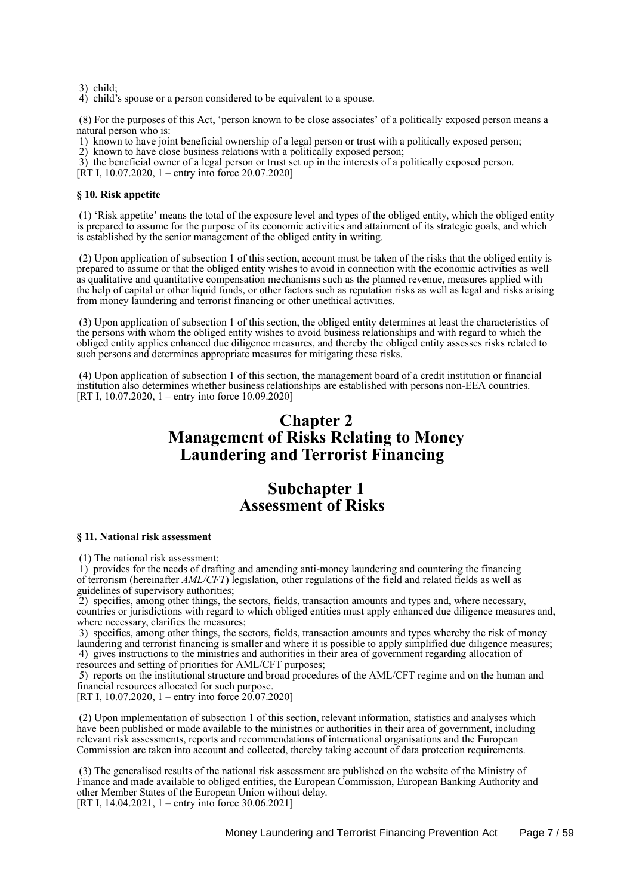3) child;
4) child's spouse or a person considered to be equivalent to a spouse.

(8) For the purposes of this Act, 'person known to be close associates' of a politically exposed person means a natural person who is:
1) known to have joint beneficial ownership of a legal person or trust with a politically exposed person;
2) known to have close business relations with a politically exposed person;
3) the beneficial owner of a legal person or trust set up in the interests of a politically exposed person.
[RT I, 10.07.2020, 1 – entry into force 20.07.2020]

**§ 10. Risk appetite**

(1) 'Risk appetite' means the total of the exposure level and types of the obliged entity, which the obliged entity is prepared to assume for the purpose of its economic activities and attainment of its strategic goals, and which is established by the senior management of the obliged entity in writing.

(2) Upon application of subsection 1 of this section, account must be taken of the risks that the obliged entity is prepared to assume or that the obliged entity wishes to avoid in connection with the economic activities as well as qualitative and quantitative compensation mechanisms such as the planned revenue, measures applied with the help of capital or other liquid funds, or other factors such as reputation risks as well as legal and risks arising from money laundering and terrorist financing or other unethical activities.

(3) Upon application of subsection 1 of this section, the obliged entity determines at least the characteristics of the persons with whom the obliged entity wishes to avoid business relationships and with regard to which the obliged entity applies enhanced due diligence measures, and thereby the obliged entity assesses risks related to such persons and determines appropriate measures for mitigating these risks.

(4) Upon application of subsection 1 of this section, the management board of a credit institution or financial institution also determines whether business relationships are established with persons non-EEA countries.
[RT I, 10.07.2020, 1 – entry into force 10.09.2020]

# Chapter 2
# Management of Risks Relating to Money Laundering and Terrorist Financing

## Subchapter 1
## Assessment of Risks

**§ 11. National risk assessment**

(1) The national risk assessment:
1) provides for the needs of drafting and amending anti-money laundering and countering the financing of terrorism (hereinafter *AML/CFT*) legislation, other regulations of the field and related fields as well as guidelines of supervisory authorities;
2) specifies, among other things, the sectors, fields, transaction amounts and types and, where necessary, countries or jurisdictions with regard to which obliged entities must apply enhanced due diligence measures and, where necessary, clarifies the measures;
3) specifies, among other things, the sectors, fields, transaction amounts and types whereby the risk of money laundering and terrorist financing is smaller and where it is possible to apply simplified due diligence measures;
4) gives instructions to the ministries and authorities in their area of government regarding allocation of resources and setting of priorities for AML/CFT purposes;
5) reports on the institutional structure and broad procedures of the AML/CFT regime and on the human and financial resources allocated for such purpose.
[RT I, 10.07.2020, 1 – entry into force 20.07.2020]

(2) Upon implementation of subsection 1 of this section, relevant information, statistics and analyses which have been published or made available to the ministries or authorities in their area of government, including relevant risk assessments, reports and recommendations of international organisations and the European Commission are taken into account and collected, thereby taking account of data protection requirements.

(3) The generalised results of the national risk assessment are published on the website of the Ministry of Finance and made available to obliged entities, the European Commission, European Banking Authority and other Member States of the European Union without delay.
[RT I, 14.04.2021, 1 – entry into force 30.06.2021]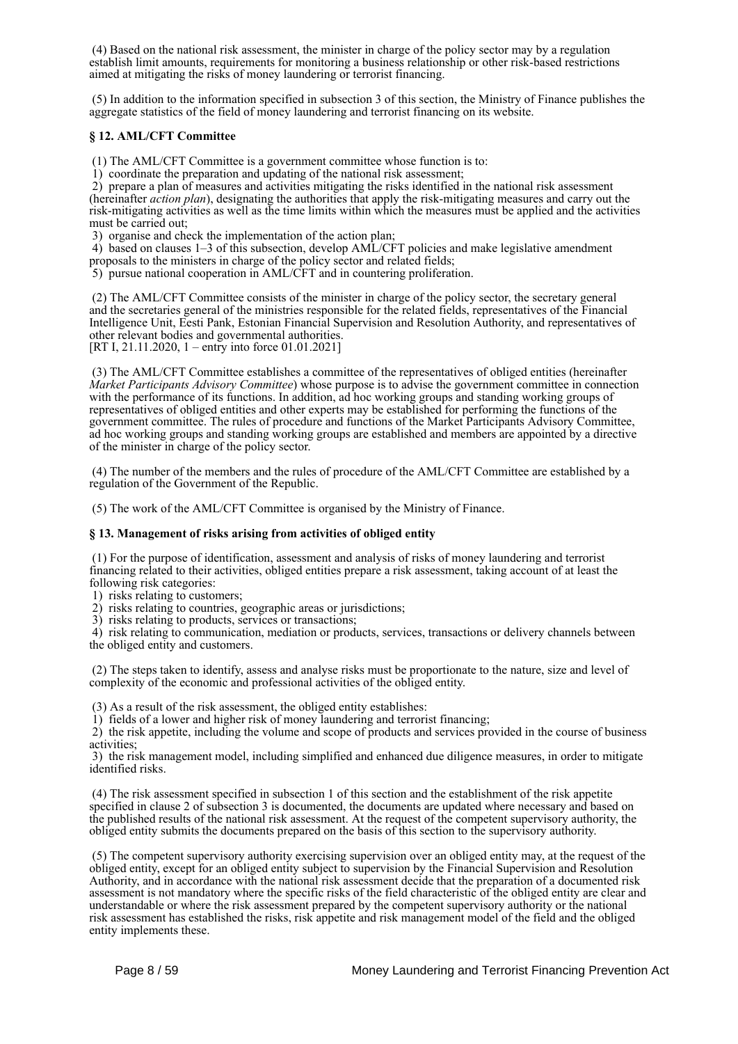(4) Based on the national risk assessment, the minister in charge of the policy sector may by a regulation establish limit amounts, requirements for monitoring a business relationship or other risk-based restrictions aimed at mitigating the risks of money laundering or terrorist financing.

(5) In addition to the information specified in subsection 3 of this section, the Ministry of Finance publishes the aggregate statistics of the field of money laundering and terrorist financing on its website.

### § 12. AML/CFT Committee

(1) The AML/CFT Committee is a government committee whose function is to:
1) coordinate the preparation and updating of the national risk assessment;
2) prepare a plan of measures and activities mitigating the risks identified in the national risk assessment (hereinafter *action plan*), designating the authorities that apply the risk-mitigating measures and carry out the risk-mitigating activities as well as the time limits within which the measures must be applied and the activities must be carried out;
3) organise and check the implementation of the action plan;
4) based on clauses 1–3 of this subsection, develop AML/CFT policies and make legislative amendment proposals to the ministers in charge of the policy sector and related fields;
5) pursue national cooperation in AML/CFT and in countering proliferation.

(2) The AML/CFT Committee consists of the minister in charge of the policy sector, the secretary general and the secretaries general of the ministries responsible for the related fields, representatives of the Financial Intelligence Unit, Eesti Pank, Estonian Financial Supervision and Resolution Authority, and representatives of other relevant bodies and governmental authorities.
[RT I, 21.11.2020, 1 – entry into force 01.01.2021]

(3) The AML/CFT Committee establishes a committee of the representatives of obliged entities (hereinafter *Market Participants Advisory Committee*) whose purpose is to advise the government committee in connection with the performance of its functions. In addition, ad hoc working groups and standing working groups of representatives of obliged entities and other experts may be established for performing the functions of the government committee. The rules of procedure and functions of the Market Participants Advisory Committee, ad hoc working groups and standing working groups are established and members are appointed by a directive of the minister in charge of the policy sector.

(4) The number of the members and the rules of procedure of the AML/CFT Committee are established by a regulation of the Government of the Republic.

(5) The work of the AML/CFT Committee is organised by the Ministry of Finance.

### § 13. Management of risks arising from activities of obliged entity

(1) For the purpose of identification, assessment and analysis of risks of money laundering and terrorist financing related to their activities, obliged entities prepare a risk assessment, taking account of at least the following risk categories:
1) risks relating to customers;
2) risks relating to countries, geographic areas or jurisdictions;
3) risks relating to products, services or transactions;
4) risk relating to communication, mediation or products, services, transactions or delivery channels between the obliged entity and customers.

(2) The steps taken to identify, assess and analyse risks must be proportionate to the nature, size and level of complexity of the economic and professional activities of the obliged entity.

(3) As a result of the risk assessment, the obliged entity establishes:
1) fields of a lower and higher risk of money laundering and terrorist financing;
2) the risk appetite, including the volume and scope of products and services provided in the course of business activities;
3) the risk management model, including simplified and enhanced due diligence measures, in order to mitigate identified risks.

(4) The risk assessment specified in subsection 1 of this section and the establishment of the risk appetite specified in clause 2 of subsection 3 is documented, the documents are updated where necessary and based on the published results of the national risk assessment. At the request of the competent supervisory authority, the obliged entity submits the documents prepared on the basis of this section to the supervisory authority.

(5) The competent supervisory authority exercising supervision over an obliged entity may, at the request of the obliged entity, except for an obliged entity subject to supervision by the Financial Supervision and Resolution Authority, and in accordance with the national risk assessment decide that the preparation of a documented risk assessment is not mandatory where the specific risks of the field characteristic of the obliged entity are clear and understandable or where the risk assessment prepared by the competent supervisory authority or the national risk assessment has established the risks, risk appetite and risk management model of the field and the obliged entity implements these.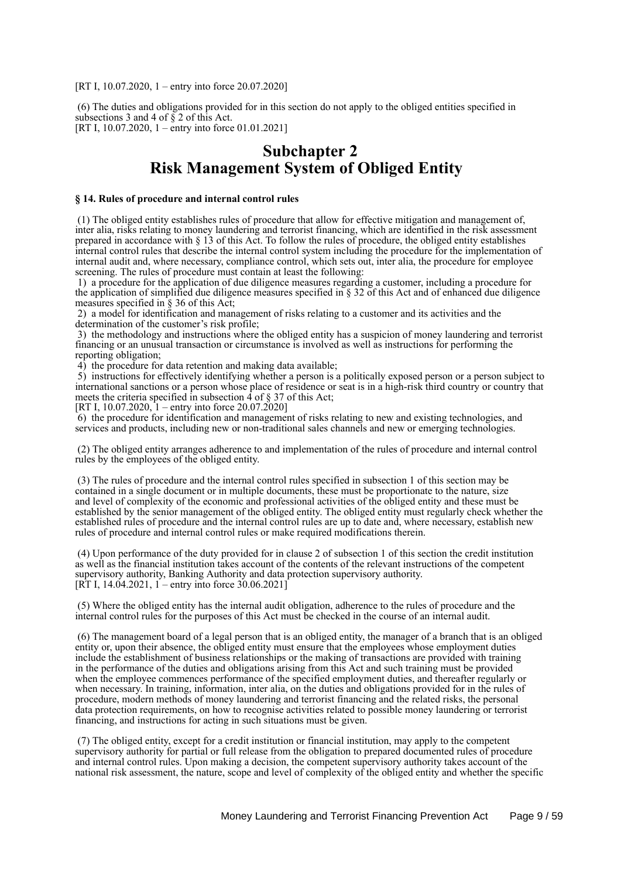[RT I, 10.07.2020, 1 – entry into force 20.07.2020]

(6) The duties and obligations provided for in this section do not apply to the obliged entities specified in subsections 3 and 4 of § 2 of this Act.
[RT I, 10.07.2020, 1 – entry into force 01.01.2021]

## Subchapter 2
## Risk Management System of Obliged Entity

**§ 14. Rules of procedure and internal control rules**

(1) The obliged entity establishes rules of procedure that allow for effective mitigation and management of, inter alia, risks relating to money laundering and terrorist financing, which are identified in the risk assessment prepared in accordance with § 13 of this Act. To follow the rules of procedure, the obliged entity establishes internal control rules that describe the internal control system including the procedure for the implementation of internal audit and, where necessary, compliance control, which sets out, inter alia, the procedure for employee screening. The rules of procedure must contain at least the following:
1) a procedure for the application of due diligence measures regarding a customer, including a procedure for the application of simplified due diligence measures specified in § 32 of this Act and of enhanced due diligence measures specified in § 36 of this Act;
2) a model for identification and management of risks relating to a customer and its activities and the determination of the customer's risk profile;
3) the methodology and instructions where the obliged entity has a suspicion of money laundering and terrorist financing or an unusual transaction or circumstance is involved as well as instructions for performing the reporting obligation;
4) the procedure for data retention and making data available;
5) instructions for effectively identifying whether a person is a politically exposed person or a person subject to international sanctions or a person whose place of residence or seat is in a high-risk third country or country that meets the criteria specified in subsection 4 of § 37 of this Act;
[RT I, 10.07.2020, 1 – entry into force 20.07.2020]
6) the procedure for identification and management of risks relating to new and existing technologies, and services and products, including new or non-traditional sales channels and new or emerging technologies.

(2) The obliged entity arranges adherence to and implementation of the rules of procedure and internal control rules by the employees of the obliged entity.

(3) The rules of procedure and the internal control rules specified in subsection 1 of this section may be contained in a single document or in multiple documents, these must be proportionate to the nature, size and level of complexity of the economic and professional activities of the obliged entity and these must be established by the senior management of the obliged entity. The obliged entity must regularly check whether the established rules of procedure and the internal control rules are up to date and, where necessary, establish new rules of procedure and internal control rules or make required modifications therein.

(4) Upon performance of the duty provided for in clause 2 of subsection 1 of this section the credit institution as well as the financial institution takes account of the contents of the relevant instructions of the competent supervisory authority, Banking Authority and data protection supervisory authority.
[RT I, 14.04.2021, 1 – entry into force 30.06.2021]

(5) Where the obliged entity has the internal audit obligation, adherence to the rules of procedure and the internal control rules for the purposes of this Act must be checked in the course of an internal audit.

(6) The management board of a legal person that is an obliged entity, the manager of a branch that is an obliged entity or, upon their absence, the obliged entity must ensure that the employees whose employment duties include the establishment of business relationships or the making of transactions are provided with training in the performance of the duties and obligations arising from this Act and such training must be provided when the employee commences performance of the specified employment duties, and thereafter regularly or when necessary. In training, information, inter alia, on the duties and obligations provided for in the rules of procedure, modern methods of money laundering and terrorist financing and the related risks, the personal data protection requirements, on how to recognise activities related to possible money laundering or terrorist financing, and instructions for acting in such situations must be given.

(7) The obliged entity, except for a credit institution or financial institution, may apply to the competent supervisory authority for partial or full release from the obligation to prepared documented rules of procedure and internal control rules. Upon making a decision, the competent supervisory authority takes account of the national risk assessment, the nature, scope and level of complexity of the obliged entity and whether the specific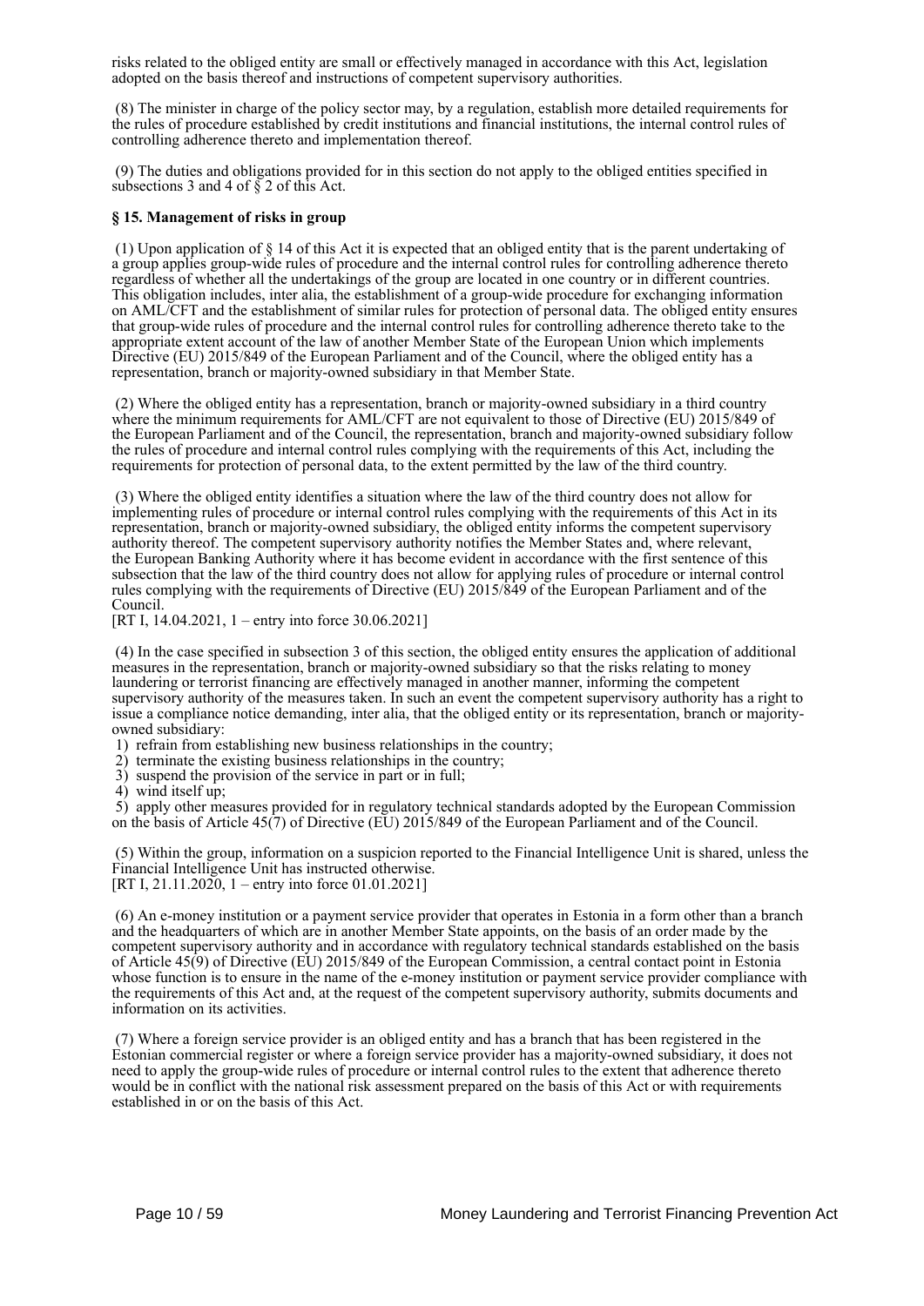risks related to the obliged entity are small or effectively managed in accordance with this Act, legislation adopted on the basis thereof and instructions of competent supervisory authorities.

(8) The minister in charge of the policy sector may, by a regulation, establish more detailed requirements for the rules of procedure established by credit institutions and financial institutions, the internal control rules of controlling adherence thereto and implementation thereof.

(9) The duties and obligations provided for in this section do not apply to the obliged entities specified in subsections 3 and 4 of § 2 of this Act.

**§ 15. Management of risks in group**

(1) Upon application of § 14 of this Act it is expected that an obliged entity that is the parent undertaking of a group applies group-wide rules of procedure and the internal control rules for controlling adherence thereto regardless of whether all the undertakings of the group are located in one country or in different countries. This obligation includes, inter alia, the establishment of a group-wide procedure for exchanging information on AML/CFT and the establishment of similar rules for protection of personal data. The obliged entity ensures that group-wide rules of procedure and the internal control rules for controlling adherence thereto take to the appropriate extent account of the law of another Member State of the European Union which implements Directive (EU) 2015/849 of the European Parliament and of the Council, where the obliged entity has a representation, branch or majority-owned subsidiary in that Member State.

(2) Where the obliged entity has a representation, branch or majority-owned subsidiary in a third country where the minimum requirements for AML/CFT are not equivalent to those of Directive (EU) 2015/849 of the European Parliament and of the Council, the representation, branch and majority-owned subsidiary follow the rules of procedure and internal control rules complying with the requirements of this Act, including the requirements for protection of personal data, to the extent permitted by the law of the third country.

(3) Where the obliged entity identifies a situation where the law of the third country does not allow for implementing rules of procedure or internal control rules complying with the requirements of this Act in its representation, branch or majority-owned subsidiary, the obliged entity informs the competent supervisory authority thereof. The competent supervisory authority notifies the Member States and, where relevant, the European Banking Authority where it has become evident in accordance with the first sentence of this subsection that the law of the third country does not allow for applying rules of procedure or internal control rules complying with the requirements of Directive (EU) 2015/849 of the European Parliament and of the Council.
[RT I, 14.04.2021, 1 – entry into force 30.06.2021]

(4) In the case specified in subsection 3 of this section, the obliged entity ensures the application of additional measures in the representation, branch or majority-owned subsidiary so that the risks relating to money laundering or terrorist financing are effectively managed in another manner, informing the competent supervisory authority of the measures taken. In such an event the competent supervisory authority has a right to issue a compliance notice demanding, inter alia, that the obliged entity or its representation, branch or majority-owned subsidiary:
1) refrain from establishing new business relationships in the country;
2) terminate the existing business relationships in the country;
3) suspend the provision of the service in part or in full;
4) wind itself up;
5) apply other measures provided for in regulatory technical standards adopted by the European Commission on the basis of Article 45(7) of Directive (EU) 2015/849 of the European Parliament and of the Council.

(5) Within the group, information on a suspicion reported to the Financial Intelligence Unit is shared, unless the Financial Intelligence Unit has instructed otherwise.
[RT I, 21.11.2020, 1 – entry into force 01.01.2021]

(6) An e-money institution or a payment service provider that operates in Estonia in a form other than a branch and the headquarters of which are in another Member State appoints, on the basis of an order made by the competent supervisory authority and in accordance with regulatory technical standards established on the basis of Article 45(9) of Directive (EU) 2015/849 of the European Commission, a central contact point in Estonia whose function is to ensure in the name of the e-money institution or payment service provider compliance with the requirements of this Act and, at the request of the competent supervisory authority, submits documents and information on its activities.

(7) Where a foreign service provider is an obliged entity and has a branch that has been registered in the Estonian commercial register or where a foreign service provider has a majority-owned subsidiary, it does not need to apply the group-wide rules of procedure or internal control rules to the extent that adherence thereto would be in conflict with the national risk assessment prepared on the basis of this Act or with requirements established in or on the basis of this Act.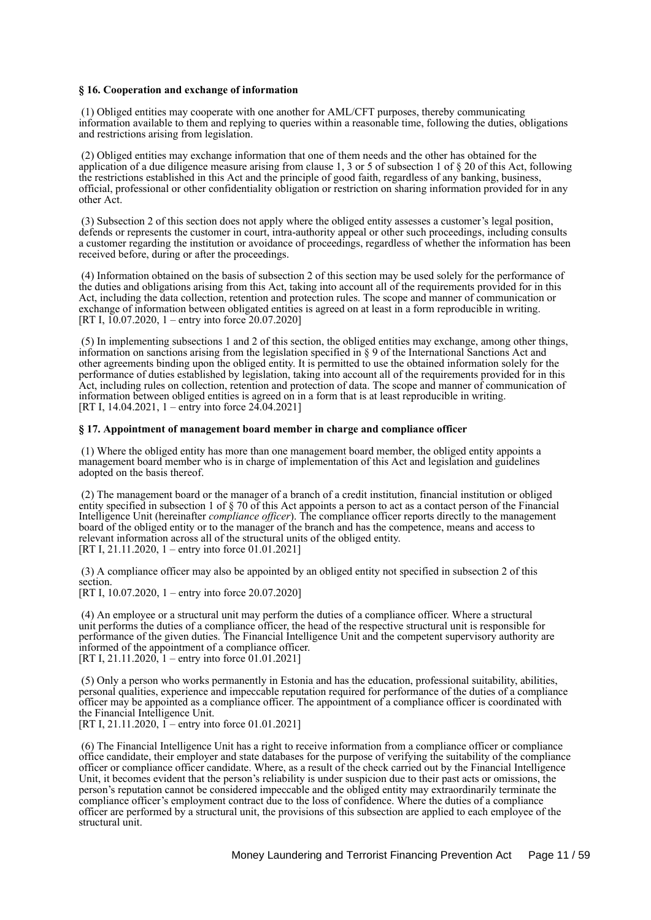### § 16. Cooperation and exchange of information

(1) Obliged entities may cooperate with one another for AML/CFT purposes, thereby communicating information available to them and replying to queries within a reasonable time, following the duties, obligations and restrictions arising from legislation.

(2) Obliged entities may exchange information that one of them needs and the other has obtained for the application of a due diligence measure arising from clause 1, 3 or 5 of subsection 1 of § 20 of this Act, following the restrictions established in this Act and the principle of good faith, regardless of any banking, business, official, professional or other confidentiality obligation or restriction on sharing information provided for in any other Act.

(3) Subsection 2 of this section does not apply where the obliged entity assesses a customer's legal position, defends or represents the customer in court, intra-authority appeal or other such proceedings, including consults a customer regarding the institution or avoidance of proceedings, regardless of whether the information has been received before, during or after the proceedings.

(4) Information obtained on the basis of subsection 2 of this section may be used solely for the performance of the duties and obligations arising from this Act, taking into account all of the requirements provided for in this Act, including the data collection, retention and protection rules. The scope and manner of communication or exchange of information between obligated entities is agreed on at least in a form reproducible in writing.
[RT I, 10.07.2020, 1 – entry into force 20.07.2020]

(5) In implementing subsections 1 and 2 of this section, the obliged entities may exchange, among other things, information on sanctions arising from the legislation specified in § 9 of the International Sanctions Act and other agreements binding upon the obliged entity. It is permitted to use the obtained information solely for the performance of duties established by legislation, taking into account all of the requirements provided for in this Act, including rules on collection, retention and protection of data. The scope and manner of communication of information between obliged entities is agreed on in a form that is at least reproducible in writing.
[RT I, 14.04.2021, 1 – entry into force 24.04.2021]

### § 17. Appointment of management board member in charge and compliance officer

(1) Where the obliged entity has more than one management board member, the obliged entity appoints a management board member who is in charge of implementation of this Act and legislation and guidelines adopted on the basis thereof.

(2) The management board or the manager of a branch of a credit institution, financial institution or obliged entity specified in subsection 1 of § 70 of this Act appoints a person to act as a contact person of the Financial Intelligence Unit (hereinafter *compliance officer*). The compliance officer reports directly to the management board of the obliged entity or to the manager of the branch and has the competence, means and access to relevant information across all of the structural units of the obliged entity.
[RT I, 21.11.2020, 1 – entry into force 01.01.2021]

(3) A compliance officer may also be appointed by an obliged entity not specified in subsection 2 of this section.
[RT I, 10.07.2020, 1 – entry into force 20.07.2020]

(4) An employee or a structural unit may perform the duties of a compliance officer. Where a structural unit performs the duties of a compliance officer, the head of the respective structural unit is responsible for performance of the given duties. The Financial Intelligence Unit and the competent supervisory authority are informed of the appointment of a compliance officer.
[RT I, 21.11.2020, 1 – entry into force 01.01.2021]

(5) Only a person who works permanently in Estonia and has the education, professional suitability, abilities, personal qualities, experience and impeccable reputation required for performance of the duties of a compliance officer may be appointed as a compliance officer. The appointment of a compliance officer is coordinated with the Financial Intelligence Unit.
[RT I, 21.11.2020, 1 – entry into force 01.01.2021]

(6) The Financial Intelligence Unit has a right to receive information from a compliance officer or compliance office candidate, their employer and state databases for the purpose of verifying the suitability of the compliance officer or compliance officer candidate. Where, as a result of the check carried out by the Financial Intelligence Unit, it becomes evident that the person's reliability is under suspicion due to their past acts or omissions, the person's reputation cannot be considered impeccable and the obliged entity may extraordinarily terminate the compliance officer's employment contract due to the loss of confidence. Where the duties of a compliance officer are performed by a structural unit, the provisions of this subsection are applied to each employee of the structural unit.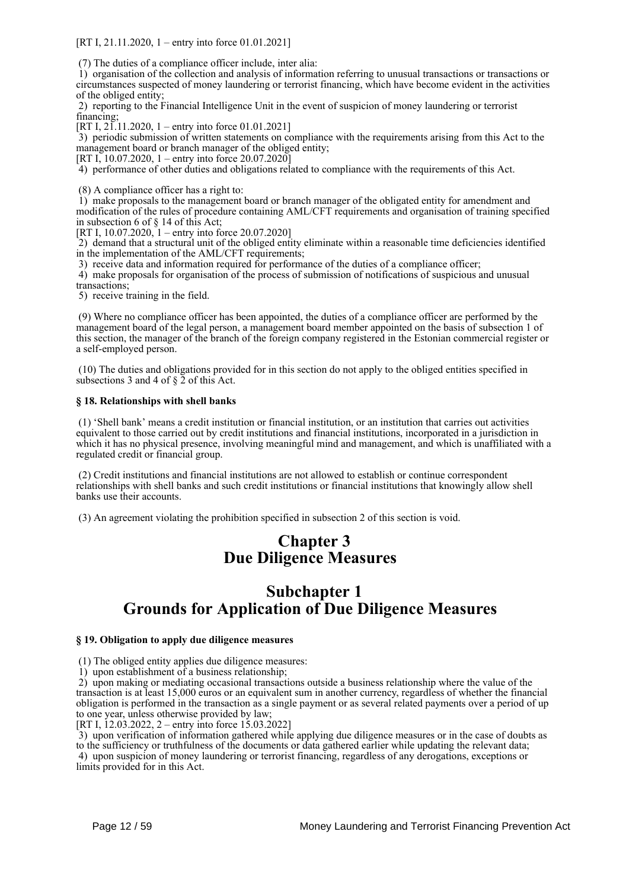[RT I, 21.11.2020, 1 – entry into force 01.01.2021]

(7) The duties of a compliance officer include, inter alia:

1) organisation of the collection and analysis of information referring to unusual transactions or transactions or circumstances suspected of money laundering or terrorist financing, which have become evident in the activities of the obliged entity;

2) reporting to the Financial Intelligence Unit in the event of suspicion of money laundering or terrorist financing;

[RT I, 21.11.2020, 1 – entry into force 01.01.2021]

3) periodic submission of written statements on compliance with the requirements arising from this Act to the management board or branch manager of the obliged entity;

[RT I, 10.07.2020, 1 – entry into force 20.07.2020]

4) performance of other duties and obligations related to compliance with the requirements of this Act.

(8) A compliance officer has a right to:

1) make proposals to the management board or branch manager of the obligated entity for amendment and modification of the rules of procedure containing AML/CFT requirements and organisation of training specified in subsection 6 of § 14 of this Act;

[RT I, 10.07.2020, 1 – entry into force 20.07.2020]

2) demand that a structural unit of the obliged entity eliminate within a reasonable time deficiencies identified in the implementation of the AML/CFT requirements;

3) receive data and information required for performance of the duties of a compliance officer;

4) make proposals for organisation of the process of submission of notifications of suspicious and unusual transactions;

5) receive training in the field.

(9) Where no compliance officer has been appointed, the duties of a compliance officer are performed by the management board of the legal person, a management board member appointed on the basis of subsection 1 of this section, the manager of the branch of the foreign company registered in the Estonian commercial register or a self-employed person.

(10) The duties and obligations provided for in this section do not apply to the obliged entities specified in subsections 3 and 4 of § 2 of this Act.

**§ 18. Relationships with shell banks**

(1) 'Shell bank' means a credit institution or financial institution, or an institution that carries out activities equivalent to those carried out by credit institutions and financial institutions, incorporated in a jurisdiction in which it has no physical presence, involving meaningful mind and management, and which is unaffiliated with a regulated credit or financial group.

(2) Credit institutions and financial institutions are not allowed to establish or continue correspondent relationships with shell banks and such credit institutions or financial institutions that knowingly allow shell banks use their accounts.

(3) An agreement violating the prohibition specified in subsection 2 of this section is void.

# Chapter 3
# Due Diligence Measures

## Subchapter 1
## Grounds for Application of Due Diligence Measures

**§ 19. Obligation to apply due diligence measures**

(1) The obliged entity applies due diligence measures:

1) upon establishment of a business relationship;

2) upon making or mediating occasional transactions outside a business relationship where the value of the transaction is at least 15,000 euros or an equivalent sum in another currency, regardless of whether the financial obligation is performed in the transaction as a single payment or as several related payments over a period of up to one year, unless otherwise provided by law;

[RT I, 12.03.2022, 2 – entry into force 15.03.2022]

3) upon verification of information gathered while applying due diligence measures or in the case of doubts as to the sufficiency or truthfulness of the documents or data gathered earlier while updating the relevant data;

4) upon suspicion of money laundering or terrorist financing, regardless of any derogations, exceptions or limits provided for in this Act.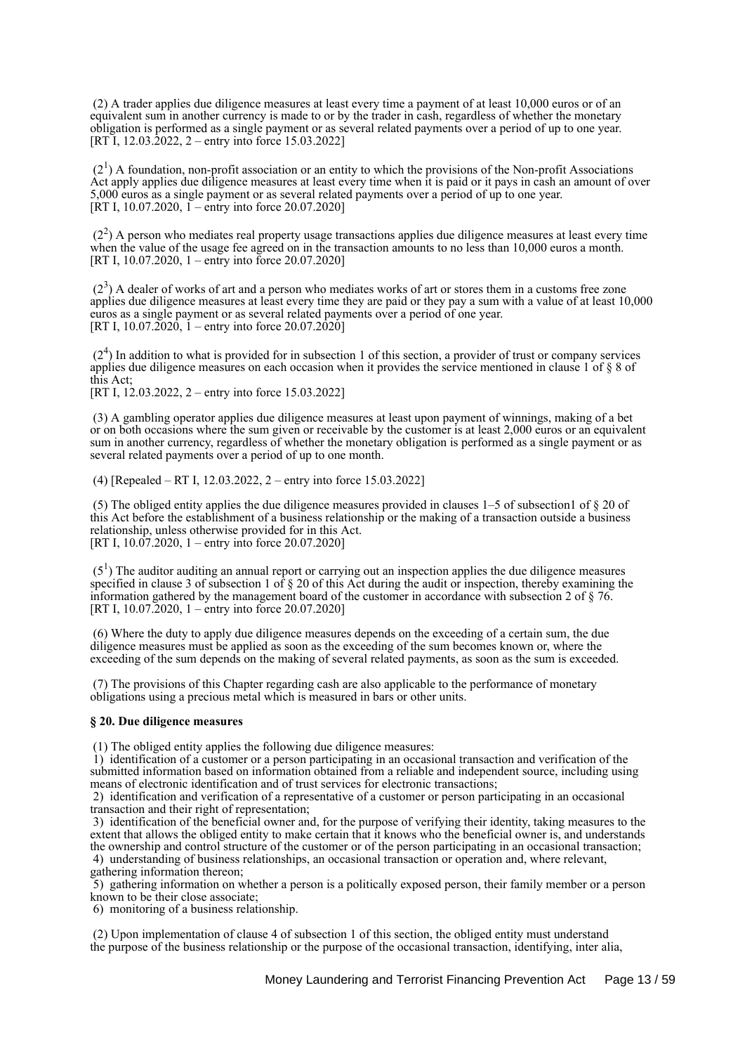(2) A trader applies due diligence measures at least every time a payment of at least 10,000 euros or of an equivalent sum in another currency is made to or by the trader in cash, regardless of whether the monetary obligation is performed as a single payment or as several related payments over a period of up to one year.
[RT I, 12.03.2022, 2 – entry into force 15.03.2022]

$(2^1)$ A foundation, non-profit association or an entity to which the provisions of the Non-profit Associations Act apply applies due diligence measures at least every time when it is paid or it pays in cash an amount of over 5,000 euros as a single payment or as several related payments over a period of up to one year.
[RT I, 10.07.2020, 1 – entry into force 20.07.2020]

$(2^2)$ A person who mediates real property usage transactions applies due diligence measures at least every time when the value of the usage fee agreed on in the transaction amounts to no less than 10,000 euros a month.
[RT I, 10.07.2020, 1 – entry into force 20.07.2020]

$(2^3)$ A dealer of works of art and a person who mediates works of art or stores them in a customs free zone applies due diligence measures at least every time they are paid or they pay a sum with a value of at least 10,000 euros as a single payment or as several related payments over a period of one year.
[RT I, 10.07.2020, 1 – entry into force 20.07.2020]

$(2^4)$ In addition to what is provided for in subsection 1 of this section, a provider of trust or company services applies due diligence measures on each occasion when it provides the service mentioned in clause 1 of § 8 of this Act;
[RT I, 12.03.2022, 2 – entry into force 15.03.2022]

(3) A gambling operator applies due diligence measures at least upon payment of winnings, making of a bet or on both occasions where the sum given or receivable by the customer is at least 2,000 euros or an equivalent sum in another currency, regardless of whether the monetary obligation is performed as a single payment or as several related payments over a period of up to one month.

(4) [Repealed – RT I, 12.03.2022, 2 – entry into force 15.03.2022]

(5) The obliged entity applies the due diligence measures provided in clauses 1–5 of subsection1 of § 20 of this Act before the establishment of a business relationship or the making of a transaction outside a business relationship, unless otherwise provided for in this Act.
[RT I, 10.07.2020, 1 – entry into force 20.07.2020]

$(5^1)$ The auditor auditing an annual report or carrying out an inspection applies the due diligence measures specified in clause 3 of subsection 1 of § 20 of this Act during the audit or inspection, thereby examining the information gathered by the management board of the customer in accordance with subsection 2 of § 76.
[RT I, 10.07.2020, 1 – entry into force 20.07.2020]

(6) Where the duty to apply due diligence measures depends on the exceeding of a certain sum, the due diligence measures must be applied as soon as the exceeding of the sum becomes known or, where the exceeding of the sum depends on the making of several related payments, as soon as the sum is exceeded.

(7) The provisions of this Chapter regarding cash are also applicable to the performance of monetary obligations using a precious metal which is measured in bars or other units.

**§ 20. Due diligence measures**

(1) The obliged entity applies the following due diligence measures:
1) identification of a customer or a person participating in an occasional transaction and verification of the submitted information based on information obtained from a reliable and independent source, including using means of electronic identification and of trust services for electronic transactions;
2) identification and verification of a representative of a customer or person participating in an occasional transaction and their right of representation;
3) identification of the beneficial owner and, for the purpose of verifying their identity, taking measures to the extent that allows the obliged entity to make certain that it knows who the beneficial owner is, and understands the ownership and control structure of the customer or of the person participating in an occasional transaction;
4) understanding of business relationships, an occasional transaction or operation and, where relevant, gathering information thereon;
5) gathering information on whether a person is a politically exposed person, their family member or a person known to be their close associate;
6) monitoring of a business relationship.

(2) Upon implementation of clause 4 of subsection 1 of this section, the obliged entity must understand the purpose of the business relationship or the purpose of the occasional transaction, identifying, inter alia,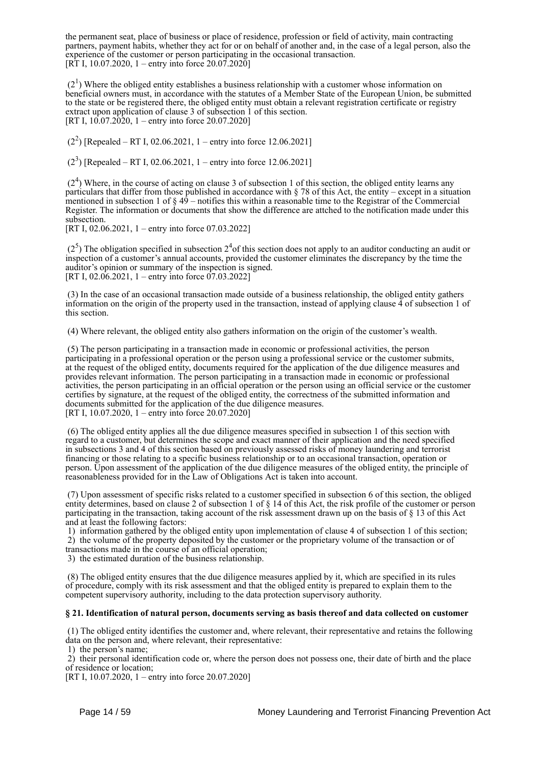the permanent seat, place of business or place of residence, profession or field of activity, main contracting partners, payment habits, whether they act for or on behalf of another and, in the case of a legal person, also the experience of the customer or person participating in the occasional transaction.
[RT I, 10.07.2020, 1 – entry into force 20.07.2020]

($2^1$) Where the obliged entity establishes a business relationship with a customer whose information on beneficial owners must, in accordance with the statutes of a Member State of the European Union, be submitted to the state or be registered there, the obliged entity must obtain a relevant registration certificate or registry extract upon application of clause 3 of subsection 1 of this section.
[RT I, 10.07.2020, 1 – entry into force 20.07.2020]

($2^2$) [Repealed – RT I, 02.06.2021, 1 – entry into force 12.06.2021]

($2^3$) [Repealed – RT I, 02.06.2021, 1 – entry into force 12.06.2021]

($2^4$) Where, in the course of acting on clause 3 of subsection 1 of this section, the obliged entity learns any particulars that differ from those published in accordance with § 78 of this Act, the entity – except in a situation mentioned in subsection 1 of § 49 – notifies this within a reasonable time to the Registrar of the Commercial Register. The information or documents that show the difference are attched to the notification made under this subsection.
[RT I, 02.06.2021, 1 – entry into force 07.03.2022]

($2^5$) The obligation specified in subsection $2^4$of this section does not apply to an auditor conducting an audit or inspection of a customer's annual accounts, provided the customer eliminates the discrepancy by the time the auditor's opinion or summary of the inspection is signed.
[RT I, 02.06.2021, 1 – entry into force 07.03.2022]

(3) In the case of an occasional transaction made outside of a business relationship, the obliged entity gathers information on the origin of the property used in the transaction, instead of applying clause 4 of subsection 1 of this section.

(4) Where relevant, the obliged entity also gathers information on the origin of the customer's wealth.

(5) The person participating in a transaction made in economic or professional activities, the person participating in a professional operation or the person using a professional service or the customer submits, at the request of the obliged entity, documents required for the application of the due diligence measures and provides relevant information. The person participating in a transaction made in economic or professional activities, the person participating in an official operation or the person using an official service or the customer certifies by signature, at the request of the obliged entity, the correctness of the submitted information and documents submitted for the application of the due diligence measures.
[RT I, 10.07.2020, 1 – entry into force 20.07.2020]

(6) The obliged entity applies all the due diligence measures specified in subsection 1 of this section with regard to a customer, but determines the scope and exact manner of their application and the need specified in subsections 3 and 4 of this section based on previously assessed risks of money laundering and terrorist financing or those relating to a specific business relationship or to an occasional transaction, operation or person. Upon assessment of the application of the due diligence measures of the obliged entity, the principle of reasonableness provided for in the Law of Obligations Act is taken into account.

(7) Upon assessment of specific risks related to a customer specified in subsection 6 of this section, the obliged entity determines, based on clause 2 of subsection 1 of § 14 of this Act, the risk profile of the customer or person participating in the transaction, taking account of the risk assessment drawn up on the basis of § 13 of this Act and at least the following factors:
1) information gathered by the obliged entity upon implementation of clause 4 of subsection 1 of this section;
2) the volume of the property deposited by the customer or the proprietary volume of the transaction or of transactions made in the course of an official operation;
3) the estimated duration of the business relationship.

(8) The obliged entity ensures that the due diligence measures applied by it, which are specified in its rules of procedure, comply with its risk assessment and that the obliged entity is prepared to explain them to the competent supervisory authority, including to the data protection supervisory authority.

### § 21. Identification of natural person, documents serving as basis thereof and data collected on customer

(1) The obliged entity identifies the customer and, where relevant, their representative and retains the following data on the person and, where relevant, their representative:
1) the person's name;
2) their personal identification code or, where the person does not possess one, their date of birth and the place of residence or location;
[RT I, 10.07.2020, 1 – entry into force 20.07.2020]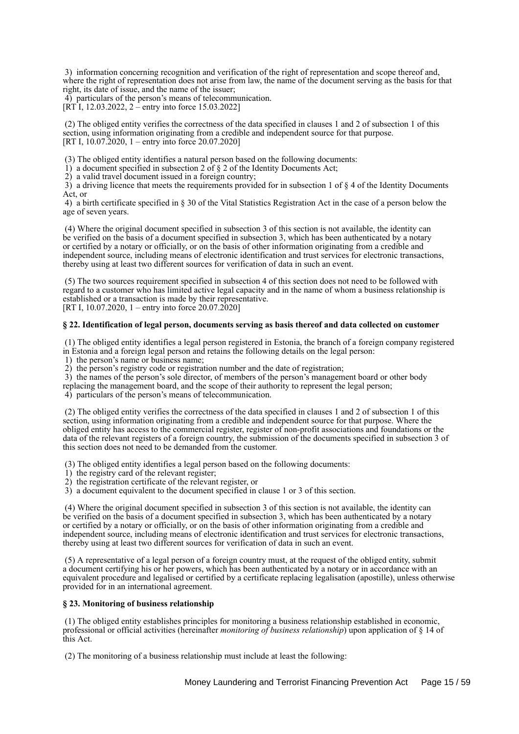3) information concerning recognition and verification of the right of representation and scope thereof and, where the right of representation does not arise from law, the name of the document serving as the basis for that right, its date of issue, and the name of the issuer;

4) particulars of the person's means of telecommunication.

[RT I, 12.03.2022, 2 – entry into force 15.03.2022]

(2) The obliged entity verifies the correctness of the data specified in clauses 1 and 2 of subsection 1 of this section, using information originating from a credible and independent source for that purpose.

[RT I, 10.07.2020, 1 – entry into force 20.07.2020]

(3) The obliged entity identifies a natural person based on the following documents:

1) a document specified in subsection 2 of § 2 of the Identity Documents Act;

2) a valid travel document issued in a foreign country;

3) a driving licence that meets the requirements provided for in subsection 1 of § 4 of the Identity Documents Act, or

4) a birth certificate specified in § 30 of the Vital Statistics Registration Act in the case of a person below the age of seven years.

(4) Where the original document specified in subsection 3 of this section is not available, the identity can be verified on the basis of a document specified in subsection 3, which has been authenticated by a notary or certified by a notary or officially, or on the basis of other information originating from a credible and independent source, including means of electronic identification and trust services for electronic transactions, thereby using at least two different sources for verification of data in such an event.

(5) The two sources requirement specified in subsection 4 of this section does not need to be followed with regard to a customer who has limited active legal capacity and in the name of whom a business relationship is established or a transaction is made by their representative.

[RT I, 10.07.2020, 1 – entry into force 20.07.2020]

**§ 22. Identification of legal person, documents serving as basis thereof and data collected on customer**

(1) The obliged entity identifies a legal person registered in Estonia, the branch of a foreign company registered in Estonia and a foreign legal person and retains the following details on the legal person:

1) the person's name or business name;

2) the person's registry code or registration number and the date of registration;

3) the names of the person's sole director, of members of the person's management board or other body replacing the management board, and the scope of their authority to represent the legal person;

4) particulars of the person's means of telecommunication.

(2) The obliged entity verifies the correctness of the data specified in clauses 1 and 2 of subsection 1 of this section, using information originating from a credible and independent source for that purpose. Where the obliged entity has access to the commercial register, register of non-profit associations and foundations or the data of the relevant registers of a foreign country, the submission of the documents specified in subsection 3 of this section does not need to be demanded from the customer.

(3) The obliged entity identifies a legal person based on the following documents:

1) the registry card of the relevant register;

2) the registration certificate of the relevant register, or

3) a document equivalent to the document specified in clause 1 or 3 of this section.

(4) Where the original document specified in subsection 3 of this section is not available, the identity can be verified on the basis of a document specified in subsection 3, which has been authenticated by a notary or certified by a notary or officially, or on the basis of other information originating from a credible and independent source, including means of electronic identification and trust services for electronic transactions, thereby using at least two different sources for verification of data in such an event.

(5) A representative of a legal person of a foreign country must, at the request of the obliged entity, submit a document certifying his or her powers, which has been authenticated by a notary or in accordance with an equivalent procedure and legalised or certified by a certificate replacing legalisation (apostille), unless otherwise provided for in an international agreement.

**§ 23. Monitoring of business relationship**

(1) The obliged entity establishes principles for monitoring a business relationship established in economic, professional or official activities (hereinafter *monitoring of business relationship*) upon application of § 14 of this Act.

(2) The monitoring of a business relationship must include at least the following: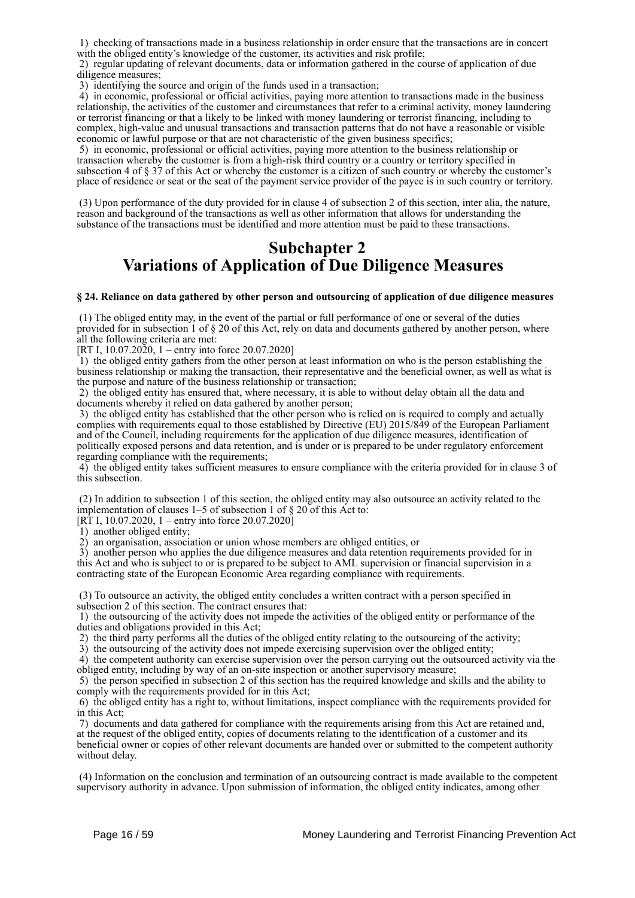1) checking of transactions made in a business relationship in order ensure that the transactions are in concert with the obliged entity's knowledge of the customer, its activities and risk profile;

2) regular updating of relevant documents, data or information gathered in the course of application of due diligence measures;

3) identifying the source and origin of the funds used in a transaction;

4) in economic, professional or official activities, paying more attention to transactions made in the business relationship, the activities of the customer and circumstances that refer to a criminal activity, money laundering or terrorist financing or that a likely to be linked with money laundering or terrorist financing, including to complex, high-value and unusual transactions and transaction patterns that do not have a reasonable or visible economic or lawful purpose or that are not characteristic of the given business specifics;

5) in economic, professional or official activities, paying more attention to the business relationship or transaction whereby the customer is from a high-risk third country or a country or territory specified in subsection 4 of § 37 of this Act or whereby the customer is a citizen of such country or whereby the customer's place of residence or seat or the seat of the payment service provider of the payee is in such country or territory.

(3) Upon performance of the duty provided for in clause 4 of subsection 2 of this section, inter alia, the nature, reason and background of the transactions as well as other information that allows for understanding the substance of the transactions must be identified and more attention must be paid to these transactions.

## Subchapter 2
## Variations of Application of Due Diligence Measures

**§ 24. Reliance on data gathered by other person and outsourcing of application of due diligence measures**

(1) The obliged entity may, in the event of the partial or full performance of one or several of the duties provided for in subsection 1 of § 20 of this Act, rely on data and documents gathered by another person, where all the following criteria are met:
[RT I, 10.07.2020, 1 – entry into force 20.07.2020]

1) the obliged entity gathers from the other person at least information on who is the person establishing the business relationship or making the transaction, their representative and the beneficial owner, as well as what is the purpose and nature of the business relationship or transaction;

2) the obliged entity has ensured that, where necessary, it is able to without delay obtain all the data and documents whereby it relied on data gathered by another person;

3) the obliged entity has established that the other person who is relied on is required to comply and actually complies with requirements equal to those established by Directive (EU) 2015/849 of the European Parliament and of the Council, including requirements for the application of due diligence measures, identification of politically exposed persons and data retention, and is under or is prepared to be under regulatory enforcement regarding compliance with the requirements;

4) the obliged entity takes sufficient measures to ensure compliance with the criteria provided for in clause 3 of this subsection.

(2) In addition to subsection 1 of this section, the obliged entity may also outsource an activity related to the implementation of clauses 1–5 of subsection 1 of § 20 of this Act to:
[RT I, 10.07.2020, 1 – entry into force 20.07.2020]

1) another obliged entity;

2) an organisation, association or union whose members are obliged entities, or

3) another person who applies the due diligence measures and data retention requirements provided for in this Act and who is subject to or is prepared to be subject to AML supervision or financial supervision in a contracting state of the European Economic Area regarding compliance with requirements.

(3) To outsource an activity, the obliged entity concludes a written contract with a person specified in subsection 2 of this section. The contract ensures that:

1) the outsourcing of the activity does not impede the activities of the obliged entity or performance of the duties and obligations provided in this Act;

2) the third party performs all the duties of the obliged entity relating to the outsourcing of the activity;

3) the outsourcing of the activity does not impede exercising supervision over the obliged entity;

4) the competent authority can exercise supervision over the person carrying out the outsourced activity via the obliged entity, including by way of an on-site inspection or another supervisory measure;

5) the person specified in subsection 2 of this section has the required knowledge and skills and the ability to comply with the requirements provided for in this Act;

6) the obliged entity has a right to, without limitations, inspect compliance with the requirements provided for in this Act;

7) documents and data gathered for compliance with the requirements arising from this Act are retained and, at the request of the obliged entity, copies of documents relating to the identification of a customer and its beneficial owner or copies of other relevant documents are handed over or submitted to the competent authority without delay.

(4) Information on the conclusion and termination of an outsourcing contract is made available to the competent supervisory authority in advance. Upon submission of information, the obliged entity indicates, among other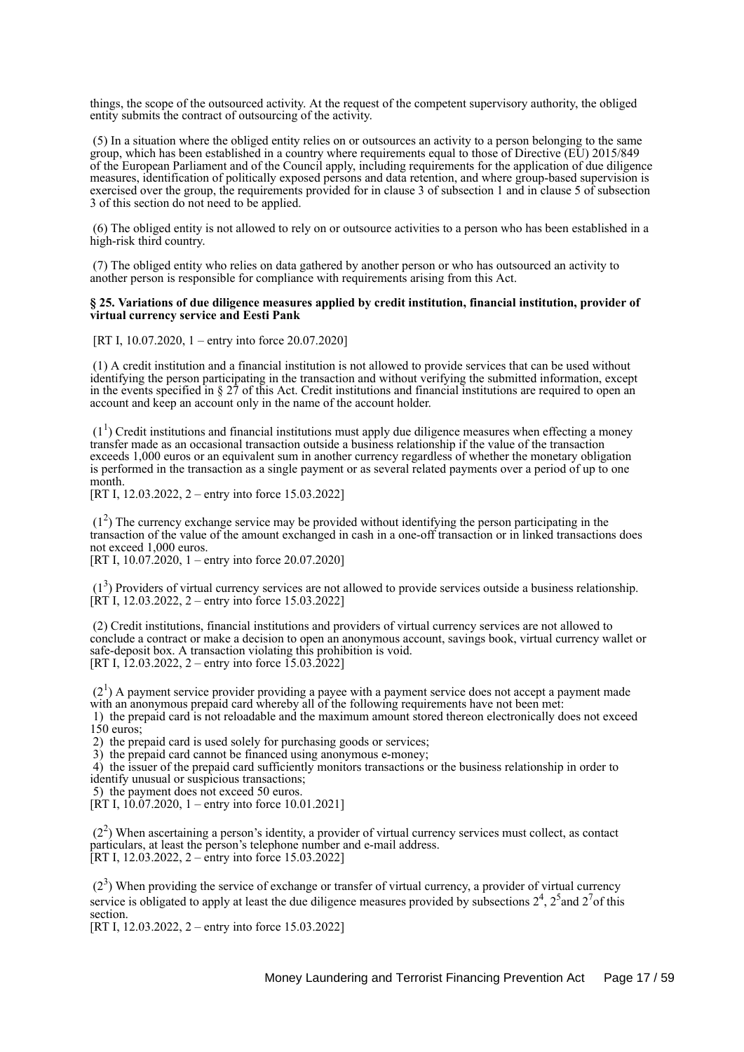things, the scope of the outsourced activity. At the request of the competent supervisory authority, the obliged entity submits the contract of outsourcing of the activity.

(5) In a situation where the obliged entity relies on or outsources an activity to a person belonging to the same group, which has been established in a country where requirements equal to those of Directive (EU) 2015/849 of the European Parliament and of the Council apply, including requirements for the application of due diligence measures, identification of politically exposed persons and data retention, and where group-based supervision is exercised over the group, the requirements provided for in clause 3 of subsection 1 and in clause 5 of subsection 3 of this section do not need to be applied.

(6) The obliged entity is not allowed to rely on or outsource activities to a person who has been established in a high-risk third country.

(7) The obliged entity who relies on data gathered by another person or who has outsourced an activity to another person is responsible for compliance with requirements arising from this Act.

**§ 25. Variations of due diligence measures applied by credit institution, financial institution, provider of virtual currency service and Eesti Pank**

[RT I, 10.07.2020, 1 – entry into force 20.07.2020]

(1) A credit institution and a financial institution is not allowed to provide services that can be used without identifying the person participating in the transaction and without verifying the submitted information, except in the events specified in § 27 of this Act. Credit institutions and financial institutions are required to open an account and keep an account only in the name of the account holder.

($1^1$) Credit institutions and financial institutions must apply due diligence measures when effecting a money transfer made as an occasional transaction outside a business relationship if the value of the transaction exceeds 1,000 euros or an equivalent sum in another currency regardless of whether the monetary obligation is performed in the transaction as a single payment or as several related payments over a period of up to one month.
[RT I, 12.03.2022, 2 – entry into force 15.03.2022]

($1^2$) The currency exchange service may be provided without identifying the person participating in the transaction of the value of the amount exchanged in cash in a one-off transaction or in linked transactions does not exceed 1,000 euros.
[RT I, 10.07.2020, 1 – entry into force 20.07.2020]

($1^3$) Providers of virtual currency services are not allowed to provide services outside a business relationship.
[RT I, 12.03.2022, 2 – entry into force 15.03.2022]

(2) Credit institutions, financial institutions and providers of virtual currency services are not allowed to conclude a contract or make a decision to open an anonymous account, savings book, virtual currency wallet or safe-deposit box. A transaction violating this prohibition is void.
[RT I, 12.03.2022, 2 – entry into force 15.03.2022]

($2^1$) A payment service provider providing a payee with a payment service does not accept a payment made with an anonymous prepaid card whereby all of the following requirements have not been met:
1) the prepaid card is not reloadable and the maximum amount stored thereon electronically does not exceed 150 euros;
2) the prepaid card is used solely for purchasing goods or services;
3) the prepaid card cannot be financed using anonymous e-money;
4) the issuer of the prepaid card sufficiently monitors transactions or the business relationship in order to identify unusual or suspicious transactions;
5) the payment does not exceed 50 euros.
[RT I, 10.07.2020, 1 – entry into force 10.01.2021]

($2^2$) When ascertaining a person's identity, a provider of virtual currency services must collect, as contact particulars, at least the person's telephone number and e-mail address.
[RT I, 12.03.2022, 2 – entry into force 15.03.2022]

($2^3$) When providing the service of exchange or transfer of virtual currency, a provider of virtual currency service is obligated to apply at least the due diligence measures provided by subsections $2^4$, $2^5$ and $2^7$ of this section.
[RT I, 12.03.2022, 2 – entry into force 15.03.2022]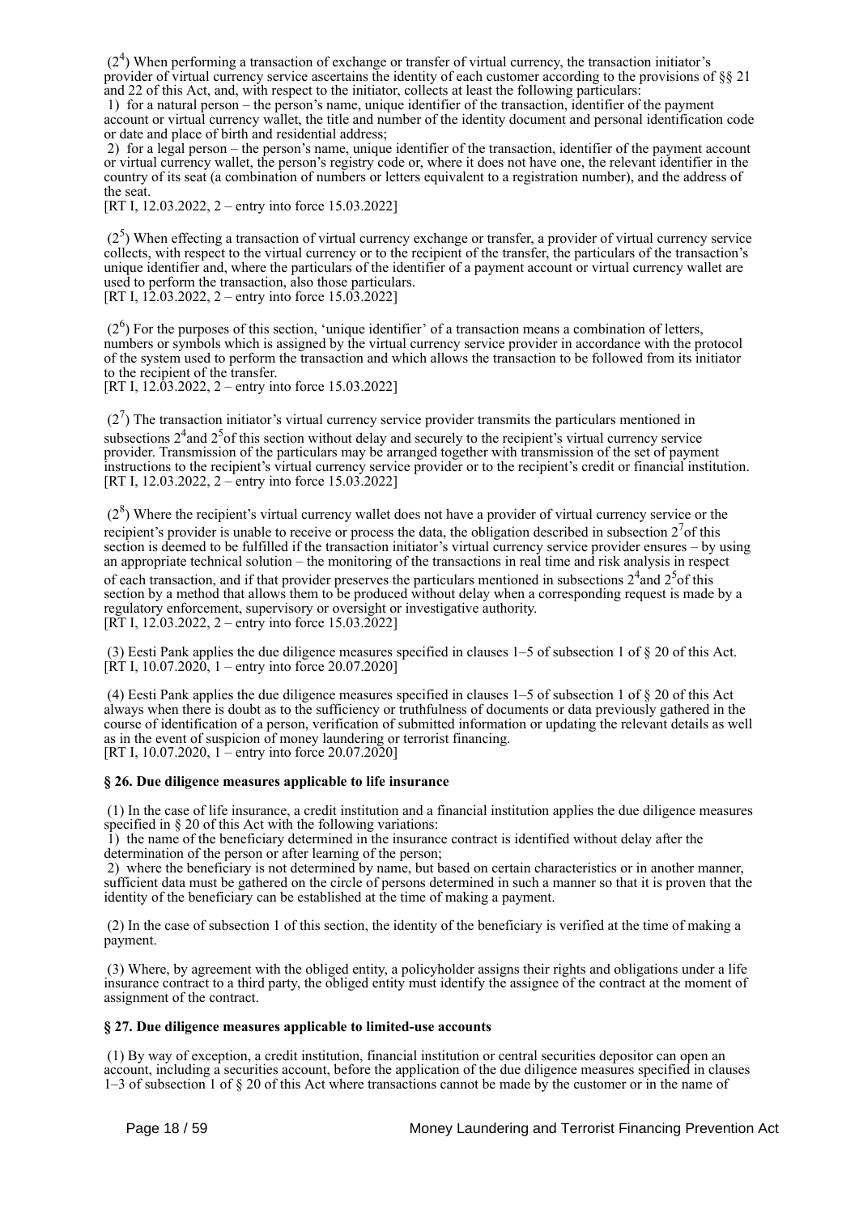($2^4$) When performing a transaction of exchange or transfer of virtual currency, the transaction initiator's provider of virtual currency service ascertains the identity of each customer according to the provisions of §§ 21 and 22 of this Act, and, with respect to the initiator, collects at least the following particulars:

1) for a natural person – the person's name, unique identifier of the transaction, identifier of the payment account or virtual currency wallet, the title and number of the identity document and personal identification code or date and place of birth and residential address;

2) for a legal person – the person's name, unique identifier of the transaction, identifier of the payment account or virtual currency wallet, the person's registry code or, where it does not have one, the relevant identifier in the country of its seat (a combination of numbers or letters equivalent to a registration number), and the address of the seat.

[RT I, 12.03.2022, 2 – entry into force 15.03.2022]

($2^5$) When effecting a transaction of virtual currency exchange or transfer, a provider of virtual currency service collects, with respect to the virtual currency or to the recipient of the transfer, the particulars of the transaction's unique identifier and, where the particulars of the identifier of a payment account or virtual currency wallet are used to perform the transaction, also those particulars.

[RT I, 12.03.2022, 2 – entry into force 15.03.2022]

($2^6$) For the purposes of this section, 'unique identifier' of a transaction means a combination of letters, numbers or symbols which is assigned by the virtual currency service provider in accordance with the protocol of the system used to perform the transaction and which allows the transaction to be followed from its initiator to the recipient of the transfer.

[RT I, 12.03.2022, 2 – entry into force 15.03.2022]

($2^7$) The transaction initiator's virtual currency service provider transmits the particulars mentioned in subsections $2^4$ and $2^5$ of this section without delay and securely to the recipient's virtual currency service provider. Transmission of the particulars may be arranged together with transmission of the set of payment instructions to the recipient's virtual currency service provider or to the recipient's credit or financial institution.

[RT I, 12.03.2022, 2 – entry into force 15.03.2022]

($2^8$) Where the recipient's virtual currency wallet does not have a provider of virtual currency service or the recipient's provider is unable to receive or process the data, the obligation described in subsection $2^7$ of this section is deemed to be fulfilled if the transaction initiator's virtual currency service provider ensures – by using an appropriate technical solution – the monitoring of the transactions in real time and risk analysis in respect of each transaction, and if that provider preserves the particulars mentioned in subsections $2^4$ and $2^5$ of this section by a method that allows them to be produced without delay when a corresponding request is made by a regulatory enforcement, supervisory or oversight or investigative authority.

[RT I, 12.03.2022, 2 – entry into force 15.03.2022]

(3) Eesti Pank applies the due diligence measures specified in clauses 1–5 of subsection 1 of § 20 of this Act.

[RT I, 10.07.2020, 1 – entry into force 20.07.2020]

(4) Eesti Pank applies the due diligence measures specified in clauses 1–5 of subsection 1 of § 20 of this Act always when there is doubt as to the sufficiency or truthfulness of documents or data previously gathered in the course of identification of a person, verification of submitted information or updating the relevant details as well as in the event of suspicion of money laundering or terrorist financing.

[RT I, 10.07.2020, 1 – entry into force 20.07.2020]

**§ 26. Due diligence measures applicable to life insurance**

(1) In the case of life insurance, a credit institution and a financial institution applies the due diligence measures specified in § 20 of this Act with the following variations:

1) the name of the beneficiary determined in the insurance contract is identified without delay after the determination of the person or after learning of the person;

2) where the beneficiary is not determined by name, but based on certain characteristics or in another manner, sufficient data must be gathered on the circle of persons determined in such a manner so that it is proven that the identity of the beneficiary can be established at the time of making a payment.

(2) In the case of subsection 1 of this section, the identity of the beneficiary is verified at the time of making a payment.

(3) Where, by agreement with the obliged entity, a policyholder assigns their rights and obligations under a life insurance contract to a third party, the obliged entity must identify the assignee of the contract at the moment of assignment of the contract.

**§ 27. Due diligence measures applicable to limited-use accounts**

(1) By way of exception, a credit institution, financial institution or central securities depositor can open an account, including a securities account, before the application of the due diligence measures specified in clauses 1–3 of subsection 1 of § 20 of this Act where transactions cannot be made by the customer or in the name of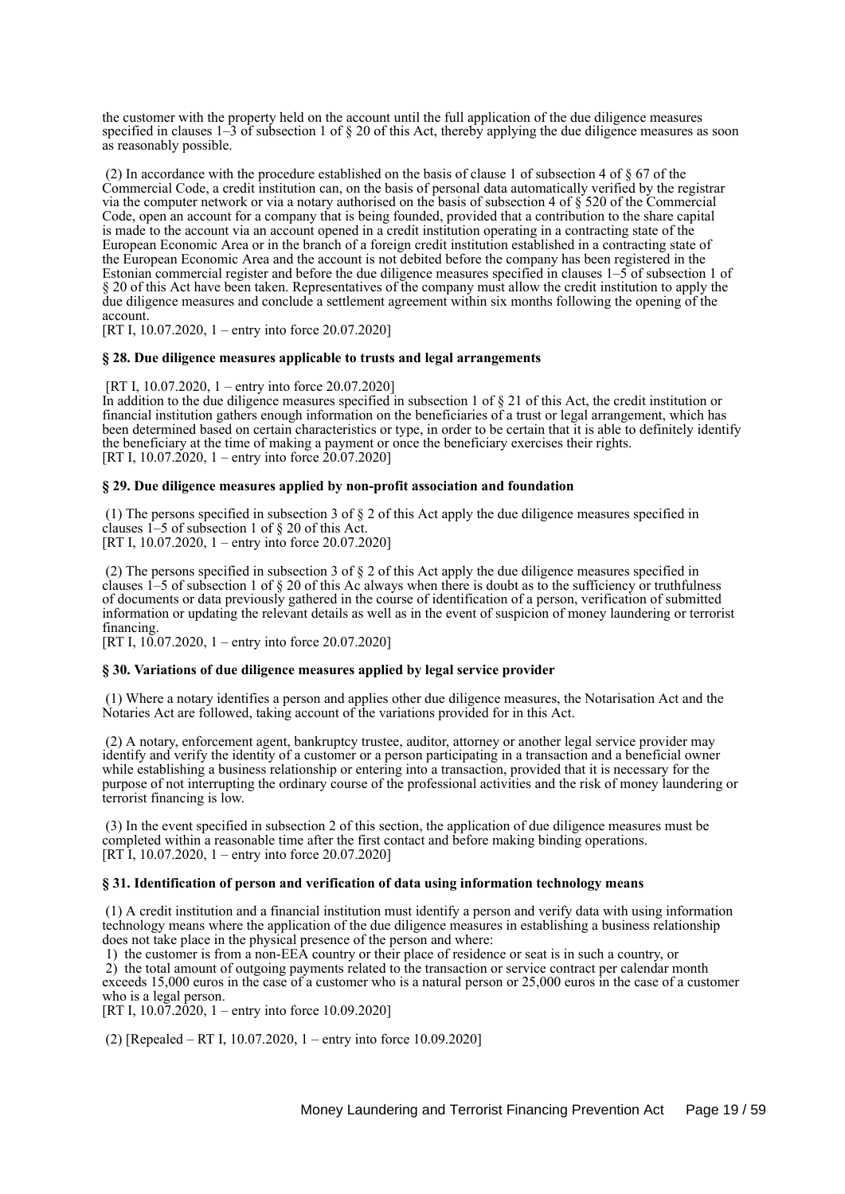the customer with the property held on the account until the full application of the due diligence measures specified in clauses 1–3 of subsection 1 of § 20 of this Act, thereby applying the due diligence measures as soon as reasonably possible.

(2) In accordance with the procedure established on the basis of clause 1 of subsection 4 of § 67 of the Commercial Code, a credit institution can, on the basis of personal data automatically verified by the registrar via the computer network or via a notary authorised on the basis of subsection 4 of § 520 of the Commercial Code, open an account for a company that is being founded, provided that a contribution to the share capital is made to the account via an account opened in a credit institution operating in a contracting state of the European Economic Area or in the branch of a foreign credit institution established in a contracting state of the European Economic Area and the account is not debited before the company has been registered in the Estonian commercial register and before the due diligence measures specified in clauses 1–5 of subsection 1 of § 20 of this Act have been taken. Representatives of the company must allow the credit institution to apply the due diligence measures and conclude a settlement agreement within six months following the opening of the account.
[RT I, 10.07.2020, 1 – entry into force 20.07.2020]

**§ 28. Due diligence measures applicable to trusts and legal arrangements**

[RT I, 10.07.2020, 1 – entry into force 20.07.2020]
In addition to the due diligence measures specified in subsection 1 of § 21 of this Act, the credit institution or financial institution gathers enough information on the beneficiaries of a trust or legal arrangement, which has been determined based on certain characteristics or type, in order to be certain that it is able to definitely identify the beneficiary at the time of making a payment or once the beneficiary exercises their rights.
[RT I, 10.07.2020, 1 – entry into force 20.07.2020]

**§ 29. Due diligence measures applied by non-profit association and foundation**

(1) The persons specified in subsection 3 of § 2 of this Act apply the due diligence measures specified in clauses 1–5 of subsection 1 of § 20 of this Act.
[RT I, 10.07.2020, 1 – entry into force 20.07.2020]

(2) The persons specified in subsection 3 of § 2 of this Act apply the due diligence measures specified in clauses 1–5 of subsection 1 of § 20 of this Ac always when there is doubt as to the sufficiency or truthfulness of documents or data previously gathered in the course of identification of a person, verification of submitted information or updating the relevant details as well as in the event of suspicion of money laundering or terrorist financing.
[RT I, 10.07.2020, 1 – entry into force 20.07.2020]

**§ 30. Variations of due diligence measures applied by legal service provider**

(1) Where a notary identifies a person and applies other due diligence measures, the Notarisation Act and the Notaries Act are followed, taking account of the variations provided for in this Act.

(2) A notary, enforcement agent, bankruptcy trustee, auditor, attorney or another legal service provider may identify and verify the identity of a customer or a person participating in a transaction and a beneficial owner while establishing a business relationship or entering into a transaction, provided that it is necessary for the purpose of not interrupting the ordinary course of the professional activities and the risk of money laundering or terrorist financing is low.

(3) In the event specified in subsection 2 of this section, the application of due diligence measures must be completed within a reasonable time after the first contact and before making binding operations.
[RT I, 10.07.2020, 1 – entry into force 20.07.2020]

**§ 31. Identification of person and verification of data using information technology means**

(1) A credit institution and a financial institution must identify a person and verify data with using information technology means where the application of the due diligence measures in establishing a business relationship does not take place in the physical presence of the person and where:
1) the customer is from a non-EEA country or their place of residence or seat is in such a country, or
2) the total amount of outgoing payments related to the transaction or service contract per calendar month exceeds 15,000 euros in the case of a customer who is a natural person or 25,000 euros in the case of a customer who is a legal person.
[RT I, 10.07.2020, 1 – entry into force 10.09.2020]

(2) [Repealed – RT I, 10.07.2020, 1 – entry into force 10.09.2020]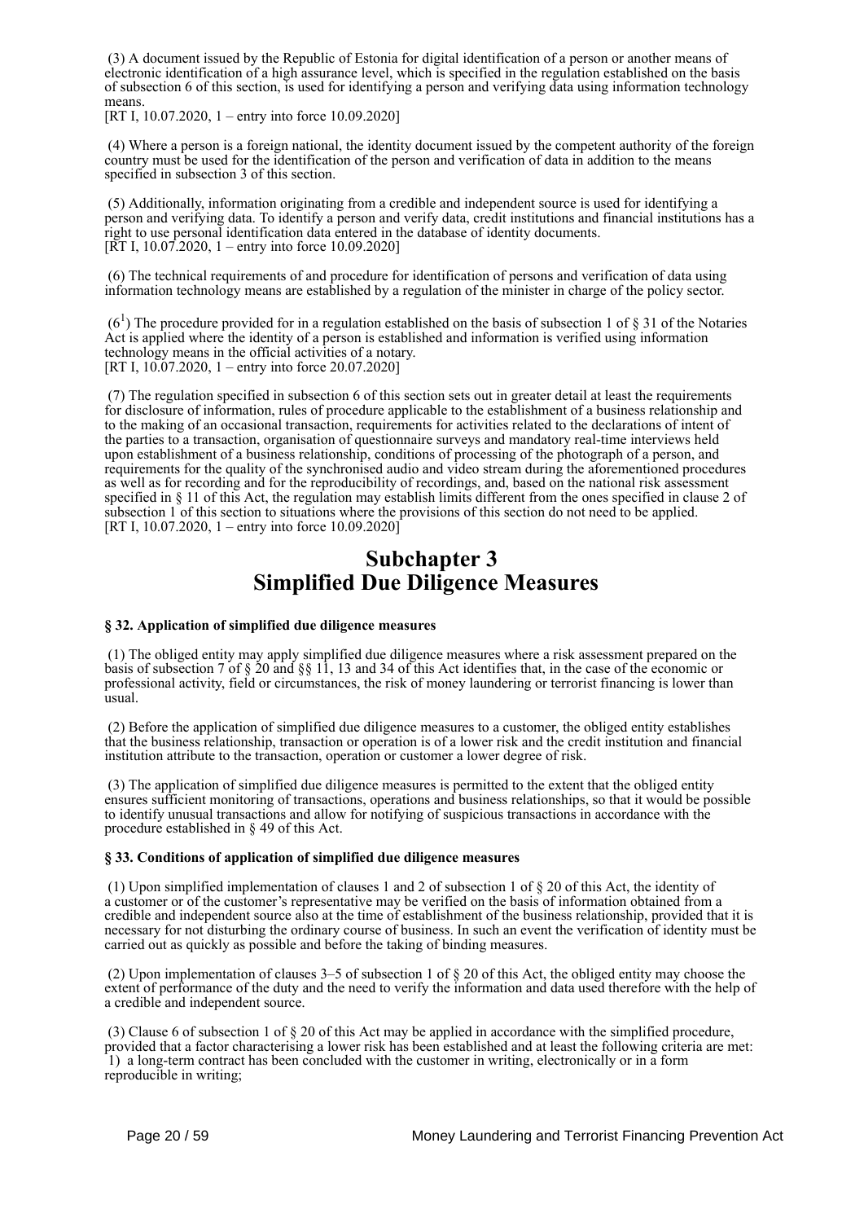(3) A document issued by the Republic of Estonia for digital identification of a person or another means of electronic identification of a high assurance level, which is specified in the regulation established on the basis of subsection 6 of this section, is used for identifying a person and verifying data using information technology means.
[RT I, 10.07.2020, 1 – entry into force 10.09.2020]

(4) Where a person is a foreign national, the identity document issued by the competent authority of the foreign country must be used for the identification of the person and verification of data in addition to the means specified in subsection 3 of this section.

(5) Additionally, information originating from a credible and independent source is used for identifying a person and verifying data. To identify a person and verify data, credit institutions and financial institutions has a right to use personal identification data entered in the database of identity documents.
[RT I, 10.07.2020, 1 – entry into force 10.09.2020]

(6) The technical requirements of and procedure for identification of persons and verification of data using information technology means are established by a regulation of the minister in charge of the policy sector.

(6[1]) The procedure provided for in a regulation established on the basis of subsection 1 of § 31 of the Notaries Act is applied where the identity of a person is established and information is verified using information technology means in the official activities of a notary.
[RT I, 10.07.2020, 1 – entry into force 20.07.2020]

(7) The regulation specified in subsection 6 of this section sets out in greater detail at least the requirements for disclosure of information, rules of procedure applicable to the establishment of a business relationship and to the making of an occasional transaction, requirements for activities related to the declarations of intent of the parties to a transaction, organisation of questionnaire surveys and mandatory real-time interviews held upon establishment of a business relationship, conditions of processing of the photograph of a person, and requirements for the quality of the synchronised audio and video stream during the aforementioned procedures as well as for recording and for the reproducibility of recordings, and, based on the national risk assessment specified in § 11 of this Act, the regulation may establish limits different from the ones specified in clause 2 of subsection 1 of this section to situations where the provisions of this section do not need to be applied.
[RT I, 10.07.2020, 1 – entry into force 10.09.2020]

## Subchapter 3
## Simplified Due Diligence Measures

**§ 32. Application of simplified due diligence measures**

(1) The obliged entity may apply simplified due diligence measures where a risk assessment prepared on the basis of subsection 7 of § 20 and §§ 11, 13 and 34 of this Act identifies that, in the case of the economic or professional activity, field or circumstances, the risk of money laundering or terrorist financing is lower than usual.

(2) Before the application of simplified due diligence measures to a customer, the obliged entity establishes that the business relationship, transaction or operation is of a lower risk and the credit institution and financial institution attribute to the transaction, operation or customer a lower degree of risk.

(3) The application of simplified due diligence measures is permitted to the extent that the obliged entity ensures sufficient monitoring of transactions, operations and business relationships, so that it would be possible to identify unusual transactions and allow for notifying of suspicious transactions in accordance with the procedure established in § 49 of this Act.

**§ 33. Conditions of application of simplified due diligence measures**

(1) Upon simplified implementation of clauses 1 and 2 of subsection 1 of § 20 of this Act, the identity of a customer or of the customer's representative may be verified on the basis of information obtained from a credible and independent source also at the time of establishment of the business relationship, provided that it is necessary for not disturbing the ordinary course of business. In such an event the verification of identity must be carried out as quickly as possible and before the taking of binding measures.

(2) Upon implementation of clauses 3–5 of subsection 1 of § 20 of this Act, the obliged entity may choose the extent of performance of the duty and the need to verify the information and data used therefore with the help of a credible and independent source.

(3) Clause 6 of subsection 1 of § 20 of this Act may be applied in accordance with the simplified procedure, provided that a factor characterising a lower risk has been established and at least the following criteria are met:
1) a long-term contract has been concluded with the customer in writing, electronically or in a form reproducible in writing;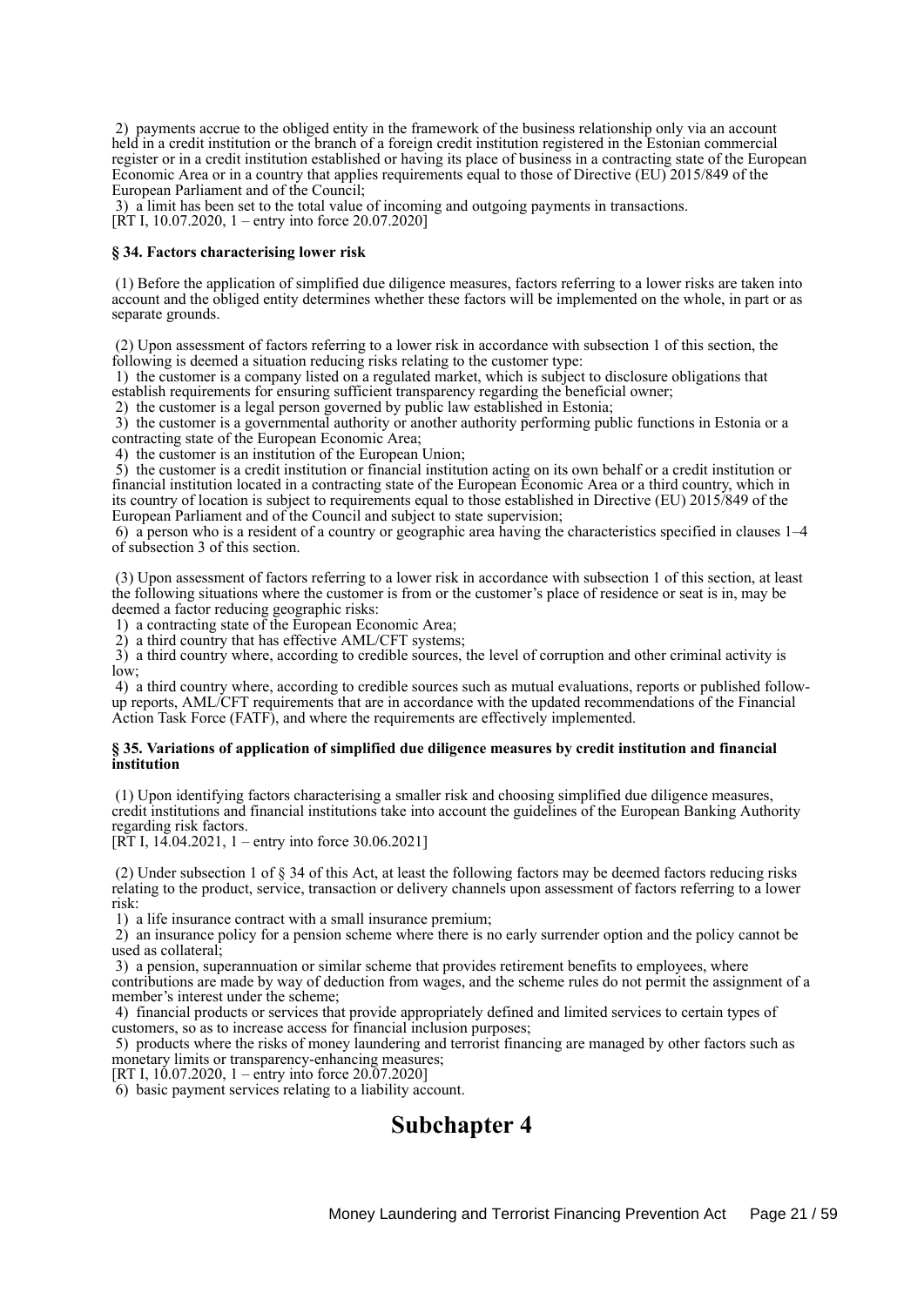2) payments accrue to the obliged entity in the framework of the business relationship only via an account held in a credit institution or the branch of a foreign credit institution registered in the Estonian commercial register or in a credit institution established or having its place of business in a contracting state of the European Economic Area or in a country that applies requirements equal to those of Directive (EU) 2015/849 of the European Parliament and of the Council;

3) a limit has been set to the total value of incoming and outgoing payments in transactions.
[RT I, 10.07.2020, 1 – entry into force 20.07.2020]

**§ 34. Factors characterising lower risk**

(1) Before the application of simplified due diligence measures, factors referring to a lower risks are taken into account and the obliged entity determines whether these factors will be implemented on the whole, in part or as separate grounds.

(2) Upon assessment of factors referring to a lower risk in accordance with subsection 1 of this section, the following is deemed a situation reducing risks relating to the customer type:

1) the customer is a company listed on a regulated market, which is subject to disclosure obligations that establish requirements for ensuring sufficient transparency regarding the beneficial owner;

2) the customer is a legal person governed by public law established in Estonia;

3) the customer is a governmental authority or another authority performing public functions in Estonia or a contracting state of the European Economic Area;

4) the customer is an institution of the European Union;

5) the customer is a credit institution or financial institution acting on its own behalf or a credit institution or financial institution located in a contracting state of the European Economic Area or a third country, which in its country of location is subject to requirements equal to those established in Directive (EU) 2015/849 of the European Parliament and of the Council and subject to state supervision;

6) a person who is a resident of a country or geographic area having the characteristics specified in clauses 1–4 of subsection 3 of this section.

(3) Upon assessment of factors referring to a lower risk in accordance with subsection 1 of this section, at least the following situations where the customer is from or the customer's place of residence or seat is in, may be deemed a factor reducing geographic risks:

1) a contracting state of the European Economic Area;

2) a third country that has effective AML/CFT systems;

3) a third country where, according to credible sources, the level of corruption and other criminal activity is low;

4) a third country where, according to credible sources such as mutual evaluations, reports or published follow-up reports, AML/CFT requirements that are in accordance with the updated recommendations of the Financial Action Task Force (FATF), and where the requirements are effectively implemented.

**§ 35. Variations of application of simplified due diligence measures by credit institution and financial institution**

(1) Upon identifying factors characterising a smaller risk and choosing simplified due diligence measures, credit institutions and financial institutions take into account the guidelines of the European Banking Authority regarding risk factors.
[RT I, 14.04.2021, 1 – entry into force 30.06.2021]

(2) Under subsection 1 of § 34 of this Act, at least the following factors may be deemed factors reducing risks relating to the product, service, transaction or delivery channels upon assessment of factors referring to a lower risk:

1) a life insurance contract with a small insurance premium;

2) an insurance policy for a pension scheme where there is no early surrender option and the policy cannot be used as collateral;

3) a pension, superannuation or similar scheme that provides retirement benefits to employees, where contributions are made by way of deduction from wages, and the scheme rules do not permit the assignment of a member's interest under the scheme;

4) financial products or services that provide appropriately defined and limited services to certain types of customers, so as to increase access for financial inclusion purposes;

5) products where the risks of money laundering and terrorist financing are managed by other factors such as monetary limits or transparency-enhancing measures;
[RT I, 10.07.2020, 1 – entry into force 20.07.2020]

6) basic payment services relating to a liability account.

# Subchapter 4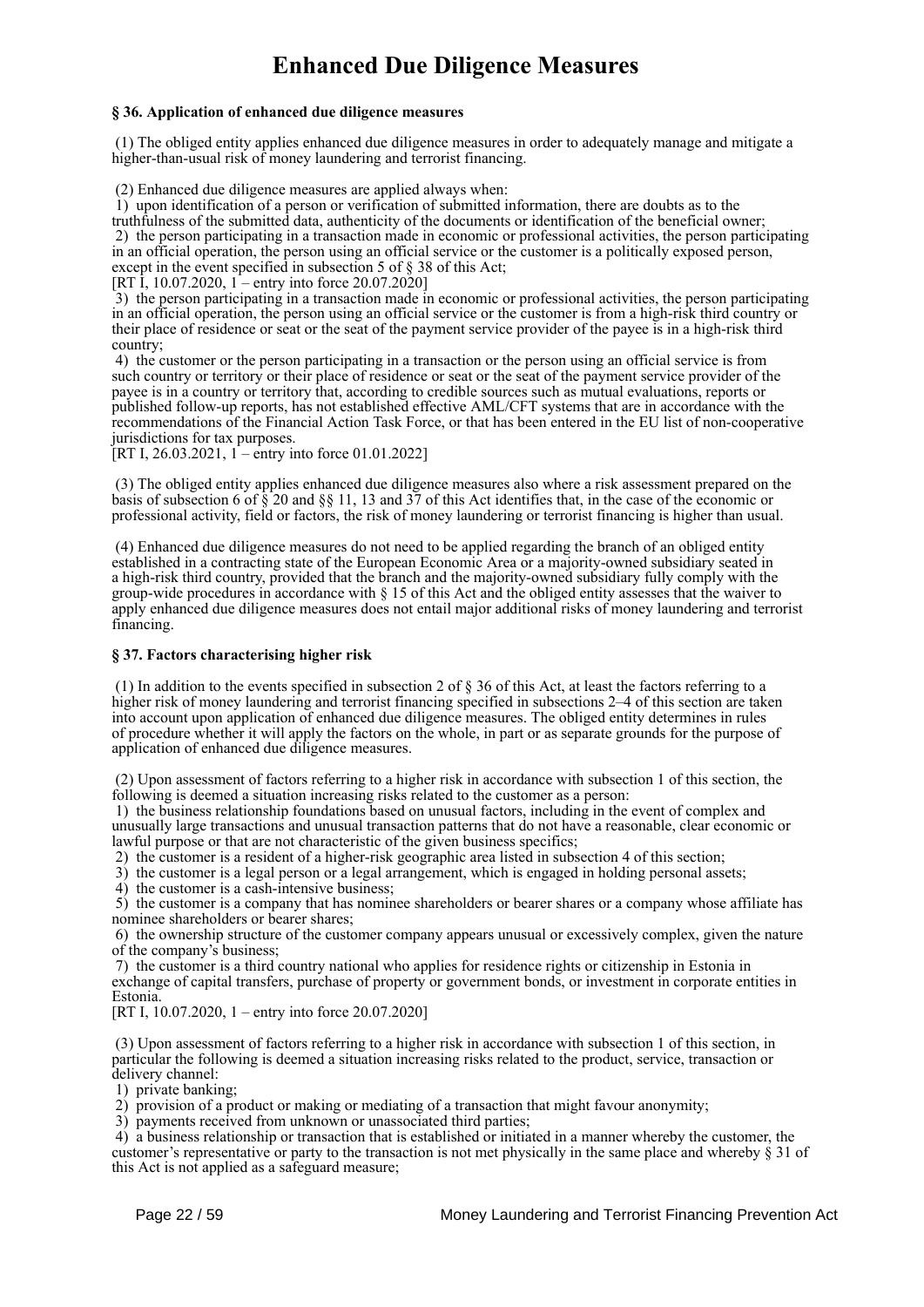# Enhanced Due Diligence Measures

### § 36. Application of enhanced due diligence measures

(1) The obliged entity applies enhanced due diligence measures in order to adequately manage and mitigate a higher-than-usual risk of money laundering and terrorist financing.

(2) Enhanced due diligence measures are applied always when:
1) upon identification of a person or verification of submitted information, there are doubts as to the truthfulness of the submitted data, authenticity of the documents or identification of the beneficial owner;
2) the person participating in a transaction made in economic or professional activities, the person participating in an official operation, the person using an official service or the customer is a politically exposed person, except in the event specified in subsection 5 of § 38 of this Act;
[RT I, 10.07.2020, 1 – entry into force 20.07.2020]
3) the person participating in a transaction made in economic or professional activities, the person participating in an official operation, the person using an official service or the customer is from a high-risk third country or their place of residence or seat or the seat of the payment service provider of the payee is in a high-risk third country;
4) the customer or the person participating in a transaction or the person using an official service is from such country or territory or their place of residence or seat or the seat of the payment service provider of the payee is in a country or territory that, according to credible sources such as mutual evaluations, reports or published follow-up reports, has not established effective AML/CFT systems that are in accordance with the recommendations of the Financial Action Task Force, or that has been entered in the EU list of non-cooperative jurisdictions for tax purposes.
[RT I, 26.03.2021, 1 – entry into force 01.01.2022]

(3) The obliged entity applies enhanced due diligence measures also where a risk assessment prepared on the basis of subsection 6 of § 20 and §§ 11, 13 and 37 of this Act identifies that, in the case of the economic or professional activity, field or factors, the risk of money laundering or terrorist financing is higher than usual.

(4) Enhanced due diligence measures do not need to be applied regarding the branch of an obliged entity established in a contracting state of the European Economic Area or a majority-owned subsidiary seated in a high-risk third country, provided that the branch and the majority-owned subsidiary fully comply with the group-wide procedures in accordance with § 15 of this Act and the obliged entity assesses that the waiver to apply enhanced due diligence measures does not entail major additional risks of money laundering and terrorist financing.

### § 37. Factors characterising higher risk

(1) In addition to the events specified in subsection 2 of § 36 of this Act, at least the factors referring to a higher risk of money laundering and terrorist financing specified in subsections 2–4 of this section are taken into account upon application of enhanced due diligence measures. The obliged entity determines in rules of procedure whether it will apply the factors on the whole, in part or as separate grounds for the purpose of application of enhanced due diligence measures.

(2) Upon assessment of factors referring to a higher risk in accordance with subsection 1 of this section, the following is deemed a situation increasing risks related to the customer as a person:
1) the business relationship foundations based on unusual factors, including in the event of complex and unusually large transactions and unusual transaction patterns that do not have a reasonable, clear economic or lawful purpose or that are not characteristic of the given business specifics;
2) the customer is a resident of a higher-risk geographic area listed in subsection 4 of this section;
3) the customer is a legal person or a legal arrangement, which is engaged in holding personal assets;
4) the customer is a cash-intensive business;
5) the customer is a company that has nominee shareholders or bearer shares or a company whose affiliate has nominee shareholders or bearer shares;
6) the ownership structure of the customer company appears unusual or excessively complex, given the nature of the company's business;
7) the customer is a third country national who applies for residence rights or citizenship in Estonia in exchange of capital transfers, purchase of property or government bonds, or investment in corporate entities in Estonia.
[RT I, 10.07.2020, 1 – entry into force 20.07.2020]

(3) Upon assessment of factors referring to a higher risk in accordance with subsection 1 of this section, in particular the following is deemed a situation increasing risks related to the product, service, transaction or delivery channel:
1) private banking;
2) provision of a product or making or mediating of a transaction that might favour anonymity;
3) payments received from unknown or unassociated third parties;
4) a business relationship or transaction that is established or initiated in a manner whereby the customer, the customer's representative or party to the transaction is not met physically in the same place and whereby § 31 of this Act is not applied as a safeguard measure;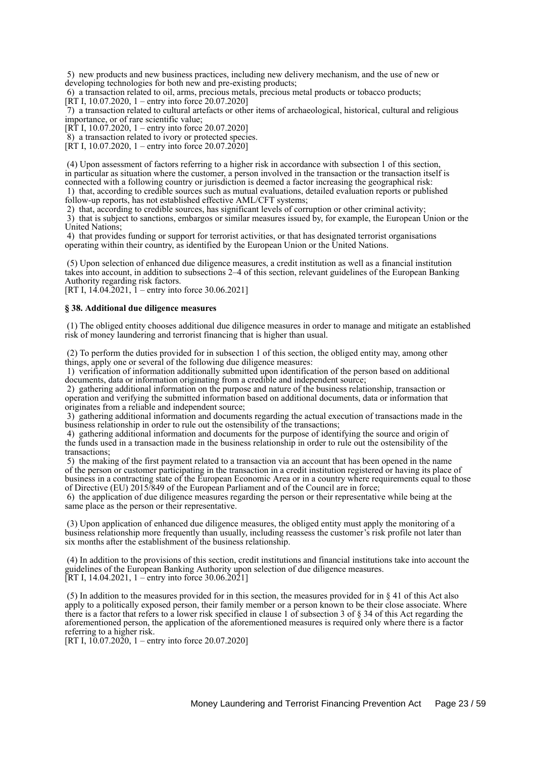5) new products and new business practices, including new delivery mechanism, and the use of new or developing technologies for both new and pre-existing products;

6) a transaction related to oil, arms, precious metals, precious metal products or tobacco products;
[RT I, 10.07.2020, 1 – entry into force 20.07.2020]

7) a transaction related to cultural artefacts or other items of archaeological, historical, cultural and religious importance, or of rare scientific value;
[RT I, 10.07.2020, 1 – entry into force 20.07.2020]

8) a transaction related to ivory or protected species.
[RT I, 10.07.2020, 1 – entry into force 20.07.2020]

(4) Upon assessment of factors referring to a higher risk in accordance with subsection 1 of this section, in particular as situation where the customer, a person involved in the transaction or the transaction itself is connected with a following country or jurisdiction is deemed a factor increasing the geographical risk:

1) that, according to credible sources such as mutual evaluations, detailed evaluation reports or published follow-up reports, has not established effective AML/CFT systems;

2) that, according to credible sources, has significant levels of corruption or other criminal activity;

3) that is subject to sanctions, embargos or similar measures issued by, for example, the European Union or the United Nations;

4) that provides funding or support for terrorist activities, or that has designated terrorist organisations operating within their country, as identified by the European Union or the United Nations.

(5) Upon selection of enhanced due diligence measures, a credit institution as well as a financial institution takes into account, in addition to subsections 2–4 of this section, relevant guidelines of the European Banking Authority regarding risk factors.
[RT I, 14.04.2021, 1 – entry into force 30.06.2021]

**§ 38. Additional due diligence measures**

(1) The obliged entity chooses additional due diligence measures in order to manage and mitigate an established risk of money laundering and terrorist financing that is higher than usual.

(2) To perform the duties provided for in subsection 1 of this section, the obliged entity may, among other things, apply one or several of the following due diligence measures:

1) verification of information additionally submitted upon identification of the person based on additional documents, data or information originating from a credible and independent source;

2) gathering additional information on the purpose and nature of the business relationship, transaction or operation and verifying the submitted information based on additional documents, data or information that originates from a reliable and independent source;

3) gathering additional information and documents regarding the actual execution of transactions made in the business relationship in order to rule out the ostensibility of the transactions;

4) gathering additional information and documents for the purpose of identifying the source and origin of the funds used in a transaction made in the business relationship in order to rule out the ostensibility of the transactions;

5) the making of the first payment related to a transaction via an account that has been opened in the name of the person or customer participating in the transaction in a credit institution registered or having its place of business in a contracting state of the European Economic Area or in a country where requirements equal to those of Directive (EU) 2015/849 of the European Parliament and of the Council are in force;

6) the application of due diligence measures regarding the person or their representative while being at the same place as the person or their representative.

(3) Upon application of enhanced due diligence measures, the obliged entity must apply the monitoring of a business relationship more frequently than usually, including reassess the customer's risk profile not later than six months after the establishment of the business relationship.

(4) In addition to the provisions of this section, credit institutions and financial institutions take into account the guidelines of the European Banking Authority upon selection of due diligence measures.
[RT I, 14.04.2021, 1 – entry into force 30.06.2021]

(5) In addition to the measures provided for in this section, the measures provided for in § 41 of this Act also apply to a politically exposed person, their family member or a person known to be their close associate. Where there is a factor that refers to a lower risk specified in clause 1 of subsection 3 of § 34 of this Act regarding the aforementioned person, the application of the aforementioned measures is required only where there is a factor referring to a higher risk.
[RT I, 10.07.2020, 1 – entry into force 20.07.2020]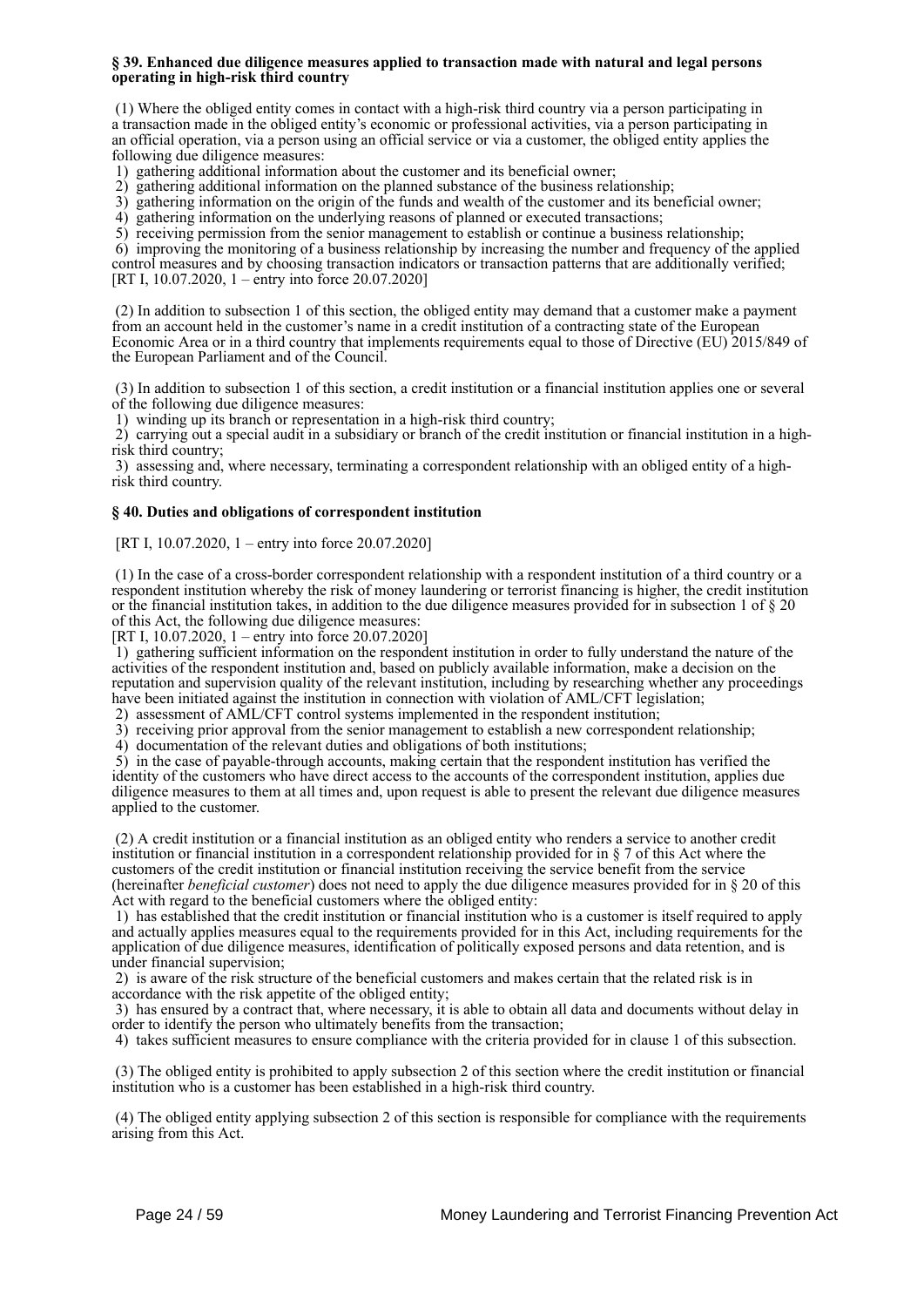### § 39. Enhanced due diligence measures applied to transaction made with natural and legal persons operating in high-risk third country

(1) Where the obliged entity comes in contact with a high-risk third country via a person participating in a transaction made in the obliged entity's economic or professional activities, via a person participating in an official operation, via a person using an official service or via a customer, the obliged entity applies the following due diligence measures:

1) gathering additional information about the customer and its beneficial owner;
2) gathering additional information on the planned substance of the business relationship;
3) gathering information on the origin of the funds and wealth of the customer and its beneficial owner;
4) gathering information on the underlying reasons of planned or executed transactions;
5) receiving permission from the senior management to establish or continue a business relationship;
6) improving the monitoring of a business relationship by increasing the number and frequency of the applied control measures and by choosing transaction indicators or transaction patterns that are additionally verified;
[RT I, 10.07.2020, 1 – entry into force 20.07.2020]

(2) In addition to subsection 1 of this section, the obliged entity may demand that a customer make a payment from an account held in the customer's name in a credit institution of a contracting state of the European Economic Area or in a third country that implements requirements equal to those of Directive (EU) 2015/849 of the European Parliament and of the Council.

(3) In addition to subsection 1 of this section, a credit institution or a financial institution applies one or several of the following due diligence measures:

1) winding up its branch or representation in a high-risk third country;
2) carrying out a special audit in a subsidiary or branch of the credit institution or financial institution in a high-risk third country;
3) assessing and, where necessary, terminating a correspondent relationship with an obliged entity of a high-risk third country.

### § 40. Duties and obligations of correspondent institution

[RT I, 10.07.2020, 1 – entry into force 20.07.2020]

(1) In the case of a cross-border correspondent relationship with a respondent institution of a third country or a respondent institution whereby the risk of money laundering or terrorist financing is higher, the credit institution or the financial institution takes, in addition to the due diligence measures provided for in subsection 1 of § 20 of this Act, the following due diligence measures:
[RT I, 10.07.2020, 1 – entry into force 20.07.2020]

1) gathering sufficient information on the respondent institution in order to fully understand the nature of the activities of the respondent institution and, based on publicly available information, make a decision on the reputation and supervision quality of the relevant institution, including by researching whether any proceedings have been initiated against the institution in connection with violation of AML/CFT legislation;
2) assessment of AML/CFT control systems implemented in the respondent institution;
3) receiving prior approval from the senior management to establish a new correspondent relationship;
4) documentation of the relevant duties and obligations of both institutions;
5) in the case of payable-through accounts, making certain that the respondent institution has verified the identity of the customers who have direct access to the accounts of the correspondent institution, applies due diligence measures to them at all times and, upon request is able to present the relevant due diligence measures applied to the customer.

(2) A credit institution or a financial institution as an obliged entity who renders a service to another credit institution or financial institution in a correspondent relationship provided for in § 7 of this Act where the customers of the credit institution or financial institution receiving the service benefit from the service (hereinafter *beneficial customer*) does not need to apply the due diligence measures provided for in § 20 of this Act with regard to the beneficial customers where the obliged entity:

1) has established that the credit institution or financial institution who is a customer is itself required to apply and actually applies measures equal to the requirements provided for in this Act, including requirements for the application of due diligence measures, identification of politically exposed persons and data retention, and is under financial supervision;
2) is aware of the risk structure of the beneficial customers and makes certain that the related risk is in accordance with the risk appetite of the obliged entity;
3) has ensured by a contract that, where necessary, it is able to obtain all data and documents without delay in order to identify the person who ultimately benefits from the transaction;
4) takes sufficient measures to ensure compliance with the criteria provided for in clause 1 of this subsection.

(3) The obliged entity is prohibited to apply subsection 2 of this section where the credit institution or financial institution who is a customer has been established in a high-risk third country.

(4) The obliged entity applying subsection 2 of this section is responsible for compliance with the requirements arising from this Act.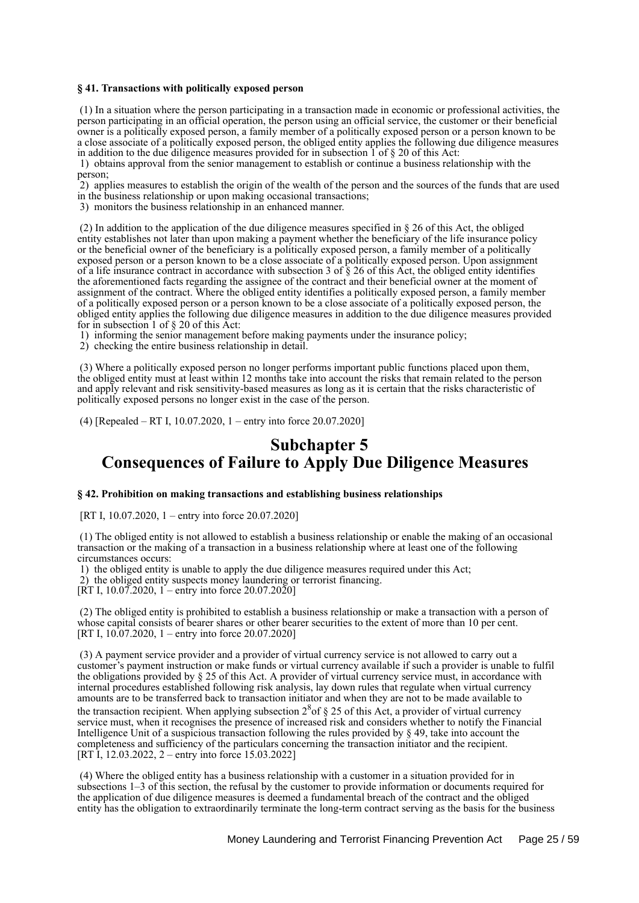**§ 41. Transactions with politically exposed person**

(1) In a situation where the person participating in a transaction made in economic or professional activities, the person participating in an official operation, the person using an official service, the customer or their beneficial owner is a politically exposed person, a family member of a politically exposed person or a person known to be a close associate of a politically exposed person, the obliged entity applies the following due diligence measures in addition to the due diligence measures provided for in subsection 1 of § 20 of this Act:

1) obtains approval from the senior management to establish or continue a business relationship with the person;

2) applies measures to establish the origin of the wealth of the person and the sources of the funds that are used in the business relationship or upon making occasional transactions;

3) monitors the business relationship in an enhanced manner.

(2) In addition to the application of the due diligence measures specified in § 26 of this Act, the obliged entity establishes not later than upon making a payment whether the beneficiary of the life insurance policy or the beneficial owner of the beneficiary is a politically exposed person, a family member of a politically exposed person or a person known to be a close associate of a politically exposed person. Upon assignment of a life insurance contract in accordance with subsection 3 of § 26 of this Act, the obliged entity identifies the aforementioned facts regarding the assignee of the contract and their beneficial owner at the moment of assignment of the contract. Where the obliged entity identifies a politically exposed person, a family member of a politically exposed person or a person known to be a close associate of a politically exposed person, the obliged entity applies the following due diligence measures in addition to the due diligence measures provided for in subsection 1 of § 20 of this Act:

1) informing the senior management before making payments under the insurance policy;

2) checking the entire business relationship in detail.

(3) Where a politically exposed person no longer performs important public functions placed upon them, the obliged entity must at least within 12 months take into account the risks that remain related to the person and apply relevant and risk sensitivity-based measures as long as it is certain that the risks characteristic of politically exposed persons no longer exist in the case of the person.

(4) [Repealed – RT I, 10.07.2020, 1 – entry into force 20.07.2020]

# Subchapter 5
# Consequences of Failure to Apply Due Diligence Measures

**§ 42. Prohibition on making transactions and establishing business relationships**

[RT I, 10.07.2020, 1 – entry into force 20.07.2020]

(1) The obliged entity is not allowed to establish a business relationship or enable the making of an occasional transaction or the making of a transaction in a business relationship where at least one of the following circumstances occurs:

1) the obliged entity is unable to apply the due diligence measures required under this Act;

2) the obliged entity suspects money laundering or terrorist financing.

[RT I, 10.07.2020, 1 – entry into force 20.07.2020]

(2) The obliged entity is prohibited to establish a business relationship or make a transaction with a person of whose capital consists of bearer shares or other bearer securities to the extent of more than 10 per cent.
[RT I, 10.07.2020, 1 – entry into force 20.07.2020]

(3) A payment service provider and a provider of virtual currency service is not allowed to carry out a customer's payment instruction or make funds or virtual currency available if such a provider is unable to fulfil the obligations provided by § 25 of this Act. A provider of virtual currency service must, in accordance with internal procedures established following risk analysis, lay down rules that regulate when virtual currency amounts are to be transferred back to transaction initiator and when they are not to be made available to the transaction recipient. When applying subsection $2^8$ of § 25 of this Act, a provider of virtual currency service must, when it recognises the presence of increased risk and considers whether to notify the Financial Intelligence Unit of a suspicious transaction following the rules provided by § 49, take into account the completeness and sufficiency of the particulars concerning the transaction initiator and the recipient.
[RT I, 12.03.2022, 2 – entry into force 15.03.2022]

(4) Where the obliged entity has a business relationship with a customer in a situation provided for in subsections 1–3 of this section, the refusal by the customer to provide information or documents required for the application of due diligence measures is deemed a fundamental breach of the contract and the obliged entity has the obligation to extraordinarily terminate the long-term contract serving as the basis for the business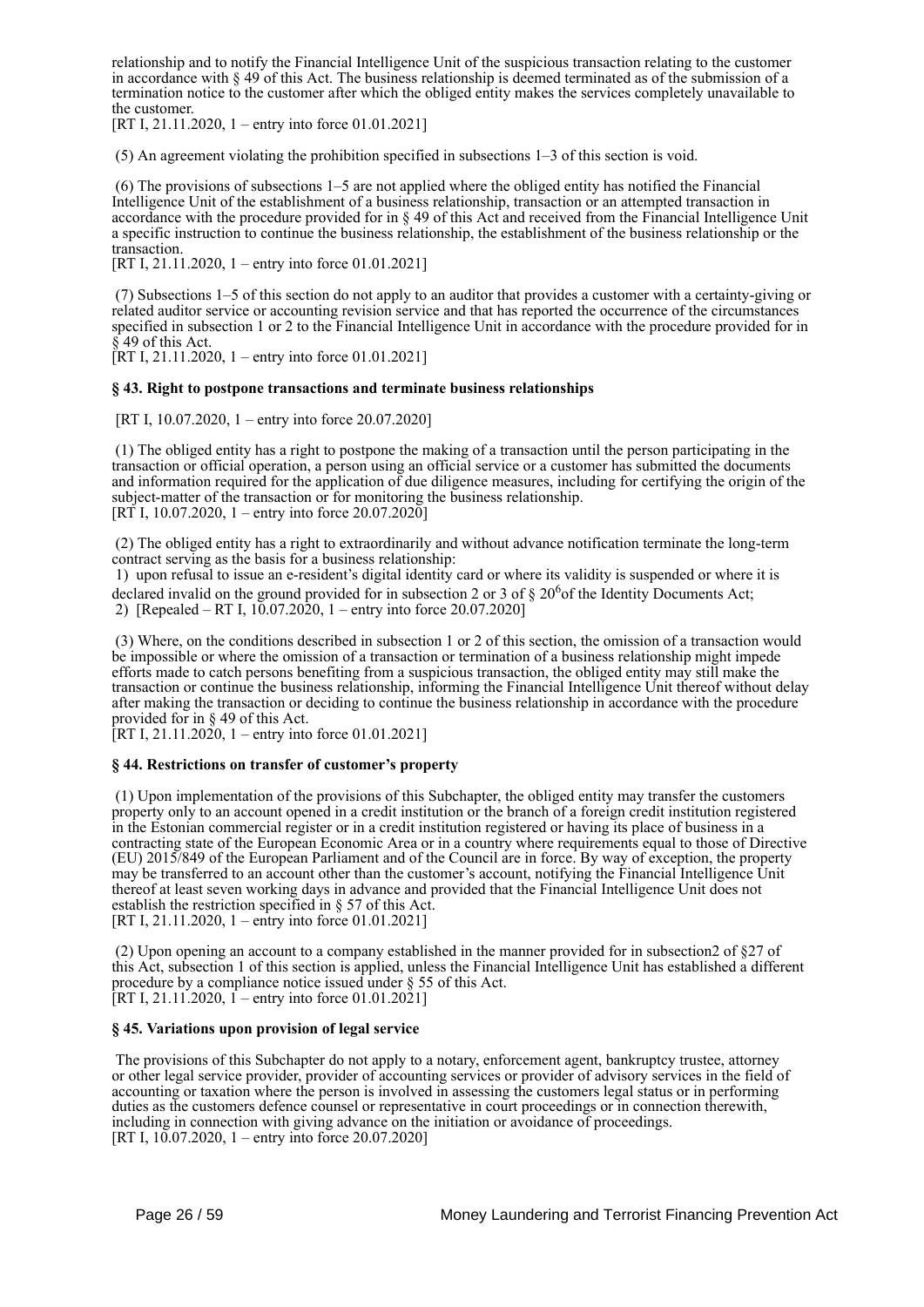relationship and to notify the Financial Intelligence Unit of the suspicious transaction relating to the customer in accordance with § 49 of this Act. The business relationship is deemed terminated as of the submission of a termination notice to the customer after which the obliged entity makes the services completely unavailable to the customer.
[RT I, 21.11.2020, 1 – entry into force 01.01.2021]

(5) An agreement violating the prohibition specified in subsections 1–3 of this section is void.

(6) The provisions of subsections 1–5 are not applied where the obliged entity has notified the Financial Intelligence Unit of the establishment of a business relationship, transaction or an attempted transaction in accordance with the procedure provided for in § 49 of this Act and received from the Financial Intelligence Unit a specific instruction to continue the business relationship, the establishment of the business relationship or the transaction.
[RT I, 21.11.2020, 1 – entry into force 01.01.2021]

(7) Subsections 1–5 of this section do not apply to an auditor that provides a customer with a certainty-giving or related auditor service or accounting revision service and that has reported the occurrence of the circumstances specified in subsection 1 or 2 to the Financial Intelligence Unit in accordance with the procedure provided for in § 49 of this Act.
[RT I, 21.11.2020, 1 – entry into force 01.01.2021]

### § 43. Right to postpone transactions and terminate business relationships

[RT I, 10.07.2020, 1 – entry into force 20.07.2020]

(1) The obliged entity has a right to postpone the making of a transaction until the person participating in the transaction or official operation, a person using an official service or a customer has submitted the documents and information required for the application of due diligence measures, including for certifying the origin of the subject-matter of the transaction or for monitoring the business relationship.
[RT I, 10.07.2020, 1 – entry into force 20.07.2020]

(2) The obliged entity has a right to extraordinarily and without advance notification terminate the long-term contract serving as the basis for a business relationship:
1) upon refusal to issue an e-resident's digital identity card or where its validity is suspended or where it is declared invalid on the ground provided for in subsection 2 or 3 of § 20[6]of the Identity Documents Act;
2) [Repealed – RT I, 10.07.2020, 1 – entry into force 20.07.2020]

(3) Where, on the conditions described in subsection 1 or 2 of this section, the omission of a transaction would be impossible or where the omission of a transaction or termination of a business relationship might impede efforts made to catch persons benefiting from a suspicious transaction, the obliged entity may still make the transaction or continue the business relationship, informing the Financial Intelligence Unit thereof without delay after making the transaction or deciding to continue the business relationship in accordance with the procedure provided for in § 49 of this Act.
[RT I, 21.11.2020, 1 – entry into force 01.01.2021]

### § 44. Restrictions on transfer of customer's property

(1) Upon implementation of the provisions of this Subchapter, the obliged entity may transfer the customers property only to an account opened in a credit institution or the branch of a foreign credit institution registered in the Estonian commercial register or in a credit institution registered or having its place of business in a contracting state of the European Economic Area or in a country where requirements equal to those of Directive (EU) 2015/849 of the European Parliament and of the Council are in force. By way of exception, the property may be transferred to an account other than the customer's account, notifying the Financial Intelligence Unit thereof at least seven working days in advance and provided that the Financial Intelligence Unit does not establish the restriction specified in § 57 of this Act.
[RT I, 21.11.2020, 1 – entry into force 01.01.2021]

(2) Upon opening an account to a company established in the manner provided for in subsection2 of §27 of this Act, subsection 1 of this section is applied, unless the Financial Intelligence Unit has established a different procedure by a compliance notice issued under § 55 of this Act.
[RT I, 21.11.2020, 1 – entry into force 01.01.2021]

### § 45. Variations upon provision of legal service

The provisions of this Subchapter do not apply to a notary, enforcement agent, bankruptcy trustee, attorney or other legal service provider, provider of accounting services or provider of advisory services in the field of accounting or taxation where the person is involved in assessing the customers legal status or in performing duties as the customers defence counsel or representative in court proceedings or in connection therewith, including in connection with giving advance on the initiation or avoidance of proceedings.
[RT I, 10.07.2020, 1 – entry into force 20.07.2020]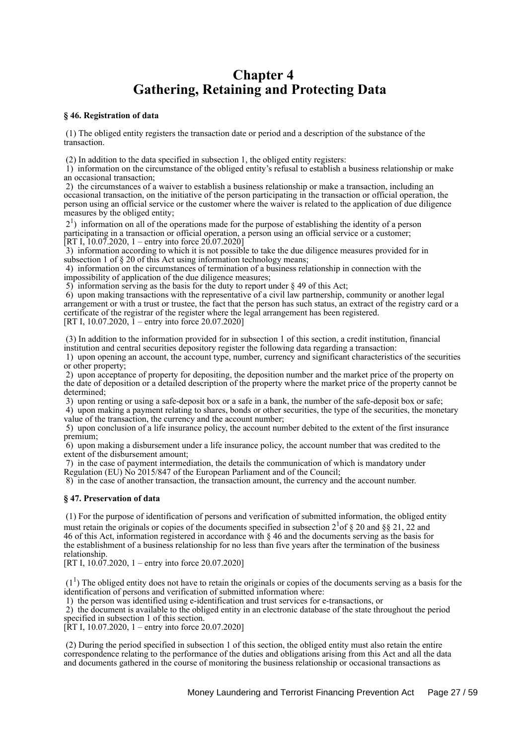# Chapter 4
# Gathering, Retaining and Protecting Data

**§ 46. Registration of data**

(1) The obliged entity registers the transaction date or period and a description of the substance of the transaction.

(2) In addition to the data specified in subsection 1, the obliged entity registers:

1) information on the circumstance of the obliged entity's refusal to establish a business relationship or make an occasional transaction;

2) the circumstances of a waiver to establish a business relationship or make a transaction, including an occasional transaction, on the initiative of the person participating in the transaction or official operation, the person using an official service or the customer where the waiver is related to the application of due diligence measures by the obliged entity;

$2^1$) information on all of the operations made for the purpose of establishing the identity of a person participating in a transaction or official operation, a person using an official service or a customer;
[RT I, 10.07.2020, 1 – entry into force 20.07.2020]

3) information according to which it is not possible to take the due diligence measures provided for in subsection 1 of § 20 of this Act using information technology means;

4) information on the circumstances of termination of a business relationship in connection with the impossibility of application of the due diligence measures;

5) information serving as the basis for the duty to report under § 49 of this Act;

6) upon making transactions with the representative of a civil law partnership, community or another legal arrangement or with a trust or trustee, the fact that the person has such status, an extract of the registry card or a certificate of the registrar of the register where the legal arrangement has been registered.
[RT I, 10.07.2020, 1 – entry into force 20.07.2020]

(3) In addition to the information provided for in subsection 1 of this section, a credit institution, financial institution and central securities depository register the following data regarding a transaction:

1) upon opening an account, the account type, number, currency and significant characteristics of the securities or other property;

2) upon acceptance of property for depositing, the deposition number and the market price of the property on the date of deposition or a detailed description of the property where the market price of the property cannot be determined;

3) upon renting or using a safe-deposit box or a safe in a bank, the number of the safe-deposit box or safe;

4) upon making a payment relating to shares, bonds or other securities, the type of the securities, the monetary value of the transaction, the currency and the account number;

5) upon conclusion of a life insurance policy, the account number debited to the extent of the first insurance premium;

6) upon making a disbursement under a life insurance policy, the account number that was credited to the extent of the disbursement amount;

7) in the case of payment intermediation, the details the communication of which is mandatory under Regulation (EU) No 2015/847 of the European Parliament and of the Council;

8) in the case of another transaction, the transaction amount, the currency and the account number.

**§ 47. Preservation of data**

(1) For the purpose of identification of persons and verification of submitted information, the obliged entity must retain the originals or copies of the documents specified in subsection $2^1$of § 20 and §§ 21, 22 and 46 of this Act, information registered in accordance with § 46 and the documents serving as the basis for the establishment of a business relationship for no less than five years after the termination of the business relationship.
[RT I, 10.07.2020, 1 – entry into force 20.07.2020]

($1^1$) The obliged entity does not have to retain the originals or copies of the documents serving as a basis for the identification of persons and verification of submitted information where:

1) the person was identified using e-identification and trust services for e-transactions, or

2) the document is available to the obliged entity in an electronic database of the state throughout the period specified in subsection 1 of this section.
[RT I, 10.07.2020, 1 – entry into force 20.07.2020]

(2) During the period specified in subsection 1 of this section, the obliged entity must also retain the entire correspondence relating to the performance of the duties and obligations arising from this Act and all the data and documents gathered in the course of monitoring the business relationship or occasional transactions as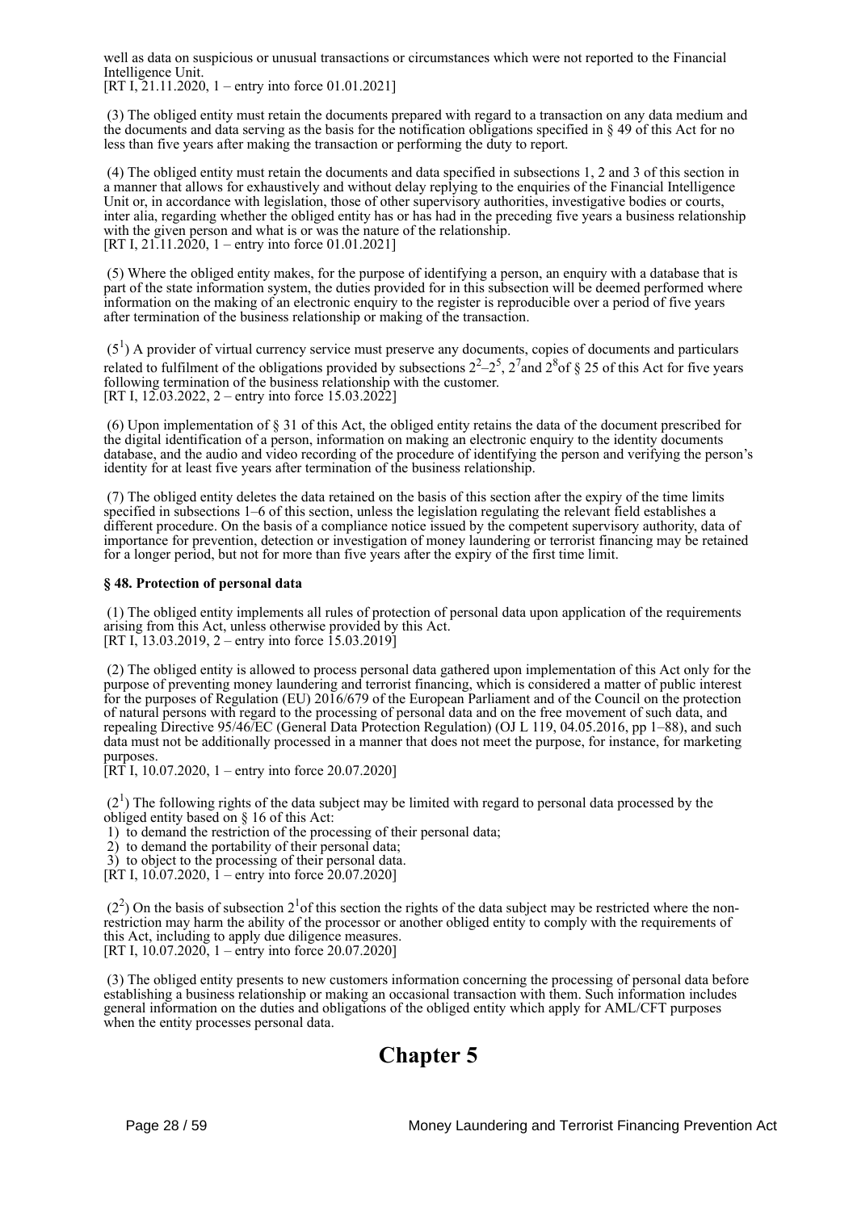well as data on suspicious or unusual transactions or circumstances which were not reported to the Financial Intelligence Unit.
[RT I, 21.11.2020, 1 – entry into force 01.01.2021]

(3) The obliged entity must retain the documents prepared with regard to a transaction on any data medium and the documents and data serving as the basis for the notification obligations specified in § 49 of this Act for no less than five years after making the transaction or performing the duty to report.

(4) The obliged entity must retain the documents and data specified in subsections 1, 2 and 3 of this section in a manner that allows for exhaustively and without delay replying to the enquiries of the Financial Intelligence Unit or, in accordance with legislation, those of other supervisory authorities, investigative bodies or courts, inter alia, regarding whether the obliged entity has or has had in the preceding five years a business relationship with the given person and what is or was the nature of the relationship.
[RT I, 21.11.2020, 1 – entry into force 01.01.2021]

(5) Where the obliged entity makes, for the purpose of identifying a person, an enquiry with a database that is part of the state information system, the duties provided for in this subsection will be deemed performed where information on the making of an electronic enquiry to the register is reproducible over a period of five years after termination of the business relationship or making of the transaction.

($5^1$) A provider of virtual currency service must preserve any documents, copies of documents and particulars related to fulfilment of the obligations provided by subsections $2^2$–$2^5$, $2^7$ and $2^8$ of § 25 of this Act for five years following termination of the business relationship with the customer.
[RT I, 12.03.2022, 2 – entry into force 15.03.2022]

(6) Upon implementation of § 31 of this Act, the obliged entity retains the data of the document prescribed for the digital identification of a person, information on making an electronic enquiry to the identity documents database, and the audio and video recording of the procedure of identifying the person and verifying the person's identity for at least five years after termination of the business relationship.

(7) The obliged entity deletes the data retained on the basis of this section after the expiry of the time limits specified in subsections 1–6 of this section, unless the legislation regulating the relevant field establishes a different procedure. On the basis of a compliance notice issued by the competent supervisory authority, data of importance for prevention, detection or investigation of money laundering or terrorist financing may be retained for a longer period, but not for more than five years after the expiry of the first time limit.

**§ 48. Protection of personal data**

(1) The obliged entity implements all rules of protection of personal data upon application of the requirements arising from this Act, unless otherwise provided by this Act.
[RT I, 13.03.2019, 2 – entry into force 15.03.2019]

(2) The obliged entity is allowed to process personal data gathered upon implementation of this Act only for the purpose of preventing money laundering and terrorist financing, which is considered a matter of public interest for the purposes of Regulation (EU) 2016/679 of the European Parliament and of the Council on the protection of natural persons with regard to the processing of personal data and on the free movement of such data, and repealing Directive 95/46/EC (General Data Protection Regulation) (OJ L 119, 04.05.2016, pp 1–88), and such data must not be additionally processed in a manner that does not meet the purpose, for instance, for marketing purposes.
[RT I, 10.07.2020, 1 – entry into force 20.07.2020]

($2^1$) The following rights of the data subject may be limited with regard to personal data processed by the obliged entity based on § 16 of this Act:
1) to demand the restriction of the processing of their personal data;
2) to demand the portability of their personal data;
3) to object to the processing of their personal data.
[RT I, 10.07.2020, 1 – entry into force 20.07.2020]

($2^2$) On the basis of subsection $2^1$ of this section the rights of the data subject may be restricted where the non-restriction may harm the ability of the processor or another obliged entity to comply with the requirements of this Act, including to apply due diligence measures.
[RT I, 10.07.2020, 1 – entry into force 20.07.2020]

(3) The obliged entity presents to new customers information concerning the processing of personal data before establishing a business relationship or making an occasional transaction with them. Such information includes general information on the duties and obligations of the obliged entity which apply for AML/CFT purposes when the entity processes personal data.

# Chapter 5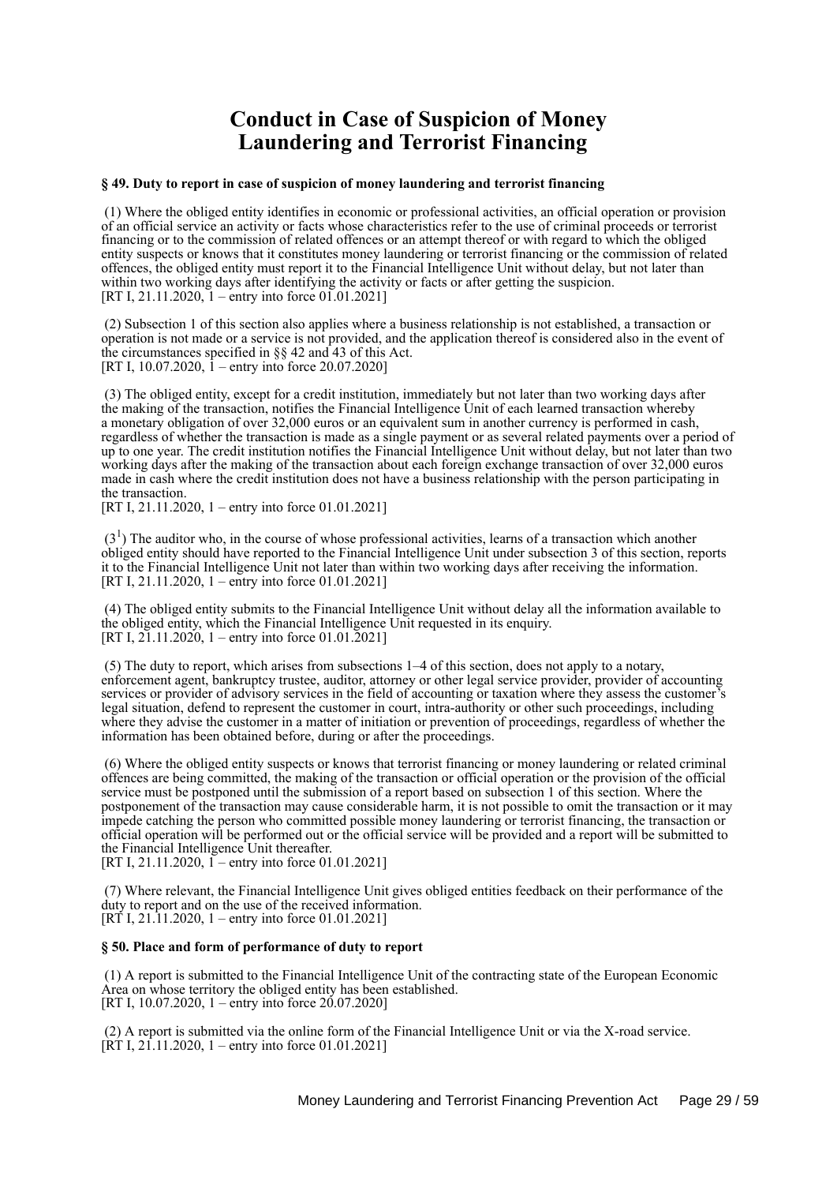# Conduct in Case of Suspicion of Money Laundering and Terrorist Financing

**§ 49. Duty to report in case of suspicion of money laundering and terrorist financing**

(1) Where the obliged entity identifies in economic or professional activities, an official operation or provision of an official service an activity or facts whose characteristics refer to the use of criminal proceeds or terrorist financing or to the commission of related offences or an attempt thereof or with regard to which the obliged entity suspects or knows that it constitutes money laundering or terrorist financing or the commission of related offences, the obliged entity must report it to the Financial Intelligence Unit without delay, but not later than within two working days after identifying the activity or facts or after getting the suspicion.
[RT I, 21.11.2020, 1 – entry into force 01.01.2021]

(2) Subsection 1 of this section also applies where a business relationship is not established, a transaction or operation is not made or a service is not provided, and the application thereof is considered also in the event of the circumstances specified in §§ 42 and 43 of this Act.
[RT I, 10.07.2020, 1 – entry into force 20.07.2020]

(3) The obliged entity, except for a credit institution, immediately but not later than two working days after the making of the transaction, notifies the Financial Intelligence Unit of each learned transaction whereby a monetary obligation of over 32,000 euros or an equivalent sum in another currency is performed in cash, regardless of whether the transaction is made as a single payment or as several related payments over a period of up to one year. The credit institution notifies the Financial Intelligence Unit without delay, but not later than two working days after the making of the transaction about each foreign exchange transaction of over 32,000 euros made in cash where the credit institution does not have a business relationship with the person participating in the transaction.
[RT I, 21.11.2020, 1 – entry into force 01.01.2021]

(3[1]) The auditor who, in the course of whose professional activities, learns of a transaction which another obliged entity should have reported to the Financial Intelligence Unit under subsection 3 of this section, reports it to the Financial Intelligence Unit not later than within two working days after receiving the information.
[RT I, 21.11.2020, 1 – entry into force 01.01.2021]

(4) The obliged entity submits to the Financial Intelligence Unit without delay all the information available to the obliged entity, which the Financial Intelligence Unit requested in its enquiry.
[RT I, 21.11.2020, 1 – entry into force 01.01.2021]

(5) The duty to report, which arises from subsections 1–4 of this section, does not apply to a notary, enforcement agent, bankruptcy trustee, auditor, attorney or other legal service provider, provider of accounting services or provider of advisory services in the field of accounting or taxation where they assess the customer's legal situation, defend to represent the customer in court, intra-authority or other such proceedings, including where they advise the customer in a matter of initiation or prevention of proceedings, regardless of whether the information has been obtained before, during or after the proceedings.

(6) Where the obliged entity suspects or knows that terrorist financing or money laundering or related criminal offences are being committed, the making of the transaction or official operation or the provision of the official service must be postponed until the submission of a report based on subsection 1 of this section. Where the postponement of the transaction may cause considerable harm, it is not possible to omit the transaction or it may impede catching the person who committed possible money laundering or terrorist financing, the transaction or official operation will be performed out or the official service will be provided and a report will be submitted to the Financial Intelligence Unit thereafter.
[RT I, 21.11.2020, 1 – entry into force 01.01.2021]

(7) Where relevant, the Financial Intelligence Unit gives obliged entities feedback on their performance of the duty to report and on the use of the received information.
[RT I, 21.11.2020, 1 – entry into force 01.01.2021]

**§ 50. Place and form of performance of duty to report**

(1) A report is submitted to the Financial Intelligence Unit of the contracting state of the European Economic Area on whose territory the obliged entity has been established.
[RT I, 10.07.2020, 1 – entry into force 20.07.2020]

(2) A report is submitted via the online form of the Financial Intelligence Unit or via the X-road service.
[RT I, 21.11.2020, 1 – entry into force 01.01.2021]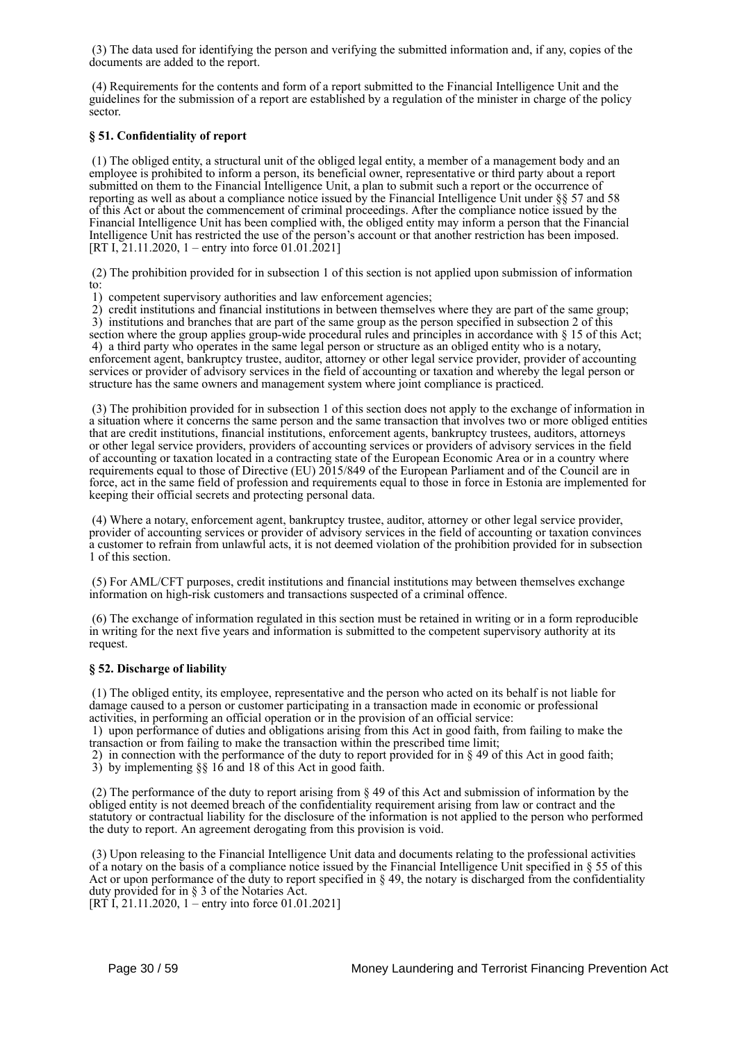(3) The data used for identifying the person and verifying the submitted information and, if any, copies of the documents are added to the report.

(4) Requirements for the contents and form of a report submitted to the Financial Intelligence Unit and the guidelines for the submission of a report are established by a regulation of the minister in charge of the policy sector.

**§ 51. Confidentiality of report**

(1) The obliged entity, a structural unit of the obliged legal entity, a member of a management body and an employee is prohibited to inform a person, its beneficial owner, representative or third party about a report submitted on them to the Financial Intelligence Unit, a plan to submit such a report or the occurrence of reporting as well as about a compliance notice issued by the Financial Intelligence Unit under §§ 57 and 58 of this Act or about the commencement of criminal proceedings. After the compliance notice issued by the Financial Intelligence Unit has been complied with, the obliged entity may inform a person that the Financial Intelligence Unit has restricted the use of the person's account or that another restriction has been imposed.
[RT I, 21.11.2020, 1 – entry into force 01.01.2021]

(2) The prohibition provided for in subsection 1 of this section is not applied upon submission of information to:
1) competent supervisory authorities and law enforcement agencies;
2) credit institutions and financial institutions in between themselves where they are part of the same group;
3) institutions and branches that are part of the same group as the person specified in subsection 2 of this section where the group applies group-wide procedural rules and principles in accordance with § 15 of this Act;
4) a third party who operates in the same legal person or structure as an obliged entity who is a notary, enforcement agent, bankruptcy trustee, auditor, attorney or other legal service provider, provider of accounting services or provider of advisory services in the field of accounting or taxation and whereby the legal person or structure has the same owners and management system where joint compliance is practiced.

(3) The prohibition provided for in subsection 1 of this section does not apply to the exchange of information in a situation where it concerns the same person and the same transaction that involves two or more obliged entities that are credit institutions, financial institutions, enforcement agents, bankruptcy trustees, auditors, attorneys or other legal service providers, providers of accounting services or providers of advisory services in the field of accounting or taxation located in a contracting state of the European Economic Area or in a country where requirements equal to those of Directive (EU) 2015/849 of the European Parliament and of the Council are in force, act in the same field of profession and requirements equal to those in force in Estonia are implemented for keeping their official secrets and protecting personal data.

(4) Where a notary, enforcement agent, bankruptcy trustee, auditor, attorney or other legal service provider, provider of accounting services or provider of advisory services in the field of accounting or taxation convinces a customer to refrain from unlawful acts, it is not deemed violation of the prohibition provided for in subsection 1 of this section.

(5) For AML/CFT purposes, credit institutions and financial institutions may between themselves exchange information on high-risk customers and transactions suspected of a criminal offence.

(6) The exchange of information regulated in this section must be retained in writing or in a form reproducible in writing for the next five years and information is submitted to the competent supervisory authority at its request.

**§ 52. Discharge of liability**

(1) The obliged entity, its employee, representative and the person who acted on its behalf is not liable for damage caused to a person or customer participating in a transaction made in economic or professional activities, in performing an official operation or in the provision of an official service:
1) upon performance of duties and obligations arising from this Act in good faith, from failing to make the transaction or from failing to make the transaction within the prescribed time limit;
2) in connection with the performance of the duty to report provided for in § 49 of this Act in good faith;
3) by implementing §§ 16 and 18 of this Act in good faith.

(2) The performance of the duty to report arising from § 49 of this Act and submission of information by the obliged entity is not deemed breach of the confidentiality requirement arising from law or contract and the statutory or contractual liability for the disclosure of the information is not applied to the person who performed the duty to report. An agreement derogating from this provision is void.

(3) Upon releasing to the Financial Intelligence Unit data and documents relating to the professional activities of a notary on the basis of a compliance notice issued by the Financial Intelligence Unit specified in § 55 of this Act or upon performance of the duty to report specified in § 49, the notary is discharged from the confidentiality duty provided for in § 3 of the Notaries Act.
[RT I, 21.11.2020, 1 – entry into force 01.01.2021]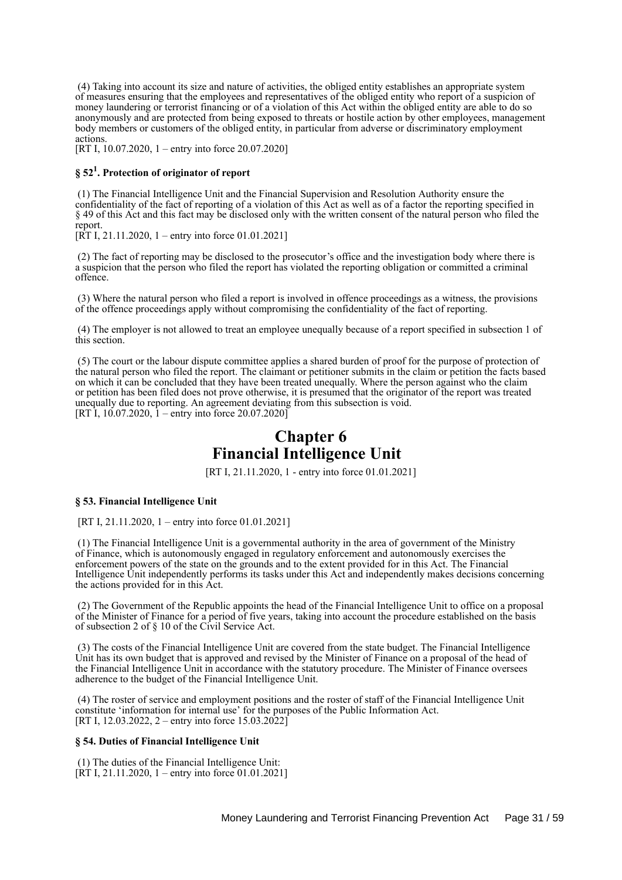(4) Taking into account its size and nature of activities, the obliged entity establishes an appropriate system of measures ensuring that the employees and representatives of the obliged entity who report of a suspicion of money laundering or terrorist financing or of a violation of this Act within the obliged entity are able to do so anonymously and are protected from being exposed to threats or hostile action by other employees, management body members or customers of the obliged entity, in particular from adverse or discriminatory employment actions.
[RT I, 10.07.2020, 1 – entry into force 20.07.2020]

#### § 52[1]. Protection of originator of report

(1) The Financial Intelligence Unit and the Financial Supervision and Resolution Authority ensure the confidentiality of the fact of reporting of a violation of this Act as well as of a factor the reporting specified in § 49 of this Act and this fact may be disclosed only with the written consent of the natural person who filed the report.
[RT I, 21.11.2020, 1 – entry into force 01.01.2021]

(2) The fact of reporting may be disclosed to the prosecutor's office and the investigation body where there is a suspicion that the person who filed the report has violated the reporting obligation or committed a criminal offence.

(3) Where the natural person who filed a report is involved in offence proceedings as a witness, the provisions of the offence proceedings apply without compromising the confidentiality of the fact of reporting.

(4) The employer is not allowed to treat an employee unequally because of a report specified in subsection 1 of this section.

(5) The court or the labour dispute committee applies a shared burden of proof for the purpose of protection of the natural person who filed the report. The claimant or petitioner submits in the claim or petition the facts based on which it can be concluded that they have been treated unequally. Where the person against who the claim or petition has been filed does not prove otherwise, it is presumed that the originator of the report was treated unequally due to reporting. An agreement deviating from this subsection is void.
[RT I, 10.07.2020, 1 – entry into force 20.07.2020]

## Chapter 6
## Financial Intelligence Unit

[RT I, 21.11.2020, 1 - entry into force 01.01.2021]

#### § 53. Financial Intelligence Unit

[RT I, 21.11.2020, 1 – entry into force 01.01.2021]

(1) The Financial Intelligence Unit is a governmental authority in the area of government of the Ministry of Finance, which is autonomously engaged in regulatory enforcement and autonomously exercises the enforcement powers of the state on the grounds and to the extent provided for in this Act. The Financial Intelligence Unit independently performs its tasks under this Act and independently makes decisions concerning the actions provided for in this Act.

(2) The Government of the Republic appoints the head of the Financial Intelligence Unit to office on a proposal of the Minister of Finance for a period of five years, taking into account the procedure established on the basis of subsection 2 of § 10 of the Civil Service Act.

(3) The costs of the Financial Intelligence Unit are covered from the state budget. The Financial Intelligence Unit has its own budget that is approved and revised by the Minister of Finance on a proposal of the head of the Financial Intelligence Unit in accordance with the statutory procedure. The Minister of Finance oversees adherence to the budget of the Financial Intelligence Unit.

(4) The roster of service and employment positions and the roster of staff of the Financial Intelligence Unit constitute 'information for internal use' for the purposes of the Public Information Act.
[RT I, 12.03.2022, 2 – entry into force 15.03.2022]

#### § 54. Duties of Financial Intelligence Unit

(1) The duties of the Financial Intelligence Unit:
[RT I, 21.11.2020, 1 – entry into force 01.01.2021]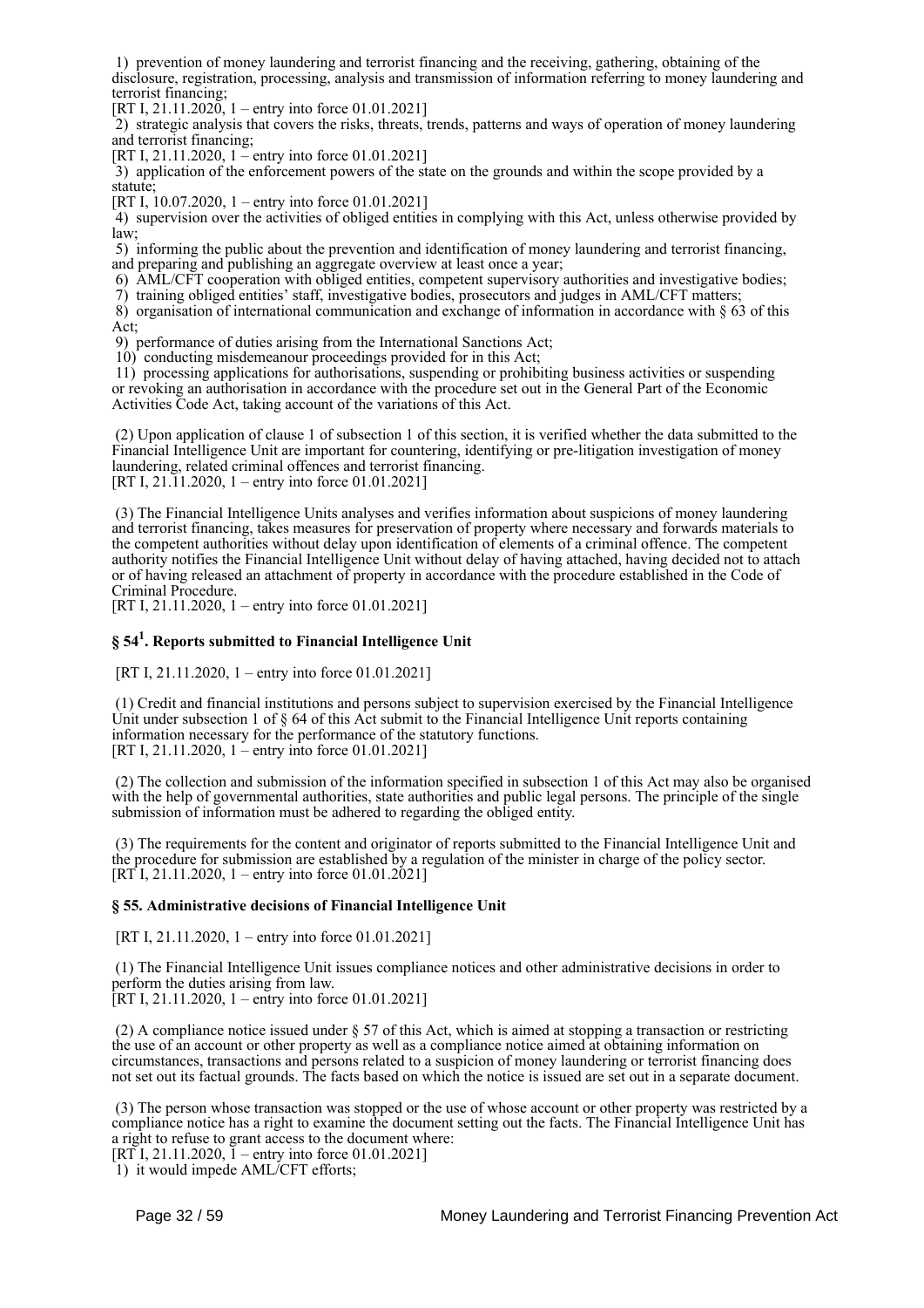1) prevention of money laundering and terrorist financing and the receiving, gathering, obtaining of the disclosure, registration, processing, analysis and transmission of information referring to money laundering and terrorist financing;
[RT I, 21.11.2020, 1 – entry into force 01.01.2021]

2) strategic analysis that covers the risks, threats, trends, patterns and ways of operation of money laundering and terrorist financing;
[RT I, 21.11.2020, 1 – entry into force 01.01.2021]

3) application of the enforcement powers of the state on the grounds and within the scope provided by a statute;
[RT I, 10.07.2020, 1 – entry into force 01.01.2021]

4) supervision over the activities of obliged entities in complying with this Act, unless otherwise provided by law;

5) informing the public about the prevention and identification of money laundering and terrorist financing, and preparing and publishing an aggregate overview at least once a year;

6) AML/CFT cooperation with obliged entities, competent supervisory authorities and investigative bodies;

7) training obliged entities' staff, investigative bodies, prosecutors and judges in AML/CFT matters;

8) organisation of international communication and exchange of information in accordance with § 63 of this Act;

9) performance of duties arising from the International Sanctions Act;

10) conducting misdemeanour proceedings provided for in this Act;

11) processing applications for authorisations, suspending or prohibiting business activities or suspending or revoking an authorisation in accordance with the procedure set out in the General Part of the Economic Activities Code Act, taking account of the variations of this Act.

(2) Upon application of clause 1 of subsection 1 of this section, it is verified whether the data submitted to the Financial Intelligence Unit are important for countering, identifying or pre-litigation investigation of money laundering, related criminal offences and terrorist financing.
[RT I, 21.11.2020, 1 – entry into force 01.01.2021]

(3) The Financial Intelligence Units analyses and verifies information about suspicions of money laundering and terrorist financing, takes measures for preservation of property where necessary and forwards materials to the competent authorities without delay upon identification of elements of a criminal offence. The competent authority notifies the Financial Intelligence Unit without delay of having attached, having decided not to attach or of having released an attachment of property in accordance with the procedure established in the Code of Criminal Procedure.
[RT I, 21.11.2020, 1 – entry into force 01.01.2021]

### § 54[1]. Reports submitted to Financial Intelligence Unit

[RT I, 21.11.2020, 1 – entry into force 01.01.2021]

(1) Credit and financial institutions and persons subject to supervision exercised by the Financial Intelligence Unit under subsection 1 of § 64 of this Act submit to the Financial Intelligence Unit reports containing information necessary for the performance of the statutory functions.
[RT I, 21.11.2020, 1 – entry into force 01.01.2021]

(2) The collection and submission of the information specified in subsection 1 of this Act may also be organised with the help of governmental authorities, state authorities and public legal persons. The principle of the single submission of information must be adhered to regarding the obliged entity.

(3) The requirements for the content and originator of reports submitted to the Financial Intelligence Unit and the procedure for submission are established by a regulation of the minister in charge of the policy sector.
[RT I, 21.11.2020, 1 – entry into force 01.01.2021]

### § 55. Administrative decisions of Financial Intelligence Unit

[RT I, 21.11.2020, 1 – entry into force 01.01.2021]

(1) The Financial Intelligence Unit issues compliance notices and other administrative decisions in order to perform the duties arising from law.
[RT I, 21.11.2020, 1 – entry into force 01.01.2021]

(2) A compliance notice issued under § 57 of this Act, which is aimed at stopping a transaction or restricting the use of an account or other property as well as a compliance notice aimed at obtaining information on circumstances, transactions and persons related to a suspicion of money laundering or terrorist financing does not set out its factual grounds. The facts based on which the notice is issued are set out in a separate document.

(3) The person whose transaction was stopped or the use of whose account or other property was restricted by a compliance notice has a right to examine the document setting out the facts. The Financial Intelligence Unit has a right to refuse to grant access to the document where:
[RT I, 21.11.2020, 1 – entry into force 01.01.2021]

1) it would impede AML/CFT efforts;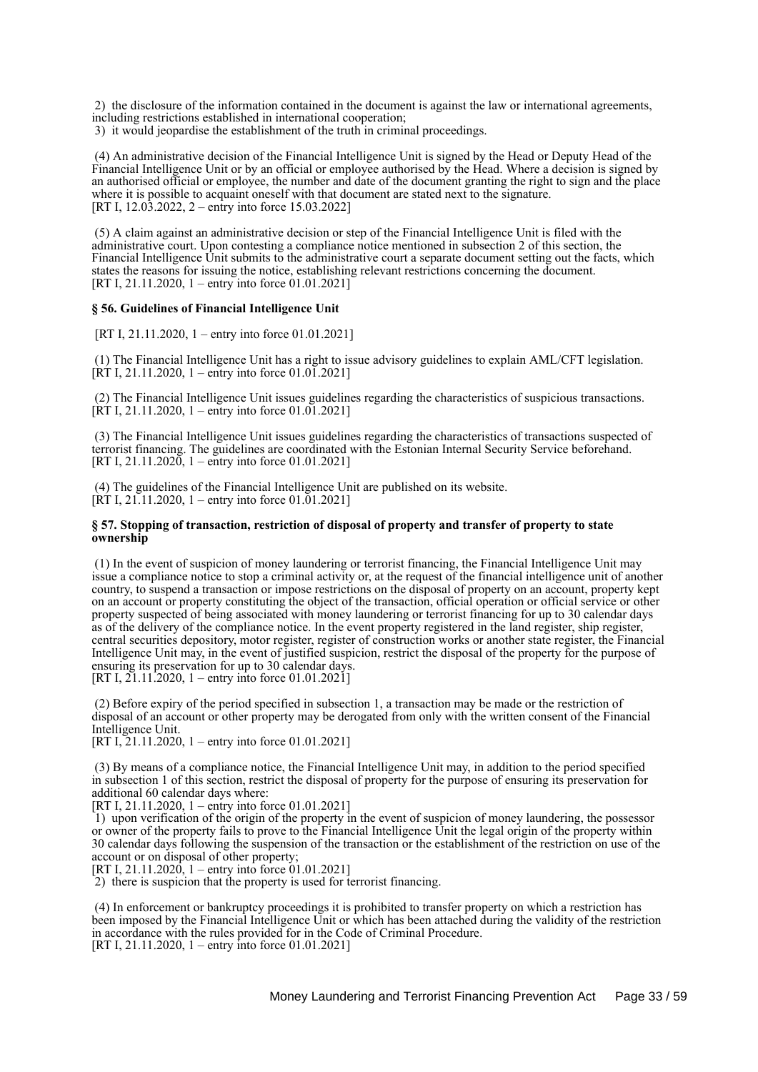2) the disclosure of the information contained in the document is against the law or international agreements, including restrictions established in international cooperation;
3) it would jeopardise the establishment of the truth in criminal proceedings.

(4) An administrative decision of the Financial Intelligence Unit is signed by the Head or Deputy Head of the Financial Intelligence Unit or by an official or employee authorised by the Head. Where a decision is signed by an authorised official or employee, the number and date of the document granting the right to sign and the place where it is possible to acquaint oneself with that document are stated next to the signature.
[RT I, 12.03.2022, 2 – entry into force 15.03.2022]

(5) A claim against an administrative decision or step of the Financial Intelligence Unit is filed with the administrative court. Upon contesting a compliance notice mentioned in subsection 2 of this section, the Financial Intelligence Unit submits to the administrative court a separate document setting out the facts, which states the reasons for issuing the notice, establishing relevant restrictions concerning the document.
[RT I, 21.11.2020, 1 – entry into force 01.01.2021]

**§ 56. Guidelines of Financial Intelligence Unit**

[RT I, 21.11.2020, 1 – entry into force 01.01.2021]

(1) The Financial Intelligence Unit has a right to issue advisory guidelines to explain AML/CFT legislation.
[RT I, 21.11.2020, 1 – entry into force 01.01.2021]

(2) The Financial Intelligence Unit issues guidelines regarding the characteristics of suspicious transactions.
[RT I, 21.11.2020, 1 – entry into force 01.01.2021]

(3) The Financial Intelligence Unit issues guidelines regarding the characteristics of transactions suspected of terrorist financing. The guidelines are coordinated with the Estonian Internal Security Service beforehand.
[RT I, 21.11.2020, 1 – entry into force 01.01.2021]

(4) The guidelines of the Financial Intelligence Unit are published on its website.
[RT I, 21.11.2020, 1 – entry into force 01.01.2021]

**§ 57. Stopping of transaction, restriction of disposal of property and transfer of property to state ownership**

(1) In the event of suspicion of money laundering or terrorist financing, the Financial Intelligence Unit may issue a compliance notice to stop a criminal activity or, at the request of the financial intelligence unit of another country, to suspend a transaction or impose restrictions on the disposal of property on an account, property kept on an account or property constituting the object of the transaction, official operation or official service or other property suspected of being associated with money laundering or terrorist financing for up to 30 calendar days as of the delivery of the compliance notice. In the event property registered in the land register, ship register, central securities depository, motor register, register of construction works or another state register, the Financial Intelligence Unit may, in the event of justified suspicion, restrict the disposal of the property for the purpose of ensuring its preservation for up to 30 calendar days.
[RT I, 21.11.2020, 1 – entry into force 01.01.2021]

(2) Before expiry of the period specified in subsection 1, a transaction may be made or the restriction of disposal of an account or other property may be derogated from only with the written consent of the Financial Intelligence Unit.
[RT I, 21.11.2020, 1 – entry into force 01.01.2021]

(3) By means of a compliance notice, the Financial Intelligence Unit may, in addition to the period specified in subsection 1 of this section, restrict the disposal of property for the purpose of ensuring its preservation for additional 60 calendar days where:
[RT I, 21.11.2020, 1 – entry into force 01.01.2021]
1) upon verification of the origin of the property in the event of suspicion of money laundering, the possessor or owner of the property fails to prove to the Financial Intelligence Unit the legal origin of the property within 30 calendar days following the suspension of the transaction or the establishment of the restriction on use of the account or on disposal of other property;
[RT I, 21.11.2020, 1 – entry into force 01.01.2021]
2) there is suspicion that the property is used for terrorist financing.

(4) In enforcement or bankruptcy proceedings it is prohibited to transfer property on which a restriction has been imposed by the Financial Intelligence Unit or which has been attached during the validity of the restriction in accordance with the rules provided for in the Code of Criminal Procedure.
[RT I, 21.11.2020, 1 – entry into force 01.01.2021]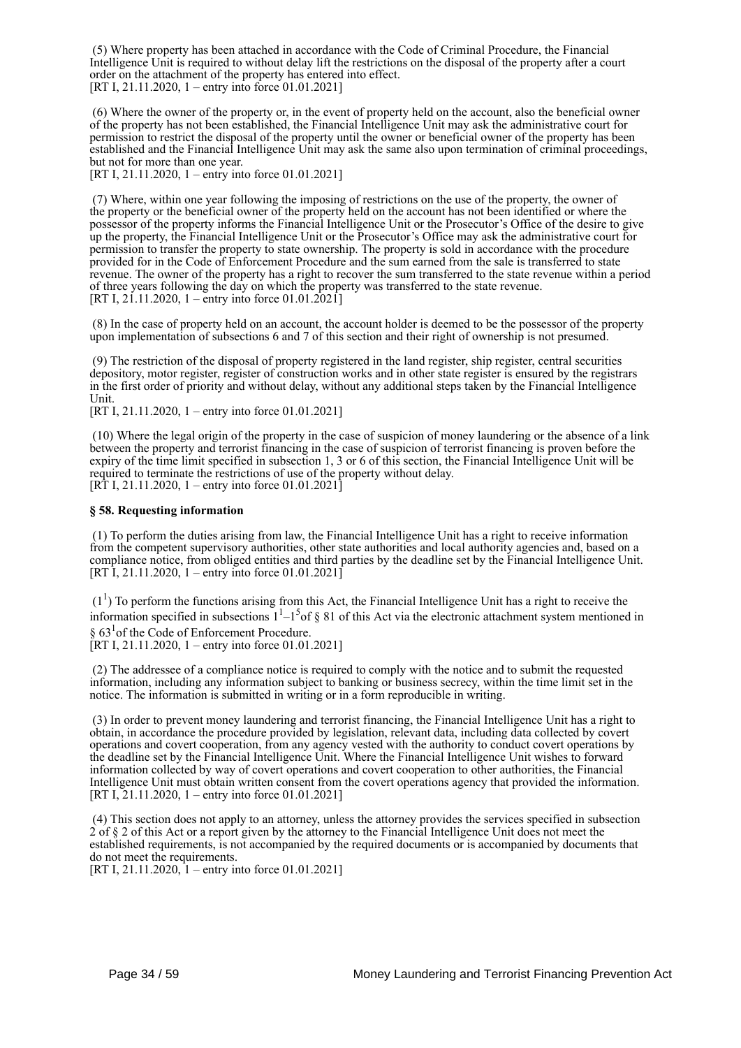(5) Where property has been attached in accordance with the Code of Criminal Procedure, the Financial Intelligence Unit is required to without delay lift the restrictions on the disposal of the property after a court order on the attachment of the property has entered into effect.
[RT I, 21.11.2020, 1 – entry into force 01.01.2021]

(6) Where the owner of the property or, in the event of property held on the account, also the beneficial owner of the property has not been established, the Financial Intelligence Unit may ask the administrative court for permission to restrict the disposal of the property until the owner or beneficial owner of the property has been established and the Financial Intelligence Unit may ask the same also upon termination of criminal proceedings, but not for more than one year.
[RT I, 21.11.2020, 1 – entry into force 01.01.2021]

(7) Where, within one year following the imposing of restrictions on the use of the property, the owner of the property or the beneficial owner of the property held on the account has not been identified or where the possessor of the property informs the Financial Intelligence Unit or the Prosecutor's Office of the desire to give up the property, the Financial Intelligence Unit or the Prosecutor's Office may ask the administrative court for permission to transfer the property to state ownership. The property is sold in accordance with the procedure provided for in the Code of Enforcement Procedure and the sum earned from the sale is transferred to state revenue. The owner of the property has a right to recover the sum transferred to the state revenue within a period of three years following the day on which the property was transferred to the state revenue.
[RT I, 21.11.2020, 1 – entry into force 01.01.2021]

(8) In the case of property held on an account, the account holder is deemed to be the possessor of the property upon implementation of subsections 6 and 7 of this section and their right of ownership is not presumed.

(9) The restriction of the disposal of property registered in the land register, ship register, central securities depository, motor register, register of construction works and in other state register is ensured by the registrars in the first order of priority and without delay, without any additional steps taken by the Financial Intelligence Unit.
[RT I, 21.11.2020, 1 – entry into force 01.01.2021]

(10) Where the legal origin of the property in the case of suspicion of money laundering or the absence of a link between the property and terrorist financing in the case of suspicion of terrorist financing is proven before the expiry of the time limit specified in subsection 1, 3 or 6 of this section, the Financial Intelligence Unit will be required to terminate the restrictions of use of the property without delay.
[RT I, 21.11.2020, 1 – entry into force 01.01.2021]

**§ 58. Requesting information**

(1) To perform the duties arising from law, the Financial Intelligence Unit has a right to receive information from the competent supervisory authorities, other state authorities and local authority agencies and, based on a compliance notice, from obliged entities and third parties by the deadline set by the Financial Intelligence Unit.
[RT I, 21.11.2020, 1 – entry into force 01.01.2021]

($1^1$) To perform the functions arising from this Act, the Financial Intelligence Unit has a right to receive the information specified in subsections $1^1$–$1^5$ of § 81 of this Act via the electronic attachment system mentioned in § $63^1$ of the Code of Enforcement Procedure.
[RT I, 21.11.2020, 1 – entry into force 01.01.2021]

(2) The addressee of a compliance notice is required to comply with the notice and to submit the requested information, including any information subject to banking or business secrecy, within the time limit set in the notice. The information is submitted in writing or in a form reproducible in writing.

(3) In order to prevent money laundering and terrorist financing, the Financial Intelligence Unit has a right to obtain, in accordance the procedure provided by legislation, relevant data, including data collected by covert operations and covert cooperation, from any agency vested with the authority to conduct covert operations by the deadline set by the Financial Intelligence Unit. Where the Financial Intelligence Unit wishes to forward information collected by way of covert operations and covert cooperation to other authorities, the Financial Intelligence Unit must obtain written consent from the covert operations agency that provided the information.
[RT I, 21.11.2020, 1 – entry into force 01.01.2021]

(4) This section does not apply to an attorney, unless the attorney provides the services specified in subsection 2 of § 2 of this Act or a report given by the attorney to the Financial Intelligence Unit does not meet the established requirements, is not accompanied by the required documents or is accompanied by documents that do not meet the requirements.
[RT I, 21.11.2020, 1 – entry into force 01.01.2021]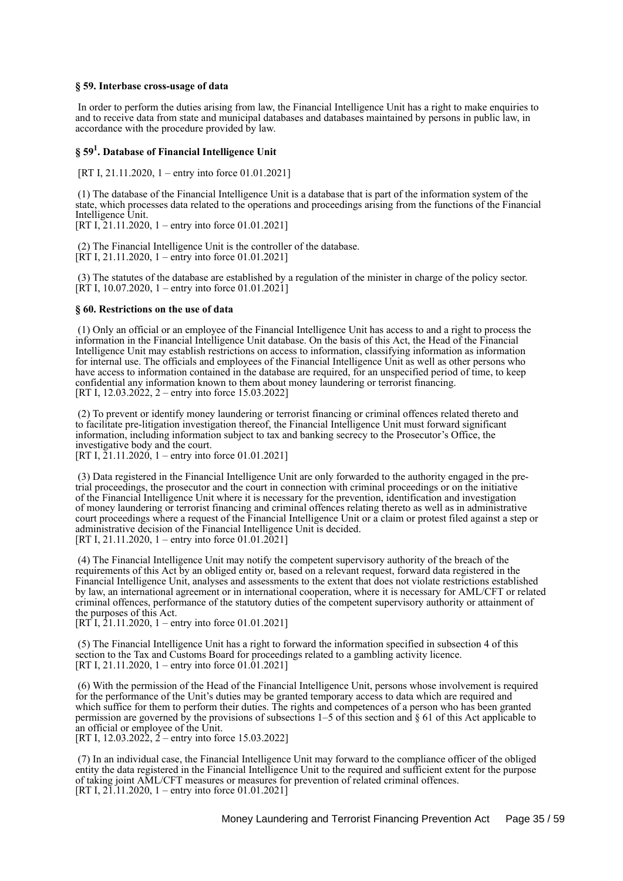### § 59. Interbase cross-usage of data

In order to perform the duties arising from law, the Financial Intelligence Unit has a right to make enquiries to and to receive data from state and municipal databases and databases maintained by persons in public law, in accordance with the procedure provided by law.

### § 59[1]. Database of Financial Intelligence Unit

[RT I, 21.11.2020, 1 – entry into force 01.01.2021]

(1) The database of the Financial Intelligence Unit is a database that is part of the information system of the state, which processes data related to the operations and proceedings arising from the functions of the Financial Intelligence Unit.
[RT I, 21.11.2020, 1 – entry into force 01.01.2021]

(2) The Financial Intelligence Unit is the controller of the database.
[RT I, 21.11.2020, 1 – entry into force 01.01.2021]

(3) The statutes of the database are established by a regulation of the minister in charge of the policy sector.
[RT I, 10.07.2020, 1 – entry into force 01.01.2021]

### § 60. Restrictions on the use of data

(1) Only an official or an employee of the Financial Intelligence Unit has access to and a right to process the information in the Financial Intelligence Unit database. On the basis of this Act, the Head of the Financial Intelligence Unit may establish restrictions on access to information, classifying information as information for internal use. The officials and employees of the Financial Intelligence Unit as well as other persons who have access to information contained in the database are required, for an unspecified period of time, to keep confidential any information known to them about money laundering or terrorist financing.
[RT I, 12.03.2022, 2 – entry into force 15.03.2022]

(2) To prevent or identify money laundering or terrorist financing or criminal offences related thereto and to facilitate pre-litigation investigation thereof, the Financial Intelligence Unit must forward significant information, including information subject to tax and banking secrecy to the Prosecutor's Office, the investigative body and the court.
[RT I, 21.11.2020, 1 – entry into force 01.01.2021]

(3) Data registered in the Financial Intelligence Unit are only forwarded to the authority engaged in the pre-trial proceedings, the prosecutor and the court in connection with criminal proceedings or on the initiative of the Financial Intelligence Unit where it is necessary for the prevention, identification and investigation of money laundering or terrorist financing and criminal offences relating thereto as well as in administrative court proceedings where a request of the Financial Intelligence Unit or a claim or protest filed against a step or administrative decision of the Financial Intelligence Unit is decided.
[RT I, 21.11.2020, 1 – entry into force 01.01.2021]

(4) The Financial Intelligence Unit may notify the competent supervisory authority of the breach of the requirements of this Act by an obliged entity or, based on a relevant request, forward data registered in the Financial Intelligence Unit, analyses and assessments to the extent that does not violate restrictions established by law, an international agreement or in international cooperation, where it is necessary for AML/CFT or related criminal offences, performance of the statutory duties of the competent supervisory authority or attainment of the purposes of this Act.
[RT I, 21.11.2020, 1 – entry into force 01.01.2021]

(5) The Financial Intelligence Unit has a right to forward the information specified in subsection 4 of this section to the Tax and Customs Board for proceedings related to a gambling activity licence.
[RT I, 21.11.2020, 1 – entry into force 01.01.2021]

(6) With the permission of the Head of the Financial Intelligence Unit, persons whose involvement is required for the performance of the Unit's duties may be granted temporary access to data which are required and which suffice for them to perform their duties. The rights and competences of a person who has been granted permission are governed by the provisions of subsections 1–5 of this section and § 61 of this Act applicable to an official or employee of the Unit.
[RT I, 12.03.2022, 2 – entry into force 15.03.2022]

(7) In an individual case, the Financial Intelligence Unit may forward to the compliance officer of the obliged entity the data registered in the Financial Intelligence Unit to the required and sufficient extent for the purpose of taking joint AML/CFT measures or measures for prevention of related criminal offences.
[RT I, 21.11.2020, 1 – entry into force 01.01.2021]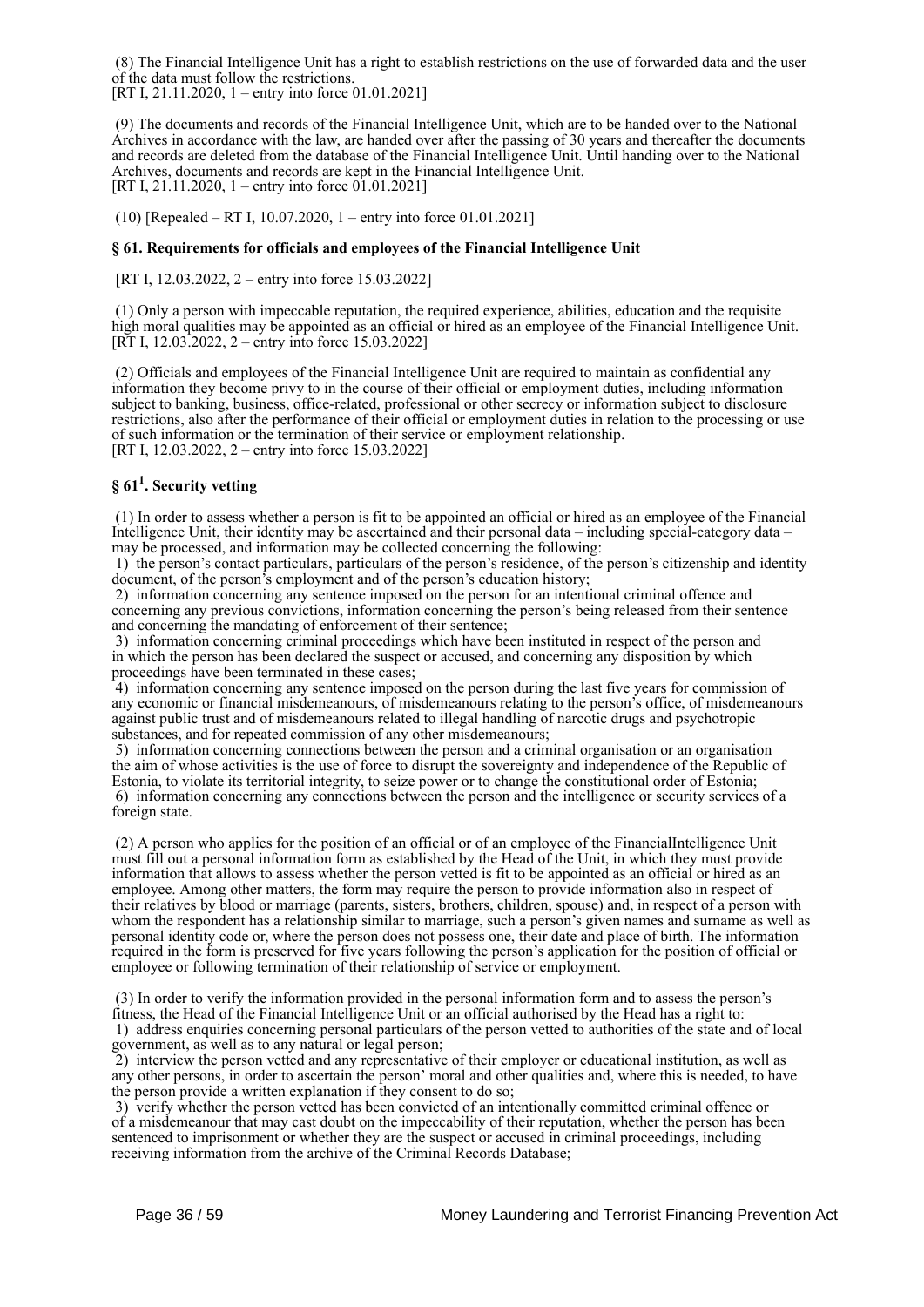(8) The Financial Intelligence Unit has a right to establish restrictions on the use of forwarded data and the user of the data must follow the restrictions.
[RT I, 21.11.2020, 1 – entry into force 01.01.2021]

(9) The documents and records of the Financial Intelligence Unit, which are to be handed over to the National Archives in accordance with the law, are handed over after the passing of 30 years and thereafter the documents and records are deleted from the database of the Financial Intelligence Unit. Until handing over to the National Archives, documents and records are kept in the Financial Intelligence Unit.
[RT I, 21.11.2020, 1 – entry into force 01.01.2021]

(10) [Repealed – RT I, 10.07.2020, 1 – entry into force 01.01.2021]

### § 61. Requirements for officials and employees of the Financial Intelligence Unit

[RT I, 12.03.2022, 2 – entry into force 15.03.2022]

(1) Only a person with impeccable reputation, the required experience, abilities, education and the requisite high moral qualities may be appointed as an official or hired as an employee of the Financial Intelligence Unit.
[RT I, 12.03.2022, 2 – entry into force 15.03.2022]

(2) Officials and employees of the Financial Intelligence Unit are required to maintain as confidential any information they become privy to in the course of their official or employment duties, including information subject to banking, business, office-related, professional or other secrecy or information subject to disclosure restrictions, also after the performance of their official or employment duties in relation to the processing or use of such information or the termination of their service or employment relationship.
[RT I, 12.03.2022, 2 – entry into force 15.03.2022]

### § 61[1]. Security vetting

(1) In order to assess whether a person is fit to be appointed an official or hired as an employee of the Financial Intelligence Unit, their identity may be ascertained and their personal data – including special-category data – may be processed, and information may be collected concerning the following:
1) the person's contact particulars, particulars of the person's residence, of the person's citizenship and identity document, of the person's employment and of the person's education history;
2) information concerning any sentence imposed on the person for an intentional criminal offence and concerning any previous convictions, information concerning the person's being released from their sentence and concerning the mandating of enforcement of their sentence;
3) information concerning criminal proceedings which have been instituted in respect of the person and in which the person has been declared the suspect or accused, and concerning any disposition by which proceedings have been terminated in these cases;
4) information concerning any sentence imposed on the person during the last five years for commission of any economic or financial misdemeanours, of misdemeanours relating to the person's office, of misdemeanours against public trust and of misdemeanours related to illegal handling of narcotic drugs and psychotropic substances, and for repeated commission of any other misdemeanours;
5) information concerning connections between the person and a criminal organisation or an organisation the aim of whose activities is the use of force to disrupt the sovereignty and independence of the Republic of Estonia, to violate its territorial integrity, to seize power or to change the constitutional order of Estonia;
6) information concerning any connections between the person and the intelligence or security services of a foreign state.

(2) A person who applies for the position of an official or of an employee of the FinancialIntelligence Unit must fill out a personal information form as established by the Head of the Unit, in which they must provide information that allows to assess whether the person vetted is fit to be appointed as an official or hired as an employee. Among other matters, the form may require the person to provide information also in respect of their relatives by blood or marriage (parents, sisters, brothers, children, spouse) and, in respect of a person with whom the respondent has a relationship similar to marriage, such a person's given names and surname as well as personal identity code or, where the person does not possess one, their date and place of birth. The information required in the form is preserved for five years following the person's application for the position of official or employee or following termination of their relationship of service or employment.

(3) In order to verify the information provided in the personal information form and to assess the person's fitness, the Head of the Financial Intelligence Unit or an official authorised by the Head has a right to:
1) address enquiries concerning personal particulars of the person vetted to authorities of the state and of local government, as well as to any natural or legal person;
2) interview the person vetted and any representative of their employer or educational institution, as well as any other persons, in order to ascertain the person' moral and other qualities and, where this is needed, to have the person provide a written explanation if they consent to do so;
3) verify whether the person vetted has been convicted of an intentionally committed criminal offence or of a misdemeanour that may cast doubt on the impeccability of their reputation, whether the person has been sentenced to imprisonment or whether they are the suspect or accused in criminal proceedings, including receiving information from the archive of the Criminal Records Database;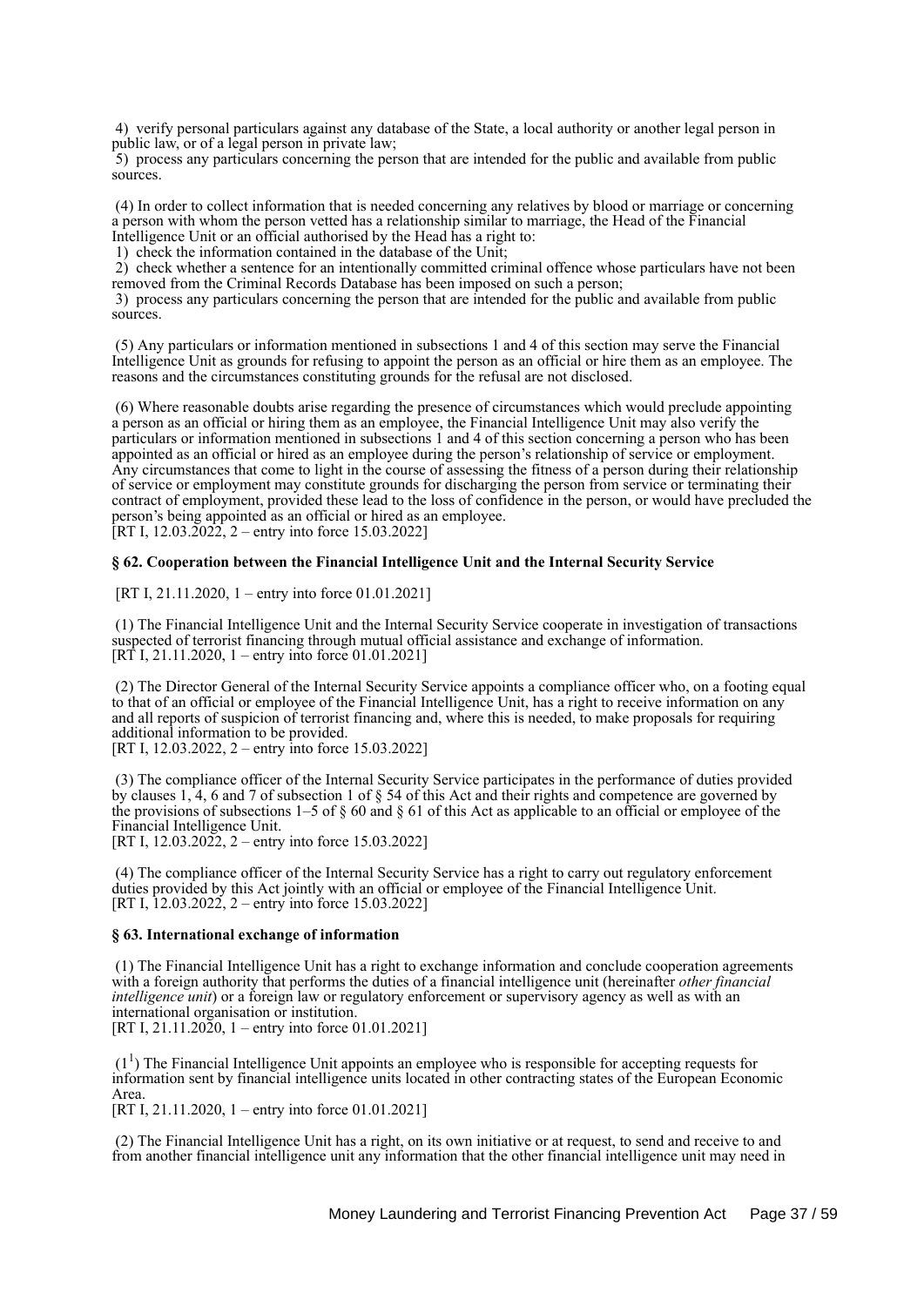4) verify personal particulars against any database of the State, a local authority or another legal person in public law, or of a legal person in private law;
5) process any particulars concerning the person that are intended for the public and available from public sources.

(4) In order to collect information that is needed concerning any relatives by blood or marriage or concerning a person with whom the person vetted has a relationship similar to marriage, the Head of the Financial Intelligence Unit or an official authorised by the Head has a right to:
1) check the information contained in the database of the Unit;
2) check whether a sentence for an intentionally committed criminal offence whose particulars have not been removed from the Criminal Records Database has been imposed on such a person;
3) process any particulars concerning the person that are intended for the public and available from public sources.

(5) Any particulars or information mentioned in subsections 1 and 4 of this section may serve the Financial Intelligence Unit as grounds for refusing to appoint the person as an official or hire them as an employee. The reasons and the circumstances constituting grounds for the refusal are not disclosed.

(6) Where reasonable doubts arise regarding the presence of circumstances which would preclude appointing a person as an official or hiring them as an employee, the Financial Intelligence Unit may also verify the particulars or information mentioned in subsections 1 and 4 of this section concerning a person who has been appointed as an official or hired as an employee during the person's relationship of service or employment. Any circumstances that come to light in the course of assessing the fitness of a person during their relationship of service or employment may constitute grounds for discharging the person from service or terminating their contract of employment, provided these lead to the loss of confidence in the person, or would have precluded the person's being appointed as an official or hired as an employee.
[RT I, 12.03.2022, 2 – entry into force 15.03.2022]

**§ 62. Cooperation between the Financial Intelligence Unit and the Internal Security Service**

[RT I, 21.11.2020, 1 – entry into force 01.01.2021]

(1) The Financial Intelligence Unit and the Internal Security Service cooperate in investigation of transactions suspected of terrorist financing through mutual official assistance and exchange of information.
[RT I, 21.11.2020, 1 – entry into force 01.01.2021]

(2) The Director General of the Internal Security Service appoints a compliance officer who, on a footing equal to that of an official or employee of the Financial Intelligence Unit, has a right to receive information on any and all reports of suspicion of terrorist financing and, where this is needed, to make proposals for requiring additional information to be provided.
[RT I, 12.03.2022, 2 – entry into force 15.03.2022]

(3) The compliance officer of the Internal Security Service participates in the performance of duties provided by clauses 1, 4, 6 and 7 of subsection 1 of § 54 of this Act and their rights and competence are governed by the provisions of subsections 1–5 of § 60 and § 61 of this Act as applicable to an official or employee of the Financial Intelligence Unit.
[RT I, 12.03.2022, 2 – entry into force 15.03.2022]

(4) The compliance officer of the Internal Security Service has a right to carry out regulatory enforcement duties provided by this Act jointly with an official or employee of the Financial Intelligence Unit.
[RT I, 12.03.2022, 2 – entry into force 15.03.2022]

**§ 63. International exchange of information**

(1) The Financial Intelligence Unit has a right to exchange information and conclude cooperation agreements with a foreign authority that performs the duties of a financial intelligence unit (hereinafter *other financial intelligence unit*) or a foreign law or regulatory enforcement or supervisory agency as well as with an international organisation or institution.
[RT I, 21.11.2020, 1 – entry into force 01.01.2021]

($1^1$) The Financial Intelligence Unit appoints an employee who is responsible for accepting requests for information sent by financial intelligence units located in other contracting states of the European Economic Area.
[RT I, 21.11.2020, 1 – entry into force 01.01.2021]

(2) The Financial Intelligence Unit has a right, on its own initiative or at request, to send and receive to and from another financial intelligence unit any information that the other financial intelligence unit may need in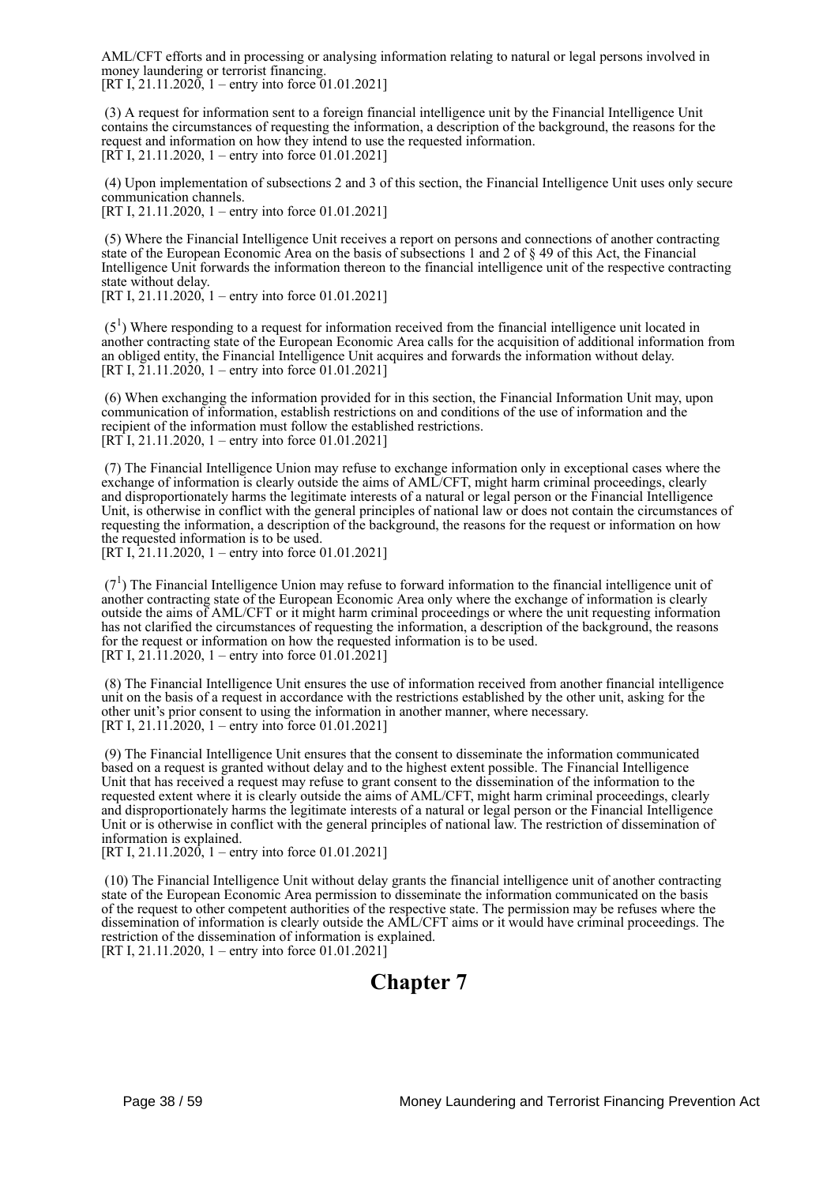AML/CFT efforts and in processing or analysing information relating to natural or legal persons involved in money laundering or terrorist financing.
[RT I, 21.11.2020, 1 – entry into force 01.01.2021]

(3) A request for information sent to a foreign financial intelligence unit by the Financial Intelligence Unit contains the circumstances of requesting the information, a description of the background, the reasons for the request and information on how they intend to use the requested information.
[RT I, 21.11.2020, 1 – entry into force 01.01.2021]

(4) Upon implementation of subsections 2 and 3 of this section, the Financial Intelligence Unit uses only secure communication channels.
[RT I, 21.11.2020, 1 – entry into force 01.01.2021]

(5) Where the Financial Intelligence Unit receives a report on persons and connections of another contracting state of the European Economic Area on the basis of subsections 1 and 2 of § 49 of this Act, the Financial Intelligence Unit forwards the information thereon to the financial intelligence unit of the respective contracting state without delay.
[RT I, 21.11.2020, 1 – entry into force 01.01.2021]

($5^1$) Where responding to a request for information received from the financial intelligence unit located in another contracting state of the European Economic Area calls for the acquisition of additional information from an obliged entity, the Financial Intelligence Unit acquires and forwards the information without delay.
[RT I, 21.11.2020, 1 – entry into force 01.01.2021]

(6) When exchanging the information provided for in this section, the Financial Information Unit may, upon communication of information, establish restrictions on and conditions of the use of information and the recipient of the information must follow the established restrictions.
[RT I, 21.11.2020, 1 – entry into force 01.01.2021]

(7) The Financial Intelligence Union may refuse to exchange information only in exceptional cases where the exchange of information is clearly outside the aims of AML/CFT, might harm criminal proceedings, clearly and disproportionately harms the legitimate interests of a natural or legal person or the Financial Intelligence Unit, is otherwise in conflict with the general principles of national law or does not contain the circumstances of requesting the information, a description of the background, the reasons for the request or information on how the requested information is to be used.
[RT I, 21.11.2020, 1 – entry into force 01.01.2021]

($7^1$) The Financial Intelligence Union may refuse to forward information to the financial intelligence unit of another contracting state of the European Economic Area only where the exchange of information is clearly outside the aims of AML/CFT or it might harm criminal proceedings or where the unit requesting information has not clarified the circumstances of requesting the information, a description of the background, the reasons for the request or information on how the requested information is to be used.
[RT I, 21.11.2020, 1 – entry into force 01.01.2021]

(8) The Financial Intelligence Unit ensures the use of information received from another financial intelligence unit on the basis of a request in accordance with the restrictions established by the other unit, asking for the other unit's prior consent to using the information in another manner, where necessary.
[RT I, 21.11.2020, 1 – entry into force 01.01.2021]

(9) The Financial Intelligence Unit ensures that the consent to disseminate the information communicated based on a request is granted without delay and to the highest extent possible. The Financial Intelligence Unit that has received a request may refuse to grant consent to the dissemination of the information to the requested extent where it is clearly outside the aims of AML/CFT, might harm criminal proceedings, clearly and disproportionately harms the legitimate interests of a natural or legal person or the Financial Intelligence Unit or is otherwise in conflict with the general principles of national law. The restriction of dissemination of information is explained.
[RT I, 21.11.2020, 1 – entry into force 01.01.2021]

(10) The Financial Intelligence Unit without delay grants the financial intelligence unit of another contracting state of the European Economic Area permission to disseminate the information communicated on the basis of the request to other competent authorities of the respective state. The permission may be refuses where the dissemination of information is clearly outside the AML/CFT aims or it would have criminal proceedings. The restriction of the dissemination of information is explained.
[RT I, 21.11.2020, 1 – entry into force 01.01.2021]

# Chapter 7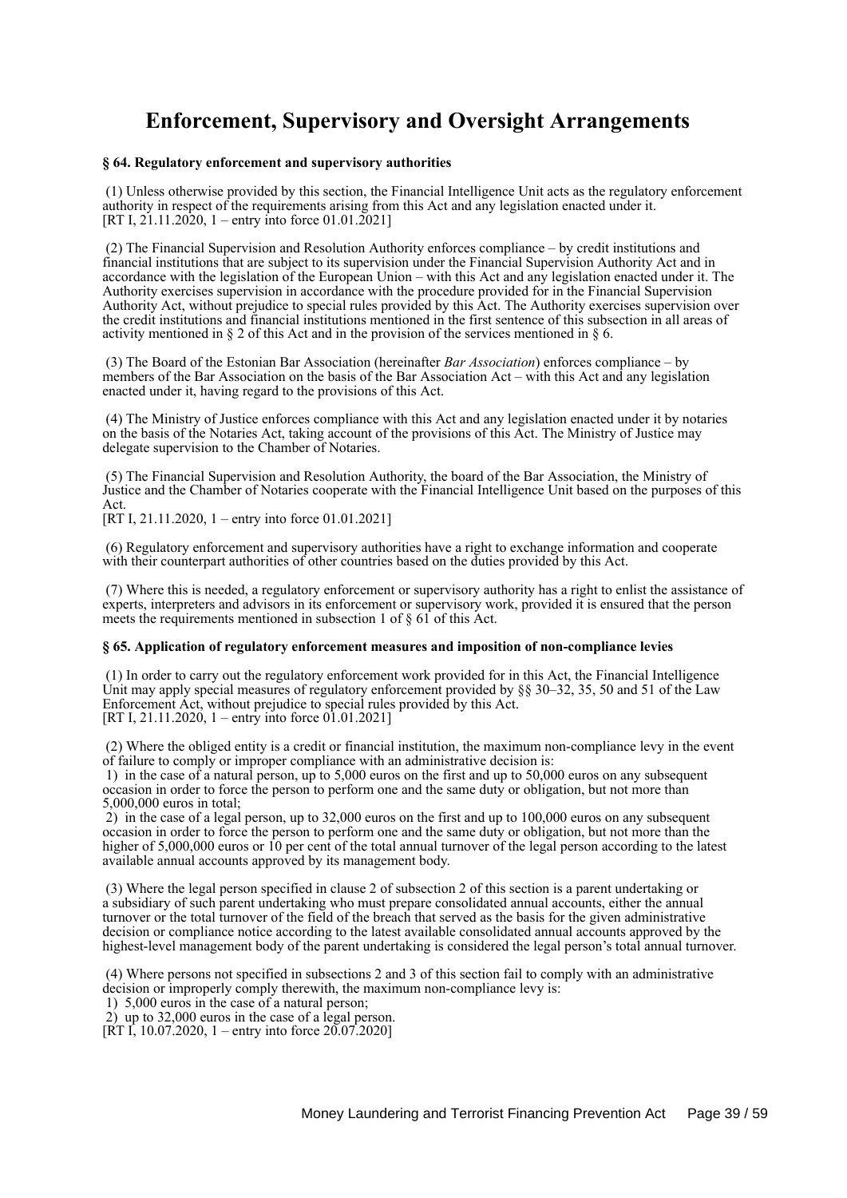# Enforcement, Supervisory and Oversight Arrangements

**§ 64. Regulatory enforcement and supervisory authorities**

(1) Unless otherwise provided by this section, the Financial Intelligence Unit acts as the regulatory enforcement authority in respect of the requirements arising from this Act and any legislation enacted under it.
[RT I, 21.11.2020, 1 – entry into force 01.01.2021]

(2) The Financial Supervision and Resolution Authority enforces compliance – by credit institutions and financial institutions that are subject to its supervision under the Financial Supervision Authority Act and in accordance with the legislation of the European Union – with this Act and any legislation enacted under it. The Authority exercises supervision in accordance with the procedure provided for in the Financial Supervision Authority Act, without prejudice to special rules provided by this Act. The Authority exercises supervision over the credit institutions and financial institutions mentioned in the first sentence of this subsection in all areas of activity mentioned in § 2 of this Act and in the provision of the services mentioned in § 6.

(3) The Board of the Estonian Bar Association (hereinafter *Bar Association*) enforces compliance – by members of the Bar Association on the basis of the Bar Association Act – with this Act and any legislation enacted under it, having regard to the provisions of this Act.

(4) The Ministry of Justice enforces compliance with this Act and any legislation enacted under it by notaries on the basis of the Notaries Act, taking account of the provisions of this Act. The Ministry of Justice may delegate supervision to the Chamber of Notaries.

(5) The Financial Supervision and Resolution Authority, the board of the Bar Association, the Ministry of Justice and the Chamber of Notaries cooperate with the Financial Intelligence Unit based on the purposes of this Act.
[RT I, 21.11.2020, 1 – entry into force 01.01.2021]

(6) Regulatory enforcement and supervisory authorities have a right to exchange information and cooperate with their counterpart authorities of other countries based on the duties provided by this Act.

(7) Where this is needed, a regulatory enforcement or supervisory authority has a right to enlist the assistance of experts, interpreters and advisors in its enforcement or supervisory work, provided it is ensured that the person meets the requirements mentioned in subsection 1 of § 61 of this Act.

**§ 65. Application of regulatory enforcement measures and imposition of non-compliance levies**

(1) In order to carry out the regulatory enforcement work provided for in this Act, the Financial Intelligence Unit may apply special measures of regulatory enforcement provided by §§ 30–32, 35, 50 and 51 of the Law Enforcement Act, without prejudice to special rules provided by this Act.
[RT I, 21.11.2020, 1 – entry into force 01.01.2021]

(2) Where the obliged entity is a credit or financial institution, the maximum non-compliance levy in the event of failure to comply or improper compliance with an administrative decision is:
1) in the case of a natural person, up to 5,000 euros on the first and up to 50,000 euros on any subsequent occasion in order to force the person to perform one and the same duty or obligation, but not more than 5,000,000 euros in total;
2) in the case of a legal person, up to 32,000 euros on the first and up to 100,000 euros on any subsequent occasion in order to force the person to perform one and the same duty or obligation, but not more than the higher of 5,000,000 euros or 10 per cent of the total annual turnover of the legal person according to the latest available annual accounts approved by its management body.

(3) Where the legal person specified in clause 2 of subsection 2 of this section is a parent undertaking or a subsidiary of such parent undertaking who must prepare consolidated annual accounts, either the annual turnover or the total turnover of the field of the breach that served as the basis for the given administrative decision or compliance notice according to the latest available consolidated annual accounts approved by the highest-level management body of the parent undertaking is considered the legal person's total annual turnover.

(4) Where persons not specified in subsections 2 and 3 of this section fail to comply with an administrative decision or improperly comply therewith, the maximum non-compliance levy is:
1) 5,000 euros in the case of a natural person;
2) up to 32,000 euros in the case of a legal person.
[RT I, 10.07.2020, 1 – entry into force 20.07.2020]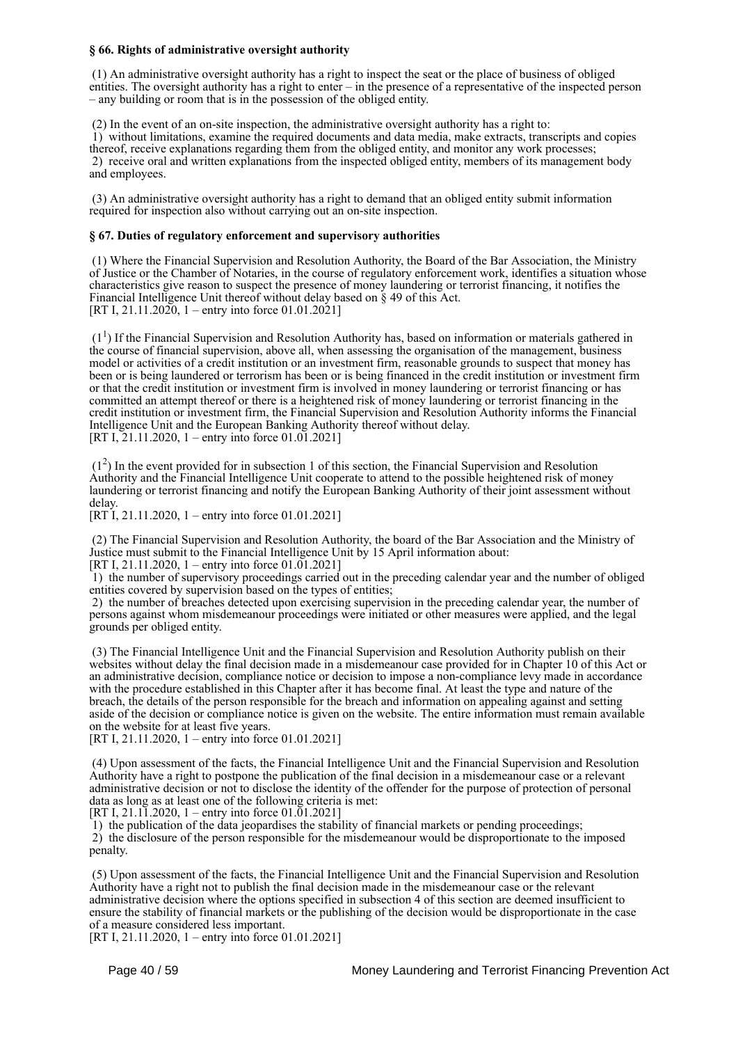**§ 66. Rights of administrative oversight authority**

(1) An administrative oversight authority has a right to inspect the seat or the place of business of obliged entities. The oversight authority has a right to enter – in the presence of a representative of the inspected person – any building or room that is in the possession of the obliged entity.

(2) In the event of an on-site inspection, the administrative oversight authority has a right to:
1) without limitations, examine the required documents and data media, make extracts, transcripts and copies thereof, receive explanations regarding them from the obliged entity, and monitor any work processes;
2) receive oral and written explanations from the inspected obliged entity, members of its management body and employees.

(3) An administrative oversight authority has a right to demand that an obliged entity submit information required for inspection also without carrying out an on-site inspection.

**§ 67. Duties of regulatory enforcement and supervisory authorities**

(1) Where the Financial Supervision and Resolution Authority, the Board of the Bar Association, the Ministry of Justice or the Chamber of Notaries, in the course of regulatory enforcement work, identifies a situation whose characteristics give reason to suspect the presence of money laundering or terrorist financing, it notifies the Financial Intelligence Unit thereof without delay based on § 49 of this Act.
[RT I, 21.11.2020, 1 – entry into force 01.01.2021]

($1^1$) If the Financial Supervision and Resolution Authority has, based on information or materials gathered in the course of financial supervision, above all, when assessing the organisation of the management, business model or activities of a credit institution or an investment firm, reasonable grounds to suspect that money has been or is being laundered or terrorism has been or is being financed in the credit institution or investment firm or that the credit institution or investment firm is involved in money laundering or terrorist financing or has committed an attempt thereof or there is a heightened risk of money laundering or terrorist financing in the credit institution or investment firm, the Financial Supervision and Resolution Authority informs the Financial Intelligence Unit and the European Banking Authority thereof without delay.
[RT I, 21.11.2020, 1 – entry into force 01.01.2021]

($1^2$) In the event provided for in subsection 1 of this section, the Financial Supervision and Resolution Authority and the Financial Intelligence Unit cooperate to attend to the possible heightened risk of money laundering or terrorist financing and notify the European Banking Authority of their joint assessment without delay.
[RT I, 21.11.2020, 1 – entry into force 01.01.2021]

(2) The Financial Supervision and Resolution Authority, the board of the Bar Association and the Ministry of Justice must submit to the Financial Intelligence Unit by 15 April information about:
[RT I, 21.11.2020, 1 – entry into force 01.01.2021]
1) the number of supervisory proceedings carried out in the preceding calendar year and the number of obliged entities covered by supervision based on the types of entities;
2) the number of breaches detected upon exercising supervision in the preceding calendar year, the number of persons against whom misdemeanour proceedings were initiated or other measures were applied, and the legal grounds per obliged entity.

(3) The Financial Intelligence Unit and the Financial Supervision and Resolution Authority publish on their websites without delay the final decision made in a misdemeanour case provided for in Chapter 10 of this Act or an administrative decision, compliance notice or decision to impose a non-compliance levy made in accordance with the procedure established in this Chapter after it has become final. At least the type and nature of the breach, the details of the person responsible for the breach and information on appealing against and setting aside of the decision or compliance notice is given on the website. The entire information must remain available on the website for at least five years.
[RT I, 21.11.2020, 1 – entry into force 01.01.2021]

(4) Upon assessment of the facts, the Financial Intelligence Unit and the Financial Supervision and Resolution Authority have a right to postpone the publication of the final decision in a misdemeanour case or a relevant administrative decision or not to disclose the identity of the offender for the purpose of protection of personal data as long as at least one of the following criteria is met:
[RT I, 21.11.2020, 1 – entry into force 01.01.2021]
1) the publication of the data jeopardises the stability of financial markets or pending proceedings;
2) the disclosure of the person responsible for the misdemeanour would be disproportionate to the imposed penalty.

(5) Upon assessment of the facts, the Financial Intelligence Unit and the Financial Supervision and Resolution Authority have a right not to publish the final decision made in the misdemeanour case or the relevant administrative decision where the options specified in subsection 4 of this section are deemed insufficient to ensure the stability of financial markets or the publishing of the decision would be disproportionate in the case of a measure considered less important.
[RT I, 21.11.2020, 1 – entry into force 01.01.2021]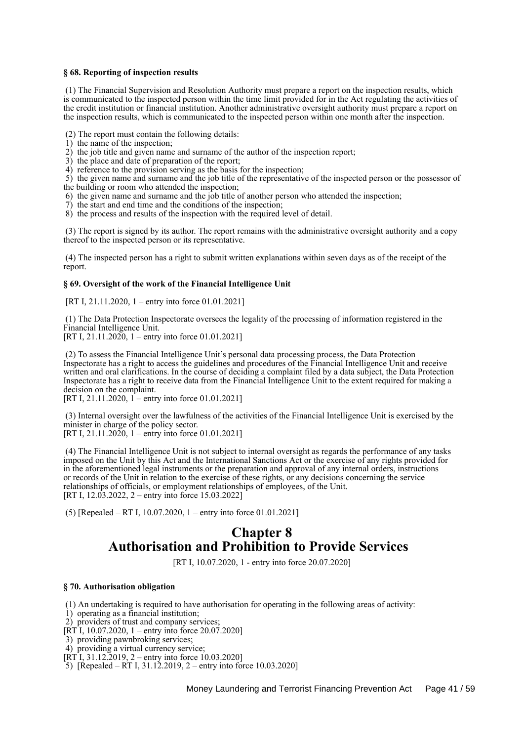#### § 68. Reporting of inspection results

(1) The Financial Supervision and Resolution Authority must prepare a report on the inspection results, which is communicated to the inspected person within the time limit provided for in the Act regulating the activities of the credit institution or financial institution. Another administrative oversight authority must prepare a report on the inspection results, which is communicated to the inspected person within one month after the inspection.

(2) The report must contain the following details:
1) the name of the inspection;
2) the job title and given name and surname of the author of the inspection report;
3) the place and date of preparation of the report;
4) reference to the provision serving as the basis for the inspection;
5) the given name and surname and the job title of the representative of the inspected person or the possessor of the building or room who attended the inspection;
6) the given name and surname and the job title of another person who attended the inspection;
7) the start and end time and the conditions of the inspection;
8) the process and results of the inspection with the required level of detail.

(3) The report is signed by its author. The report remains with the administrative oversight authority and a copy thereof to the inspected person or its representative.

(4) The inspected person has a right to submit written explanations within seven days as of the receipt of the report.

#### § 69. Oversight of the work of the Financial Intelligence Unit

[RT I, 21.11.2020, 1 – entry into force 01.01.2021]

(1) The Data Protection Inspectorate oversees the legality of the processing of information registered in the Financial Intelligence Unit.
[RT I, 21.11.2020, 1 – entry into force 01.01.2021]

(2) To assess the Financial Intelligence Unit's personal data processing process, the Data Protection Inspectorate has a right to access the guidelines and procedures of the Financial Intelligence Unit and receive written and oral clarifications. In the course of deciding a complaint filed by a data subject, the Data Protection Inspectorate has a right to receive data from the Financial Intelligence Unit to the extent required for making a decision on the complaint.
[RT I, 21.11.2020, 1 – entry into force 01.01.2021]

(3) Internal oversight over the lawfulness of the activities of the Financial Intelligence Unit is exercised by the minister in charge of the policy sector.
[RT I, 21.11.2020, 1 – entry into force 01.01.2021]

(4) The Financial Intelligence Unit is not subject to internal oversight as regards the performance of any tasks imposed on the Unit by this Act and the International Sanctions Act or the exercise of any rights provided for in the aforementioned legal instruments or the preparation and approval of any internal orders, instructions or records of the Unit in relation to the exercise of these rights, or any decisions concerning the service relationships of officials, or employment relationships of employees, of the Unit.
[RT I, 12.03.2022, 2 – entry into force 15.03.2022]

(5) [Repealed – RT I, 10.07.2020, 1 – entry into force 01.01.2021]

## Chapter 8
## Authorisation and Prohibition to Provide Services

[RT I, 10.07.2020, 1 - entry into force 20.07.2020]

#### § 70. Authorisation obligation

(1) An undertaking is required to have authorisation for operating in the following areas of activity:
1) operating as a financial institution;
2) providers of trust and company services;
[RT I, 10.07.2020, 1 – entry into force 20.07.2020]
3) providing pawnbroking services;
4) providing a virtual currency service;
[RT I, 31.12.2019, 2 – entry into force 10.03.2020]
5) [Repealed – RT I, 31.12.2019, 2 – entry into force 10.03.2020]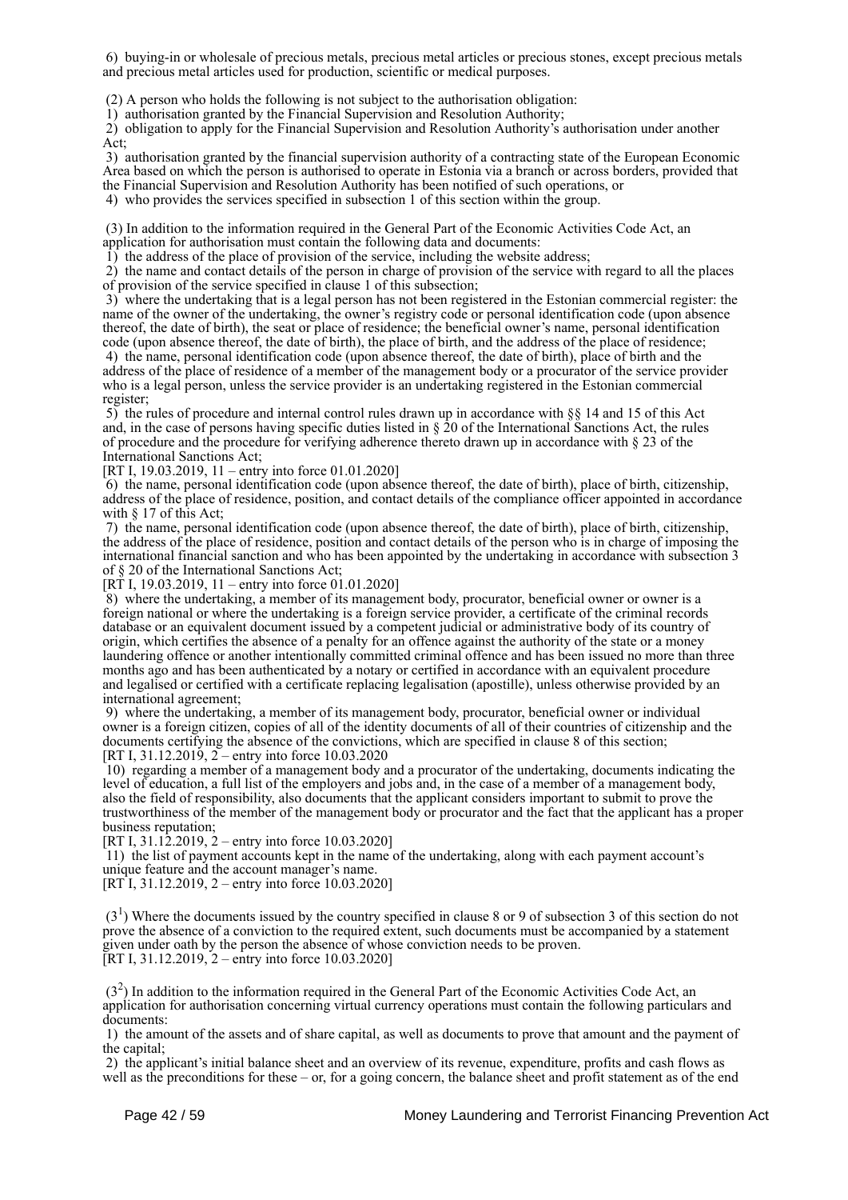6) buying-in or wholesale of precious metals, precious metal articles or precious stones, except precious metals and precious metal articles used for production, scientific or medical purposes.

(2) A person who holds the following is not subject to the authorisation obligation:
1) authorisation granted by the Financial Supervision and Resolution Authority;
2) obligation to apply for the Financial Supervision and Resolution Authority's authorisation under another Act;
3) authorisation granted by the financial supervision authority of a contracting state of the European Economic Area based on which the person is authorised to operate in Estonia via a branch or across borders, provided that the Financial Supervision and Resolution Authority has been notified of such operations, or
4) who provides the services specified in subsection 1 of this section within the group.

(3) In addition to the information required in the General Part of the Economic Activities Code Act, an application for authorisation must contain the following data and documents:
1) the address of the place of provision of the service, including the website address;
2) the name and contact details of the person in charge of provision of the service with regard to all the places of provision of the service specified in clause 1 of this subsection;
3) where the undertaking that is a legal person has not been registered in the Estonian commercial register: the name of the owner of the undertaking, the owner's registry code or personal identification code (upon absence thereof, the date of birth), the seat or place of residence; the beneficial owner's name, personal identification code (upon absence thereof, the date of birth), the place of birth, and the address of the place of residence;
4) the name, personal identification code (upon absence thereof, the date of birth), place of birth and the address of the place of residence of a member of the management body or a procurator of the service provider who is a legal person, unless the service provider is an undertaking registered in the Estonian commercial register;
5) the rules of procedure and internal control rules drawn up in accordance with §§ 14 and 15 of this Act and, in the case of persons having specific duties listed in § 20 of the International Sanctions Act, the rules of procedure and the procedure for verifying adherence thereto drawn up in accordance with § 23 of the International Sanctions Act;
[RT I, 19.03.2019, 11 – entry into force 01.01.2020]
6) the name, personal identification code (upon absence thereof, the date of birth), place of birth, citizenship, address of the place of residence, position, and contact details of the compliance officer appointed in accordance with § 17 of this Act;
7) the name, personal identification code (upon absence thereof, the date of birth), place of birth, citizenship, the address of the place of residence, position and contact details of the person who is in charge of imposing the international financial sanction and who has been appointed by the undertaking in accordance with subsection 3 of § 20 of the International Sanctions Act;
[RT I, 19.03.2019, 11 – entry into force 01.01.2020]
8) where the undertaking, a member of its management body, procurator, beneficial owner or owner is a foreign national or where the undertaking is a foreign service provider, a certificate of the criminal records database or an equivalent document issued by a competent judicial or administrative body of its country of origin, which certifies the absence of a penalty for an offence against the authority of the state or a money laundering offence or another intentionally committed criminal offence and has been issued no more than three months ago and has been authenticated by a notary or certified in accordance with an equivalent procedure and legalised or certified with a certificate replacing legalisation (apostille), unless otherwise provided by an international agreement;
9) where the undertaking, a member of its management body, procurator, beneficial owner or individual owner is a foreign citizen, copies of all of the identity documents of all of their countries of citizenship and the documents certifying the absence of the convictions, which are specified in clause 8 of this section;
[RT I, 31.12.2019, 2 – entry into force 10.03.2020
10) regarding a member of a management body and a procurator of the undertaking, documents indicating the level of education, a full list of the employers and jobs and, in the case of a member of a management body, also the field of responsibility, also documents that the applicant considers important to submit to prove the trustworthiness of the member of the management body or procurator and the fact that the applicant has a proper business reputation;
[RT I, 31.12.2019, 2 – entry into force 10.03.2020]
11) the list of payment accounts kept in the name of the undertaking, along with each payment account's unique feature and the account manager's name.
[RT I, 31.12.2019, 2 – entry into force 10.03.2020]

($3^1$) Where the documents issued by the country specified in clause 8 or 9 of subsection 3 of this section do not prove the absence of a conviction to the required extent, such documents must be accompanied by a statement given under oath by the person the absence of whose conviction needs to be proven.
[RT I, 31.12.2019, 2 – entry into force 10.03.2020]

($3^2$) In addition to the information required in the General Part of the Economic Activities Code Act, an application for authorisation concerning virtual currency operations must contain the following particulars and documents:
1) the amount of the assets and of share capital, as well as documents to prove that amount and the payment of the capital;
2) the applicant's initial balance sheet and an overview of its revenue, expenditure, profits and cash flows as well as the preconditions for these – or, for a going concern, the balance sheet and profit statement as of the end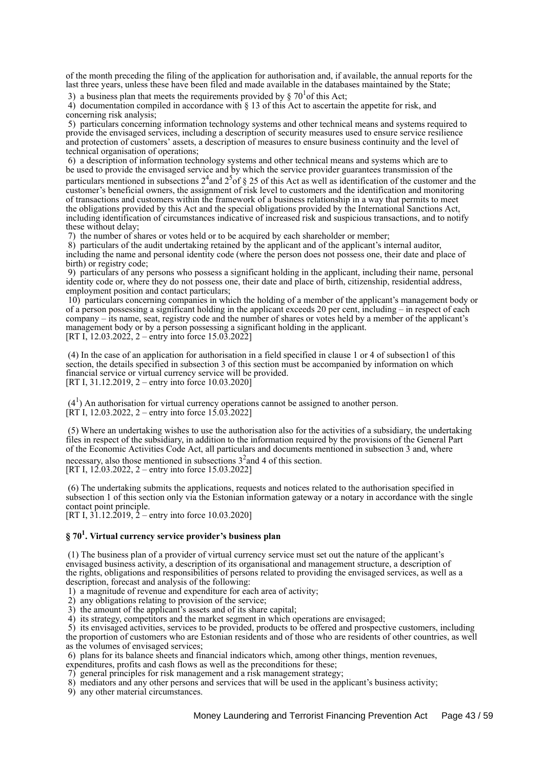of the month preceding the filing of the application for authorisation and, if available, the annual reports for the last three years, unless these have been filed and made available in the databases maintained by the State;

3) a business plan that meets the requirements provided by § 70[1] of this Act;

4) documentation compiled in accordance with § 13 of this Act to ascertain the appetite for risk, and concerning risk analysis;

5) particulars concerning information technology systems and other technical means and systems required to provide the envisaged services, including a description of security measures used to ensure service resilience and protection of customers' assets, a description of measures to ensure business continuity and the level of technical organisation of operations;

6) a description of information technology systems and other technical means and systems which are to be used to provide the envisaged service and by which the service provider guarantees transmission of the particulars mentioned in subsections 2[4] and 2[5] of § 25 of this Act as well as identification of the customer and the customer's beneficial owners, the assignment of risk level to customers and the identification and monitoring of transactions and customers within the framework of a business relationship in a way that permits to meet the obligations provided by this Act and the special obligations provided by the International Sanctions Act, including identification of circumstances indicative of increased risk and suspicious transactions, and to notify these without delay;

7) the number of shares or votes held or to be acquired by each shareholder or member;

8) particulars of the audit undertaking retained by the applicant and of the applicant's internal auditor, including the name and personal identity code (where the person does not possess one, their date and place of birth) or registry code;

9) particulars of any persons who possess a significant holding in the applicant, including their name, personal identity code or, where they do not possess one, their date and place of birth, citizenship, residential address, employment position and contact particulars;

10) particulars concerning companies in which the holding of a member of the applicant's management body or of a person possessing a significant holding in the applicant exceeds 20 per cent, including – in respect of each company – its name, seat, registry code and the number of shares or votes held by a member of the applicant's management body or by a person possessing a significant holding in the applicant.
[RT I, 12.03.2022, 2 – entry into force 15.03.2022]

(4) In the case of an application for authorisation in a field specified in clause 1 or 4 of subsection1 of this section, the details specified in subsection 3 of this section must be accompanied by information on which financial service or virtual currency service will be provided.
[RT I, 31.12.2019, 2 – entry into force 10.03.2020]

(4[1]) An authorisation for virtual currency operations cannot be assigned to another person.
[RT I, 12.03.2022, 2 – entry into force 15.03.2022]

(5) Where an undertaking wishes to use the authorisation also for the activities of a subsidiary, the undertaking files in respect of the subsidiary, in addition to the information required by the provisions of the General Part of the Economic Activities Code Act, all particulars and documents mentioned in subsection 3 and, where necessary, also those mentioned in subsections 3[2] and 4 of this section.
[RT I, 12.03.2022, 2 – entry into force 15.03.2022]

(6) The undertaking submits the applications, requests and notices related to the authorisation specified in subsection 1 of this section only via the Estonian information gateway or a notary in accordance with the single contact point principle.
[RT I, 31.12.2019, 2 – entry into force 10.03.2020]

## § 70[1]. Virtual currency service provider's business plan

(1) The business plan of a provider of virtual currency service must set out the nature of the applicant's envisaged business activity, a description of its organisational and management structure, a description of the rights, obligations and responsibilities of persons related to providing the envisaged services, as well as a description, forecast and analysis of the following:

1) a magnitude of revenue and expenditure for each area of activity;

2) any obligations relating to provision of the service;

3) the amount of the applicant's assets and of its share capital;

4) its strategy, competitors and the market segment in which operations are envisaged;

5) its envisaged activities, services to be provided, products to be offered and prospective customers, including the proportion of customers who are Estonian residents and of those who are residents of other countries, as well as the volumes of envisaged services;

6) plans for its balance sheets and financial indicators which, among other things, mention revenues, expenditures, profits and cash flows as well as the preconditions for these;

7) general principles for risk management and a risk management strategy;

8) mediators and any other persons and services that will be used in the applicant's business activity;

9) any other material circumstances.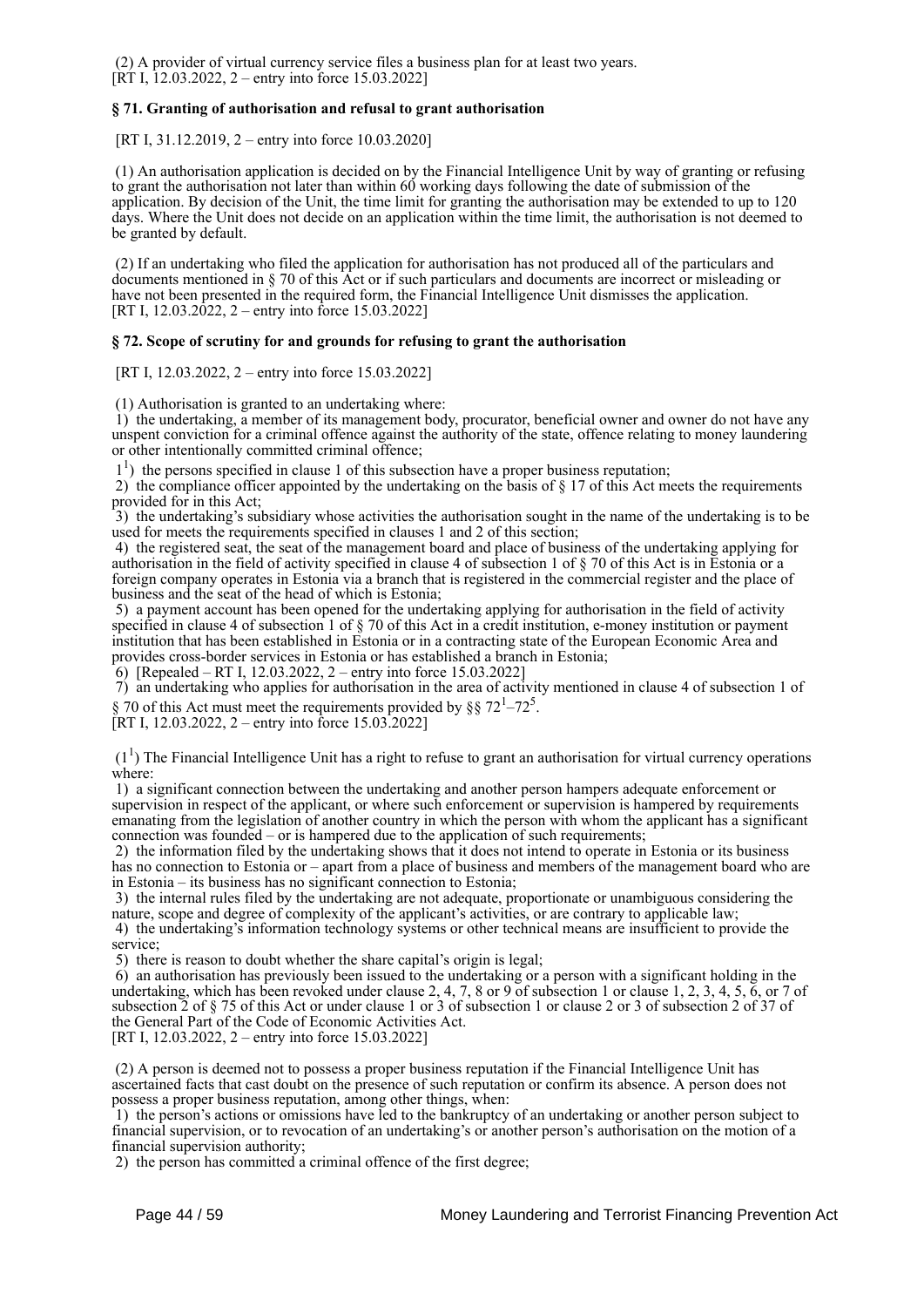(2) A provider of virtual currency service files a business plan for at least two years.
[RT I, 12.03.2022, 2 – entry into force 15.03.2022]

### § 71. Granting of authorisation and refusal to grant authorisation

[RT I, 31.12.2019, 2 – entry into force 10.03.2020]

(1) An authorisation application is decided on by the Financial Intelligence Unit by way of granting or refusing to grant the authorisation not later than within 60 working days following the date of submission of the application. By decision of the Unit, the time limit for granting the authorisation may be extended to up to 120 days. Where the Unit does not decide on an application within the time limit, the authorisation is not deemed to be granted by default.

(2) If an undertaking who filed the application for authorisation has not produced all of the particulars and documents mentioned in § 70 of this Act or if such particulars and documents are incorrect or misleading or have not been presented in the required form, the Financial Intelligence Unit dismisses the application.
[RT I, 12.03.2022, 2 – entry into force 15.03.2022]

### § 72. Scope of scrutiny for and grounds for refusing to grant the authorisation

[RT I, 12.03.2022, 2 – entry into force 15.03.2022]

(1) Authorisation is granted to an undertaking where:
1) the undertaking, a member of its management body, procurator, beneficial owner and owner do not have any unspent conviction for a criminal offence against the authority of the state, offence relating to money laundering or other intentionally committed criminal offence;
1[1]) the persons specified in clause 1 of this subsection have a proper business reputation;
2) the compliance officer appointed by the undertaking on the basis of § 17 of this Act meets the requirements provided for in this Act;
3) the undertaking's subsidiary whose activities the authorisation sought in the name of the undertaking is to be used for meets the requirements specified in clauses 1 and 2 of this section;
4) the registered seat, the seat of the management board and place of business of the undertaking applying for authorisation in the field of activity specified in clause 4 of subsection 1 of § 70 of this Act is in Estonia or a foreign company operates in Estonia via a branch that is registered in the commercial register and the place of business and the seat of the head of which is Estonia;
5) a payment account has been opened for the undertaking applying for authorisation in the field of activity specified in clause 4 of subsection 1 of § 70 of this Act in a credit institution, e-money institution or payment institution that has been established in Estonia or in a contracting state of the European Economic Area and provides cross-border services in Estonia or has established a branch in Estonia;
6) [Repealed – RT I, 12.03.2022, 2 – entry into force 15.03.2022]
7) an undertaking who applies for authorisation in the area of activity mentioned in clause 4 of subsection 1 of § 70 of this Act must meet the requirements provided by §§ 72[1]–72[5].
[RT I, 12.03.2022, 2 – entry into force 15.03.2022]

(1[1]) The Financial Intelligence Unit has a right to refuse to grant an authorisation for virtual currency operations where:
1) a significant connection between the undertaking and another person hampers adequate enforcement or supervision in respect of the applicant, or where such enforcement or supervision is hampered by requirements emanating from the legislation of another country in which the person with whom the applicant has a significant connection was founded – or is hampered due to the application of such requirements;
2) the information filed by the undertaking shows that it does not intend to operate in Estonia or its business has no connection to Estonia or – apart from a place of business and members of the management board who are in Estonia – its business has no significant connection to Estonia;
3) the internal rules filed by the undertaking are not adequate, proportionate or unambiguous considering the nature, scope and degree of complexity of the applicant's activities, or are contrary to applicable law;
4) the undertaking's information technology systems or other technical means are insufficient to provide the service;
5) there is reason to doubt whether the share capital's origin is legal;
6) an authorisation has previously been issued to the undertaking or a person with a significant holding in the undertaking, which has been revoked under clause 2, 4, 7, 8 or 9 of subsection 1 or clause 1, 2, 3, 4, 5, 6, or 7 of subsection 2 of § 75 of this Act or under clause 1 or 3 of subsection 1 or clause 2 or 3 of subsection 2 of 37 of the General Part of the Code of Economic Activities Act.
[RT I, 12.03.2022, 2 – entry into force 15.03.2022]

(2) A person is deemed not to possess a proper business reputation if the Financial Intelligence Unit has ascertained facts that cast doubt on the presence of such reputation or confirm its absence. A person does not possess a proper business reputation, among other things, when:
1) the person's actions or omissions have led to the bankruptcy of an undertaking or another person subject to financial supervision, or to revocation of an undertaking's or another person's authorisation on the motion of a financial supervision authority;
2) the person has committed a criminal offence of the first degree;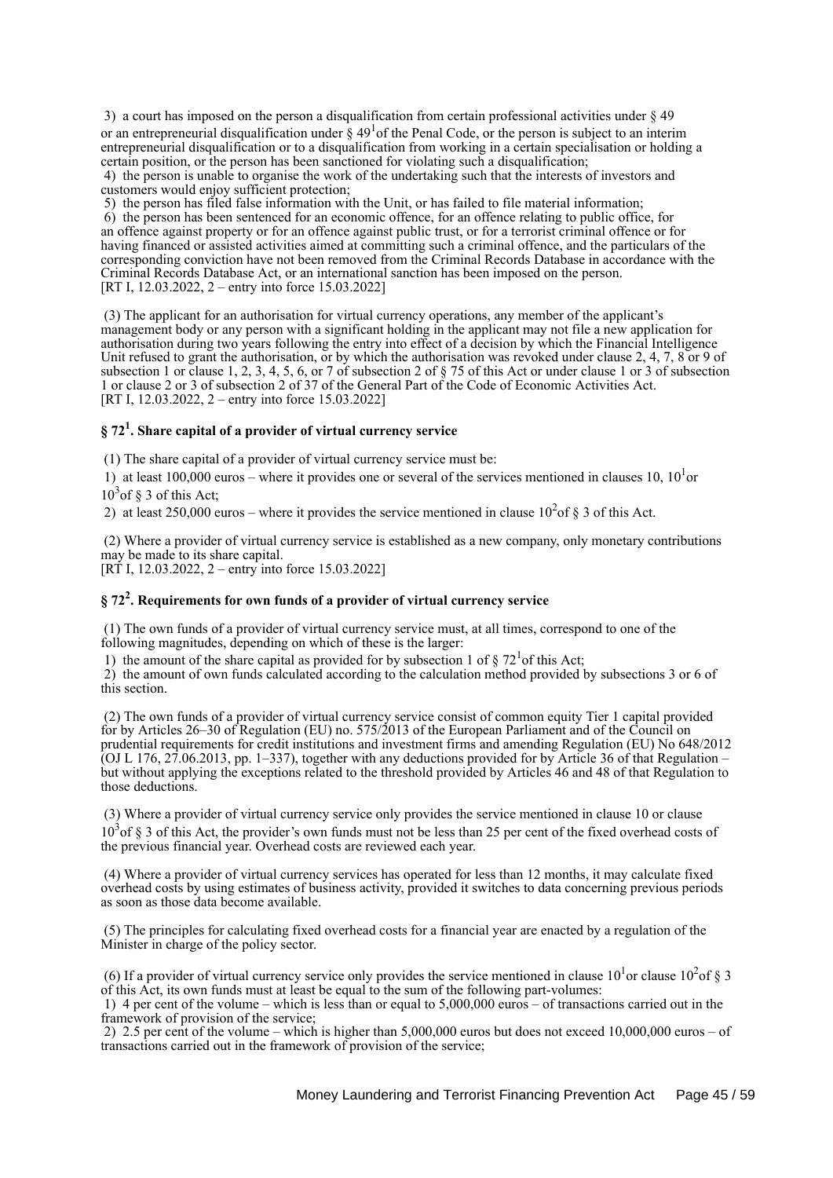3) a court has imposed on the person a disqualification from certain professional activities under § 49 or an entrepreneurial disqualification under § 49[1] of the Penal Code, or the person is subject to an interim entrepreneurial disqualification or to a disqualification from working in a certain specialisation or holding a certain position, or the person has been sanctioned for violating such a disqualification;

4) the person is unable to organise the work of the undertaking such that the interests of investors and customers would enjoy sufficient protection;

5) the person has filed false information with the Unit, or has failed to file material information;

6) the person has been sentenced for an economic offence, for an offence relating to public office, for an offence against property or for an offence against public trust, or for a terrorist criminal offence or for having financed or assisted activities aimed at committing such a criminal offence, and the particulars of the corresponding conviction have not been removed from the Criminal Records Database in accordance with the Criminal Records Database Act, or an international sanction has been imposed on the person.
[RT I, 12.03.2022, 2 – entry into force 15.03.2022]

(3) The applicant for an authorisation for virtual currency operations, any member of the applicant's management body or any person with a significant holding in the applicant may not file a new application for authorisation during two years following the entry into effect of a decision by which the Financial Intelligence Unit refused to grant the authorisation, or by which the authorisation was revoked under clause 2, 4, 7, 8 or 9 of subsection 1 or clause 1, 2, 3, 4, 5, 6, or 7 of subsection 2 of § 75 of this Act or under clause 1 or 3 of subsection 1 or clause 2 or 3 of subsection 2 of 37 of the General Part of the Code of Economic Activities Act.
[RT I, 12.03.2022, 2 – entry into force 15.03.2022]

### § 72[1]. Share capital of a provider of virtual currency service

(1) The share capital of a provider of virtual currency service must be:

1) at least 100,000 euros – where it provides one or several of the services mentioned in clauses 10, 10[1] or 10[3] of § 3 of this Act;

2) at least 250,000 euros – where it provides the service mentioned in clause 10[2] of § 3 of this Act.

(2) Where a provider of virtual currency service is established as a new company, only monetary contributions may be made to its share capital.
[RT I, 12.03.2022, 2 – entry into force 15.03.2022]

### § 72[2]. Requirements for own funds of a provider of virtual currency service

(1) The own funds of a provider of virtual currency service must, at all times, correspond to one of the following magnitudes, depending on which of these is the larger:

1) the amount of the share capital as provided for by subsection 1 of § 72[1] of this Act;

2) the amount of own funds calculated according to the calculation method provided by subsections 3 or 6 of this section.

(2) The own funds of a provider of virtual currency service consist of common equity Tier 1 capital provided for by Articles 26–30 of Regulation (EU) no. 575/2013 of the European Parliament and of the Council on prudential requirements for credit institutions and investment firms and amending Regulation (EU) No 648/2012 (OJ L 176, 27.06.2013, pp. 1–337), together with any deductions provided for by Article 36 of that Regulation – but without applying the exceptions related to the threshold provided by Articles 46 and 48 of that Regulation to those deductions.

(3) Where a provider of virtual currency service only provides the service mentioned in clause 10 or clause 10[3] of § 3 of this Act, the provider's own funds must not be less than 25 per cent of the fixed overhead costs of the previous financial year. Overhead costs are reviewed each year.

(4) Where a provider of virtual currency services has operated for less than 12 months, it may calculate fixed overhead costs by using estimates of business activity, provided it switches to data concerning previous periods as soon as those data become available.

(5) The principles for calculating fixed overhead costs for a financial year are enacted by a regulation of the Minister in charge of the policy sector.

(6) If a provider of virtual currency service only provides the service mentioned in clause 10[1] or clause 10[2] of § 3 of this Act, its own funds must at least be equal to the sum of the following part-volumes:

1) 4 per cent of the volume – which is less than or equal to 5,000,000 euros – of transactions carried out in the framework of provision of the service;

2) 2.5 per cent of the volume – which is higher than 5,000,000 euros but does not exceed 10,000,000 euros – of transactions carried out in the framework of provision of the service;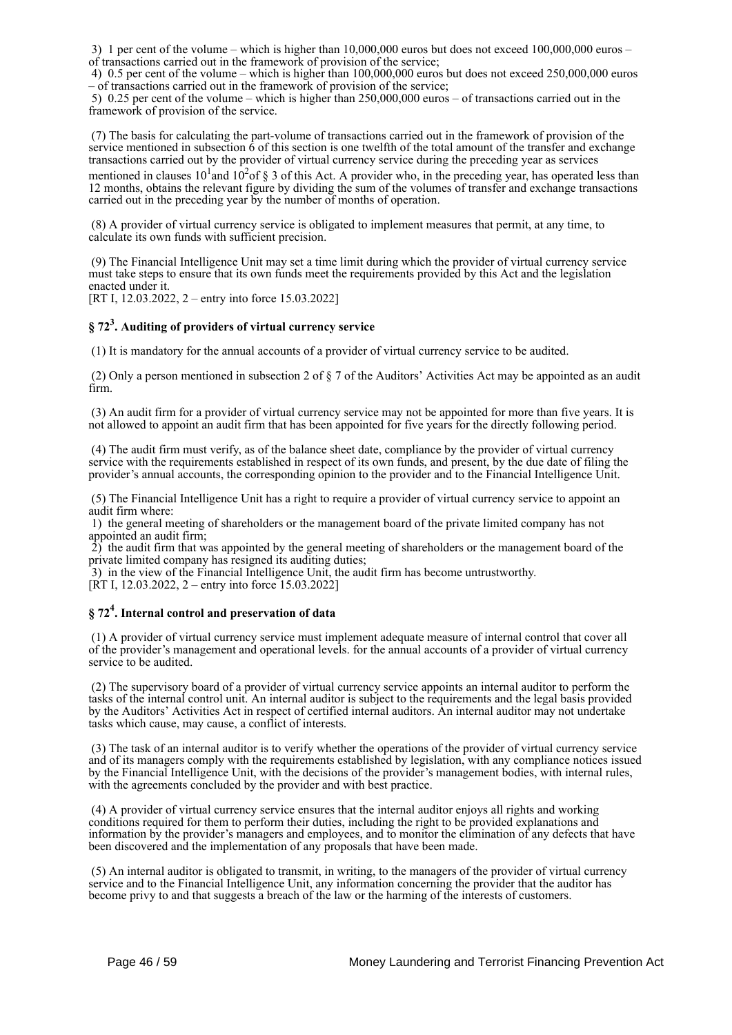3) 1 per cent of the volume – which is higher than 10,000,000 euros but does not exceed 100,000,000 euros – of transactions carried out in the framework of provision of the service;

4) 0.5 per cent of the volume – which is higher than 100,000,000 euros but does not exceed 250,000,000 euros – of transactions carried out in the framework of provision of the service;

5) 0.25 per cent of the volume – which is higher than 250,000,000 euros – of transactions carried out in the framework of provision of the service.

(7) The basis for calculating the part-volume of transactions carried out in the framework of provision of the service mentioned in subsection 6 of this section is one twelfth of the total amount of the transfer and exchange transactions carried out by the provider of virtual currency service during the preceding year as services mentioned in clauses $10^1$and $10^2$of § 3 of this Act. A provider who, in the preceding year, has operated less than 12 months, obtains the relevant figure by dividing the sum of the volumes of transfer and exchange transactions carried out in the preceding year by the number of months of operation.

(8) A provider of virtual currency service is obligated to implement measures that permit, at any time, to calculate its own funds with sufficient precision.

(9) The Financial Intelligence Unit may set a time limit during which the provider of virtual currency service must take steps to ensure that its own funds meet the requirements provided by this Act and the legislation enacted under it.
[RT I, 12.03.2022, 2 – entry into force 15.03.2022]

### § $72^3$. Auditing of providers of virtual currency service

(1) It is mandatory for the annual accounts of a provider of virtual currency service to be audited.

(2) Only a person mentioned in subsection 2 of § 7 of the Auditors' Activities Act may be appointed as an audit firm.

(3) An audit firm for a provider of virtual currency service may not be appointed for more than five years. It is not allowed to appoint an audit firm that has been appointed for five years for the directly following period.

(4) The audit firm must verify, as of the balance sheet date, compliance by the provider of virtual currency service with the requirements established in respect of its own funds, and present, by the due date of filing the provider's annual accounts, the corresponding opinion to the provider and to the Financial Intelligence Unit.

(5) The Financial Intelligence Unit has a right to require a provider of virtual currency service to appoint an audit firm where:

1) the general meeting of shareholders or the management board of the private limited company has not appointed an audit firm;

2) the audit firm that was appointed by the general meeting of shareholders or the management board of the private limited company has resigned its auditing duties;

3) in the view of the Financial Intelligence Unit, the audit firm has become untrustworthy.
[RT I, 12.03.2022, 2 – entry into force 15.03.2022]

### § $72^4$. Internal control and preservation of data

(1) A provider of virtual currency service must implement adequate measure of internal control that cover all of the provider's management and operational levels. for the annual accounts of a provider of virtual currency service to be audited.

(2) The supervisory board of a provider of virtual currency service appoints an internal auditor to perform the tasks of the internal control unit. An internal auditor is subject to the requirements and the legal basis provided by the Auditors' Activities Act in respect of certified internal auditors. An internal auditor may not undertake tasks which cause, may cause, a conflict of interests.

(3) The task of an internal auditor is to verify whether the operations of the provider of virtual currency service and of its managers comply with the requirements established by legislation, with any compliance notices issued by the Financial Intelligence Unit, with the decisions of the provider's management bodies, with internal rules, with the agreements concluded by the provider and with best practice.

(4) A provider of virtual currency service ensures that the internal auditor enjoys all rights and working conditions required for them to perform their duties, including the right to be provided explanations and information by the provider's managers and employees, and to monitor the elimination of any defects that have been discovered and the implementation of any proposals that have been made.

(5) An internal auditor is obligated to transmit, in writing, to the managers of the provider of virtual currency service and to the Financial Intelligence Unit, any information concerning the provider that the auditor has become privy to and that suggests a breach of the law or the harming of the interests of customers.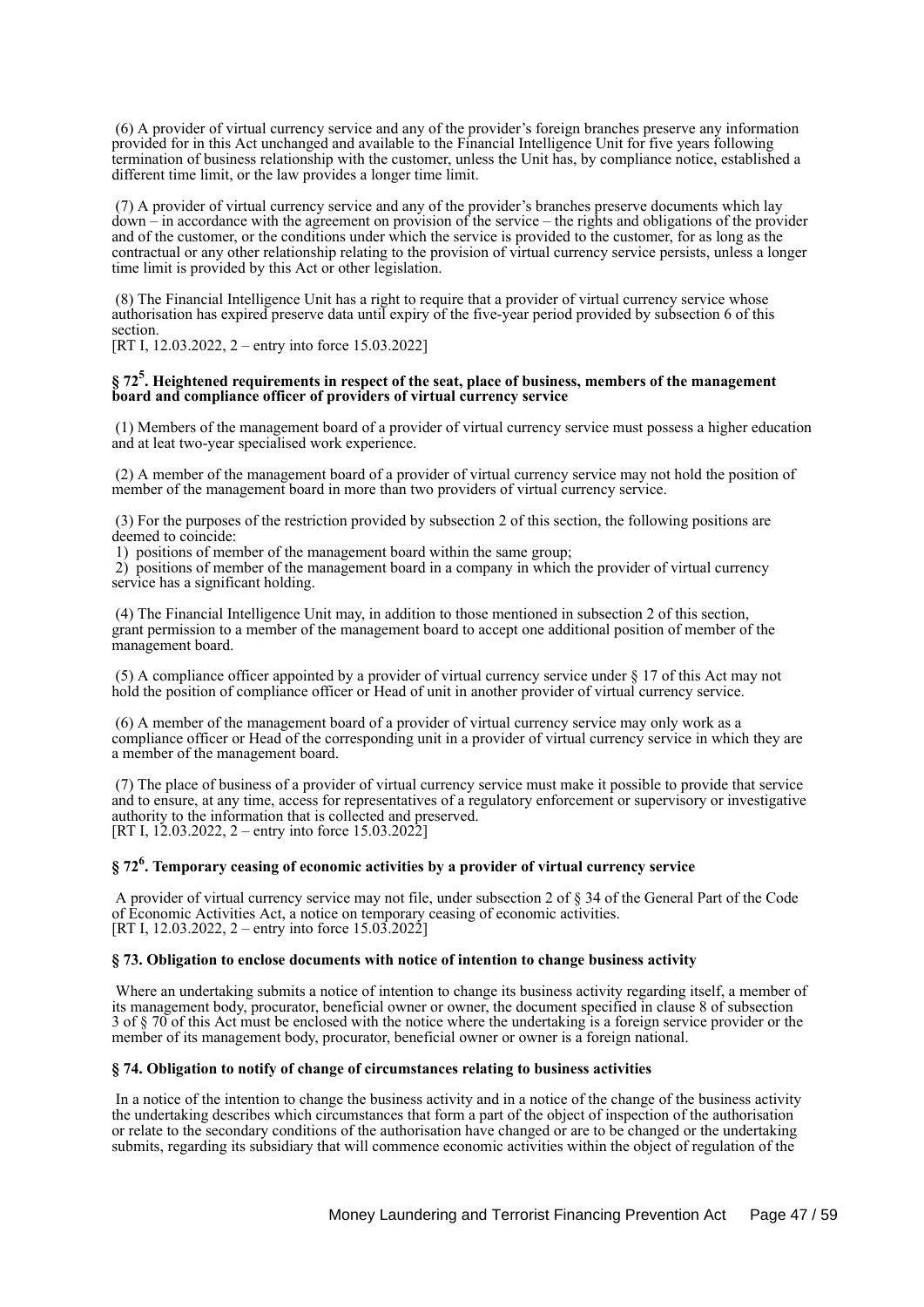(6) A provider of virtual currency service and any of the provider's foreign branches preserve any information provided for in this Act unchanged and available to the Financial Intelligence Unit for five years following termination of business relationship with the customer, unless the Unit has, by compliance notice, established a different time limit, or the law provides a longer time limit.

(7) A provider of virtual currency service and any of the provider's branches preserve documents which lay down – in accordance with the agreement on provision of the service – the rights and obligations of the provider and of the customer, or the conditions under which the service is provided to the customer, for as long as the contractual or any other relationship relating to the provision of virtual currency service persists, unless a longer time limit is provided by this Act or other legislation.

(8) The Financial Intelligence Unit has a right to require that a provider of virtual currency service whose authorisation has expired preserve data until expiry of the five-year period provided by subsection 6 of this section.
[RT I, 12.03.2022, 2 – entry into force 15.03.2022]

### § 72[5]. Heightened requirements in respect of the seat, place of business, members of the management board and compliance officer of providers of virtual currency service

(1) Members of the management board of a provider of virtual currency service must possess a higher education and at leat two-year specialised work experience.

(2) A member of the management board of a provider of virtual currency service may not hold the position of member of the management board in more than two providers of virtual currency service.

(3) For the purposes of the restriction provided by subsection 2 of this section, the following positions are deemed to coincide:
1) positions of member of the management board within the same group;
2) positions of member of the management board in a company in which the provider of virtual currency service has a significant holding.

(4) The Financial Intelligence Unit may, in addition to those mentioned in subsection 2 of this section, grant permission to a member of the management board to accept one additional position of member of the management board.

(5) A compliance officer appointed by a provider of virtual currency service under § 17 of this Act may not hold the position of compliance officer or Head of unit in another provider of virtual currency service.

(6) A member of the management board of a provider of virtual currency service may only work as a compliance officer or Head of the corresponding unit in a provider of virtual currency service in which they are a member of the management board.

(7) The place of business of a provider of virtual currency service must make it possible to provide that service and to ensure, at any time, access for representatives of a regulatory enforcement or supervisory or investigative authority to the information that is collected and preserved.
[RT I, 12.03.2022, 2 – entry into force 15.03.2022]

### § 72[6]. Temporary ceasing of economic activities by a provider of virtual currency service

A provider of virtual currency service may not file, under subsection 2 of § 34 of the General Part of the Code of Economic Activities Act, a notice on temporary ceasing of economic activities.
[RT I, 12.03.2022, 2 – entry into force 15.03.2022]

### § 73. Obligation to enclose documents with notice of intention to change business activity

Where an undertaking submits a notice of intention to change its business activity regarding itself, a member of its management body, procurator, beneficial owner or owner, the document specified in clause 8 of subsection 3 of § 70 of this Act must be enclosed with the notice where the undertaking is a foreign service provider or the member of its management body, procurator, beneficial owner or owner is a foreign national.

### § 74. Obligation to notify of change of circumstances relating to business activities

In a notice of the intention to change the business activity and in a notice of the change of the business activity the undertaking describes which circumstances that form a part of the object of inspection of the authorisation or relate to the secondary conditions of the authorisation have changed or are to be changed or the undertaking submits, regarding its subsidiary that will commence economic activities within the object of regulation of the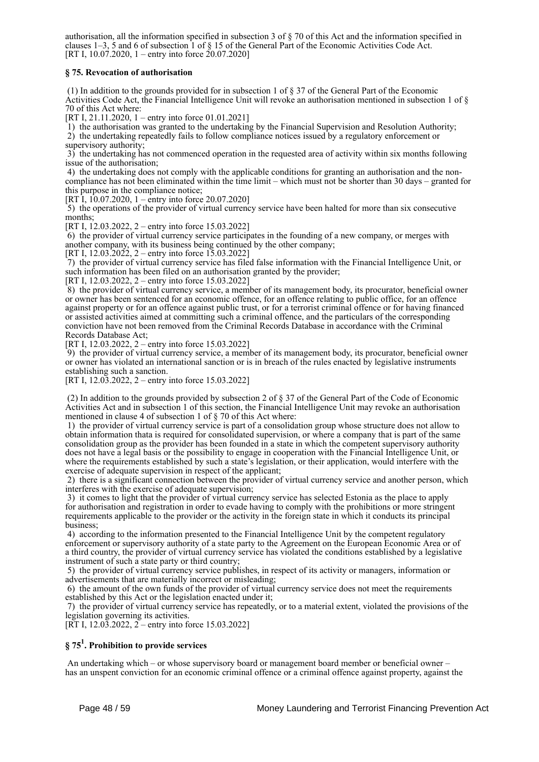authorisation, all the information specified in subsection 3 of § 70 of this Act and the information specified in clauses 1–3, 5 and 6 of subsection 1 of § 15 of the General Part of the Economic Activities Code Act.
[RT I, 10.07.2020, 1 – entry into force 20.07.2020]

### § 75. Revocation of authorisation

(1) In addition to the grounds provided for in subsection 1 of § 37 of the General Part of the Economic Activities Code Act, the Financial Intelligence Unit will revoke an authorisation mentioned in subsection 1 of § 70 of this Act where:
[RT I, 21.11.2020, 1 – entry into force 01.01.2021]

1) the authorisation was granted to the undertaking by the Financial Supervision and Resolution Authority;
2) the undertaking repeatedly fails to follow compliance notices issued by a regulatory enforcement or supervisory authority;
3) the undertaking has not commenced operation in the requested area of activity within six months following issue of the authorisation;
4) the undertaking does not comply with the applicable conditions for granting an authorisation and the non-compliance has not been eliminated within the time limit – which must not be shorter than 30 days – granted for this purpose in the compliance notice;
[RT I, 10.07.2020, 1 – entry into force 20.07.2020]
5) the operations of the provider of virtual currency service have been halted for more than six consecutive months;
[RT I, 12.03.2022, 2 – entry into force 15.03.2022]
6) the provider of virtual currency service participates in the founding of a new company, or merges with another company, with its business being continued by the other company;
[RT I, 12.03.2022, 2 – entry into force 15.03.2022]
7) the provider of virtual currency service has filed false information with the Financial Intelligence Unit, or such information has been filed on an authorisation granted by the provider;
[RT I, 12.03.2022, 2 – entry into force 15.03.2022]
8) the provider of virtual currency service, a member of its management body, its procurator, beneficial owner or owner has been sentenced for an economic offence, for an offence relating to public office, for an offence against property or for an offence against public trust, or for a terrorist criminal offence or for having financed or assisted activities aimed at committing such a criminal offence, and the particulars of the corresponding conviction have not been removed from the Criminal Records Database in accordance with the Criminal Records Database Act;
[RT I, 12.03.2022, 2 – entry into force 15.03.2022]
9) the provider of virtual currency service, a member of its management body, its procurator, beneficial owner or owner has violated an international sanction or is in breach of the rules enacted by legislative instruments establishing such a sanction.
[RT I, 12.03.2022, 2 – entry into force 15.03.2022]

(2) In addition to the grounds provided by subsection 2 of § 37 of the General Part of the Code of Economic Activities Act and in subsection 1 of this section, the Financial Intelligence Unit may revoke an authorisation mentioned in clause 4 of subsection 1 of § 70 of this Act where:

1) the provider of virtual currency service is part of a consolidation group whose structure does not allow to obtain information thata is required for consolidated supervision, or where a company that is part of the same consolidation group as the provider has been founded in a state in which the competent supervisory authority does not have a legal basis or the possibility to engage in cooperation with the Financial Intelligence Unit, or where the requirements established by such a state's legislation, or their application, would interfere with the exercise of adequate supervision in respect of the applicant;
2) there is a significant connection between the provider of virtual currency service and another person, which interferes with the exercise of adequate supervision;
3) it comes to light that the provider of virtual currency service has selected Estonia as the place to apply for authorisation and registration in order to evade having to comply with the prohibitions or more stringent requirements applicable to the provider or the activity in the foreign state in which it conducts its principal business;
4) according to the information presented to the Financial Intelligence Unit by the competent regulatory enforcement or supervisory authority of a state party to the Agreement on the European Economic Area or of a third country, the provider of virtual currency service has violated the conditions established by a legislative instrument of such a state party or third country;
5) the provider of virtual currency service publishes, in respect of its activity or managers, information or advertisements that are materially incorrect or misleading;
6) the amount of the own funds of the provider of virtual currency service does not meet the requirements established by this Act or the legislation enacted under it;
7) the provider of virtual currency service has repeatedly, or to a material extent, violated the provisions of the legislation governing its activities.
[RT I, 12.03.2022, 2 – entry into force 15.03.2022]

### § 75[1]. Prohibition to provide services

An undertaking which – or whose supervisory board or management board member or beneficial owner – has an unspent conviction for an economic criminal offence or a criminal offence against property, against the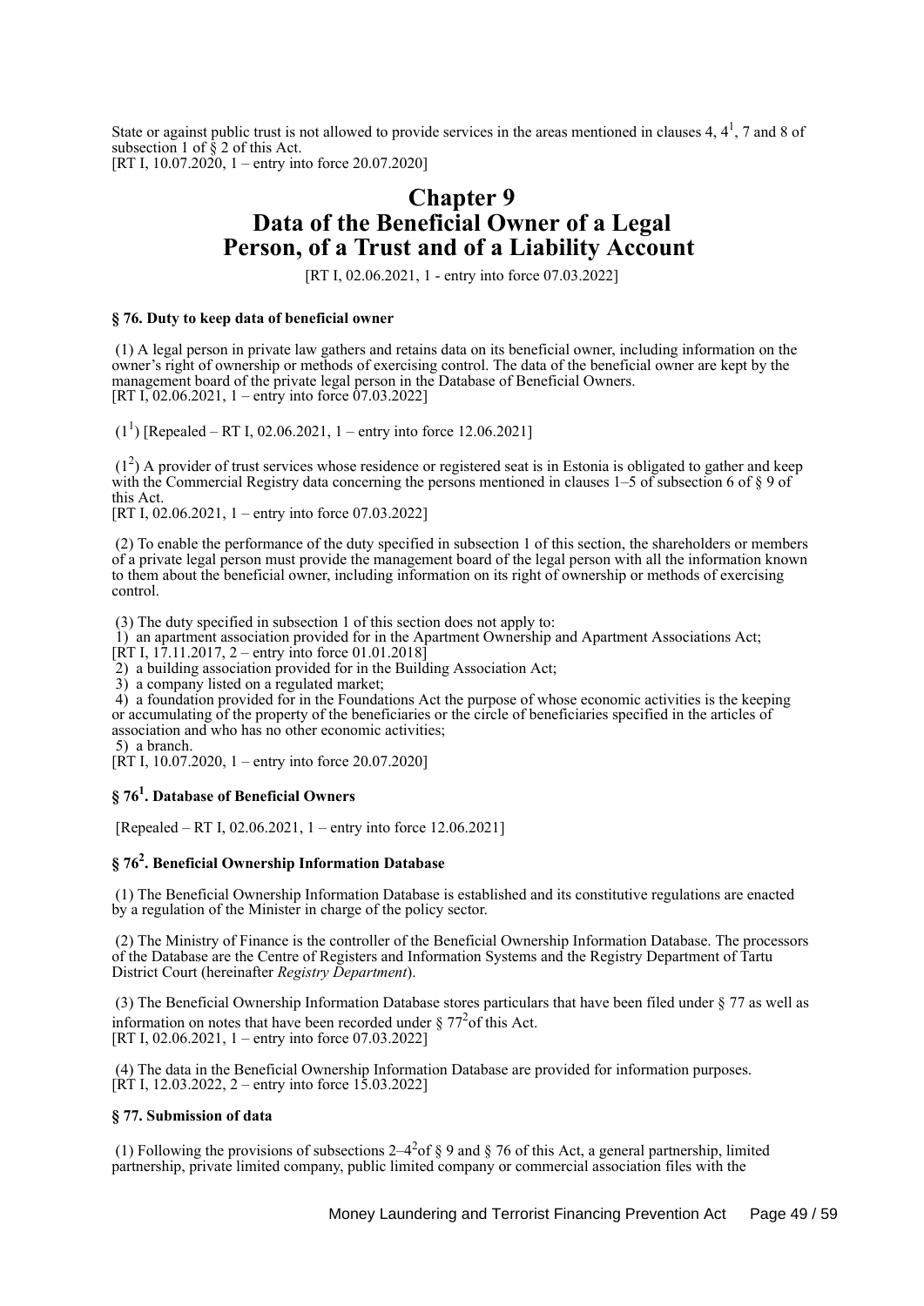State or against public trust is not allowed to provide services in the areas mentioned in clauses 4, 4[1], 7 and 8 of subsection 1 of § 2 of this Act.
[RT I, 10.07.2020, 1 – entry into force 20.07.2020]

# Chapter 9
# Data of the Beneficial Owner of a Legal Person, of a Trust and of a Liability Account

[RT I, 02.06.2021, 1 - entry into force 07.03.2022]

### § 76. Duty to keep data of beneficial owner

(1) A legal person in private law gathers and retains data on its beneficial owner, including information on the owner's right of ownership or methods of exercising control. The data of the beneficial owner are kept by the management board of the private legal person in the Database of Beneficial Owners.
[RT I, 02.06.2021, 1 – entry into force 07.03.2022]

(1[1]) [Repealed – RT I, 02.06.2021, 1 – entry into force 12.06.2021]

(1[2]) A provider of trust services whose residence or registered seat is in Estonia is obligated to gather and keep with the Commercial Registry data concerning the persons mentioned in clauses 1–5 of subsection 6 of § 9 of this Act.
[RT I, 02.06.2021, 1 – entry into force 07.03.2022]

(2) To enable the performance of the duty specified in subsection 1 of this section, the shareholders or members of a private legal person must provide the management board of the legal person with all the information known to them about the beneficial owner, including information on its right of ownership or methods of exercising control.

(3) The duty specified in subsection 1 of this section does not apply to:
1) an apartment association provided for in the Apartment Ownership and Apartment Associations Act;
[RT I, 17.11.2017, 2 – entry into force 01.01.2018]
2) a building association provided for in the Building Association Act;
3) a company listed on a regulated market;
4) a foundation provided for in the Foundations Act the purpose of whose economic activities is the keeping or accumulating of the property of the beneficiaries or the circle of beneficiaries specified in the articles of association and who has no other economic activities;
5) a branch.
[RT I, 10.07.2020, 1 – entry into force 20.07.2020]

### § 76[1]. Database of Beneficial Owners

[Repealed – RT I, 02.06.2021, 1 – entry into force 12.06.2021]

### § 76[2]. Beneficial Ownership Information Database

(1) The Beneficial Ownership Information Database is established and its constitutive regulations are enacted by a regulation of the Minister in charge of the policy sector.

(2) The Ministry of Finance is the controller of the Beneficial Ownership Information Database. The processors of the Database are the Centre of Registers and Information Systems and the Registry Department of Tartu District Court (hereinafter *Registry Department*).

(3) The Beneficial Ownership Information Database stores particulars that have been filed under § 77 as well as information on notes that have been recorded under § 77[2] of this Act.
[RT I, 02.06.2021, 1 – entry into force 07.03.2022]

(4) The data in the Beneficial Ownership Information Database are provided for information purposes.
[RT I, 12.03.2022, 2 – entry into force 15.03.2022]

### § 77. Submission of data

(1) Following the provisions of subsections 2–4[2] of § 9 and § 76 of this Act, a general partnership, limited partnership, private limited company, public limited company or commercial association files with the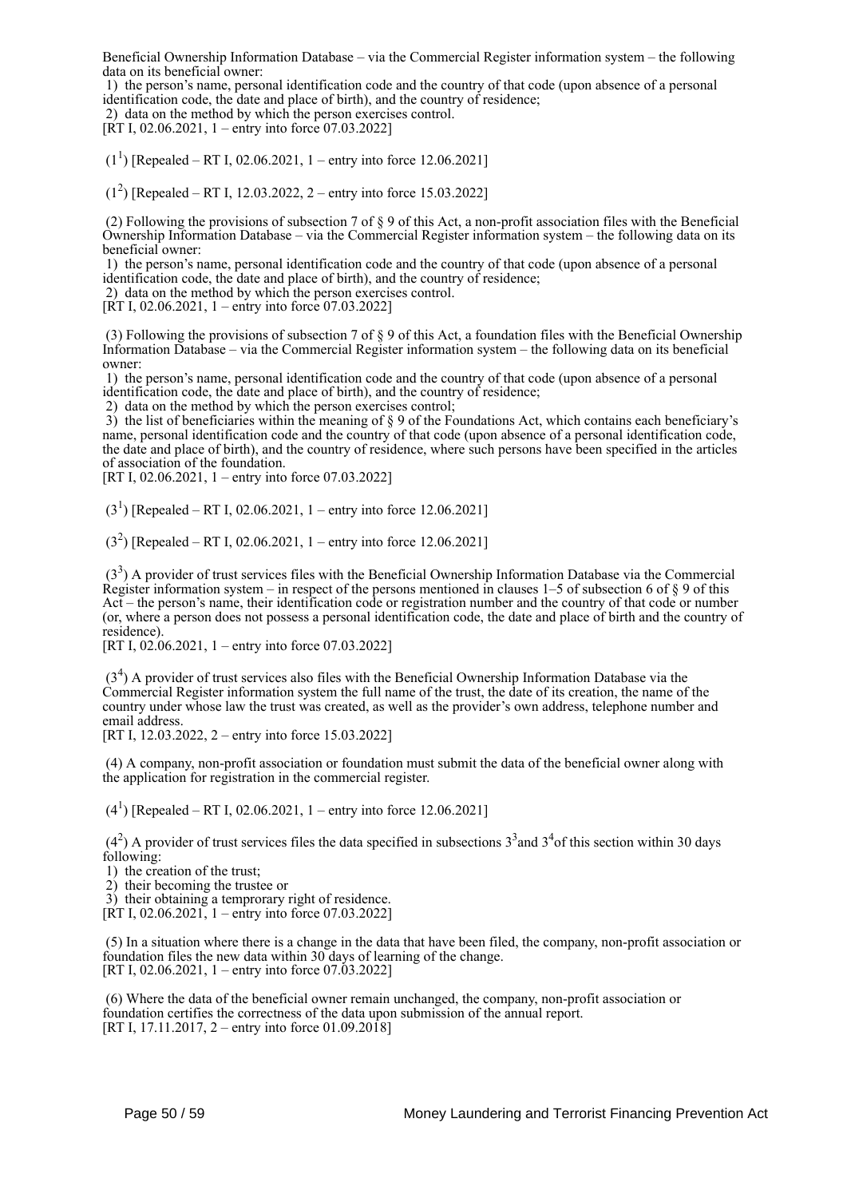Beneficial Ownership Information Database – via the Commercial Register information system – the following data on its beneficial owner:

1) the person's name, personal identification code and the country of that code (upon absence of a personal identification code, the date and place of birth), and the country of residence;

2) data on the method by which the person exercises control.

[RT I, 02.06.2021, 1 – entry into force 07.03.2022]

($1^1$) [Repealed – RT I, 02.06.2021, 1 – entry into force 12.06.2021]

($1^2$) [Repealed – RT I, 12.03.2022, 2 – entry into force 15.03.2022]

(2) Following the provisions of subsection 7 of § 9 of this Act, a non-profit association files with the Beneficial Ownership Information Database – via the Commercial Register information system – the following data on its beneficial owner:

1) the person's name, personal identification code and the country of that code (upon absence of a personal identification code, the date and place of birth), and the country of residence;

2) data on the method by which the person exercises control.

[RT I, 02.06.2021, 1 – entry into force 07.03.2022]

(3) Following the provisions of subsection 7 of § 9 of this Act, a foundation files with the Beneficial Ownership Information Database – via the Commercial Register information system – the following data on its beneficial owner:

1) the person's name, personal identification code and the country of that code (upon absence of a personal identification code, the date and place of birth), and the country of residence;

2) data on the method by which the person exercises control;

3) the list of beneficiaries within the meaning of § 9 of the Foundations Act, which contains each beneficiary's name, personal identification code and the country of that code (upon absence of a personal identification code, the date and place of birth), and the country of residence, where such persons have been specified in the articles of association of the foundation.

[RT I, 02.06.2021, 1 – entry into force 07.03.2022]

($3^1$) [Repealed – RT I, 02.06.2021, 1 – entry into force 12.06.2021]

($3^2$) [Repealed – RT I, 02.06.2021, 1 – entry into force 12.06.2021]

($3^3$) A provider of trust services files with the Beneficial Ownership Information Database via the Commercial Register information system – in respect of the persons mentioned in clauses 1–5 of subsection 6 of § 9 of this Act – the person's name, their identification code or registration number and the country of that code or number (or, where a person does not possess a personal identification code, the date and place of birth and the country of residence).

[RT I, 02.06.2021, 1 – entry into force 07.03.2022]

($3^4$) A provider of trust services also files with the Beneficial Ownership Information Database via the Commercial Register information system the full name of the trust, the date of its creation, the name of the country under whose law the trust was created, as well as the provider's own address, telephone number and email address.

[RT I, 12.03.2022, 2 – entry into force 15.03.2022]

(4) A company, non-profit association or foundation must submit the data of the beneficial owner along with the application for registration in the commercial register.

($4^1$) [Repealed – RT I, 02.06.2021, 1 – entry into force 12.06.2021]

($4^2$) A provider of trust services files the data specified in subsections $3^3$ and $3^4$ of this section within 30 days following:

1) the creation of the trust;

2) their becoming the trustee or

3) their obtaining a temprorary right of residence.

[RT I, 02.06.2021, 1 – entry into force 07.03.2022]

(5) In a situation where there is a change in the data that have been filed, the company, non-profit association or foundation files the new data within 30 days of learning of the change.

[RT I, 02.06.2021, 1 – entry into force 07.03.2022]

(6) Where the data of the beneficial owner remain unchanged, the company, non-profit association or foundation certifies the correctness of the data upon submission of the annual report.

[RT I, 17.11.2017, 2 – entry into force 01.09.2018]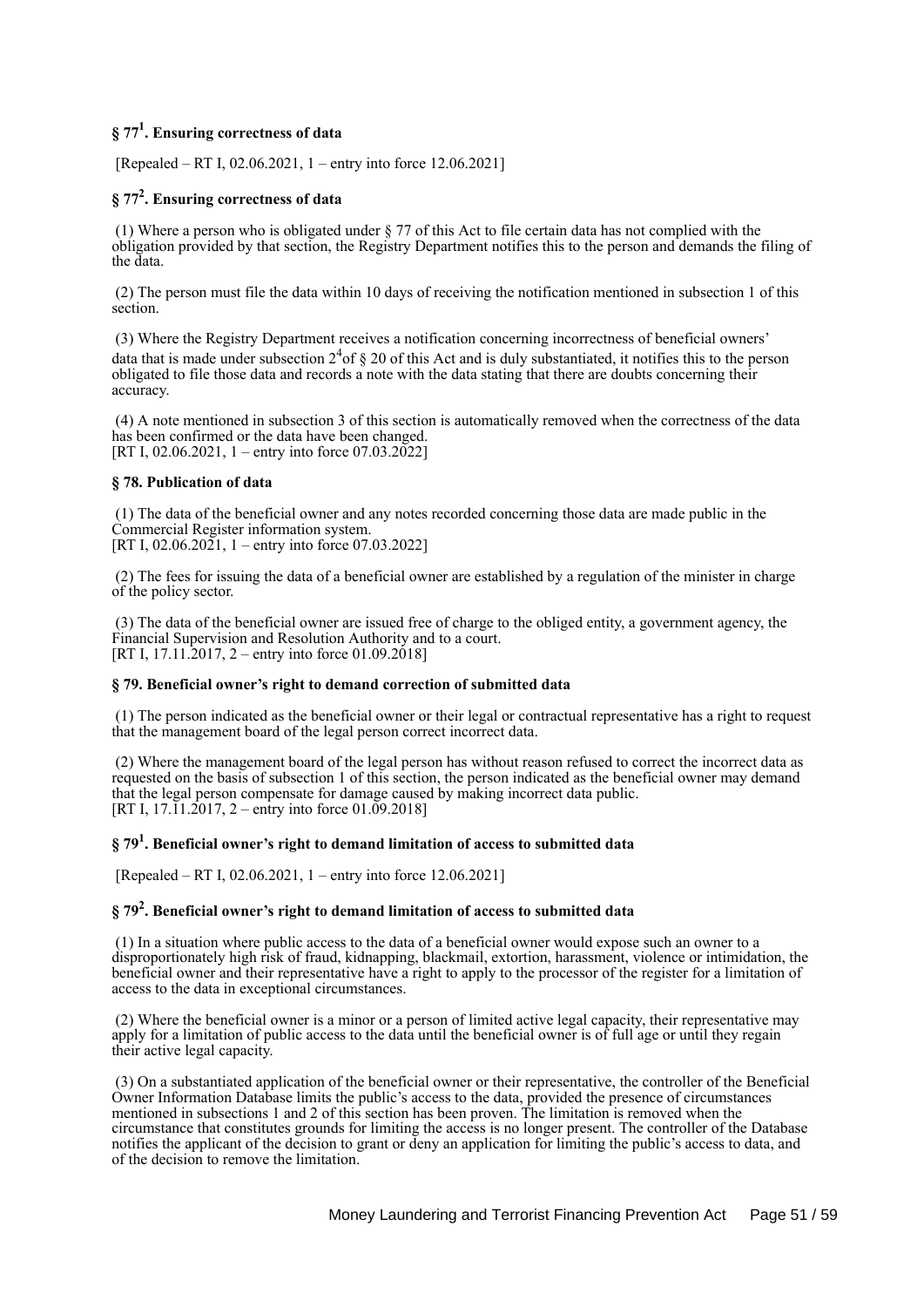### § 77[1]. Ensuring correctness of data

[Repealed – RT I, 02.06.2021, 1 – entry into force 12.06.2021]

### § 77[2]. Ensuring correctness of data

(1) Where a person who is obligated under § 77 of this Act to file certain data has not complied with the obligation provided by that section, the Registry Department notifies this to the person and demands the filing of the data.

(2) The person must file the data within 10 days of receiving the notification mentioned in subsection 1 of this section.

(3) Where the Registry Department receives a notification concerning incorrectness of beneficial owners' data that is made under subsection 2[4] of § 20 of this Act and is duly substantiated, it notifies this to the person obligated to file those data and records a note with the data stating that there are doubts concerning their accuracy.

(4) A note mentioned in subsection 3 of this section is automatically removed when the correctness of the data has been confirmed or the data have been changed.
[RT I, 02.06.2021, 1 – entry into force 07.03.2022]

### § 78. Publication of data

(1) The data of the beneficial owner and any notes recorded concerning those data are made public in the Commercial Register information system.
[RT I, 02.06.2021, 1 – entry into force 07.03.2022]

(2) The fees for issuing the data of a beneficial owner are established by a regulation of the minister in charge of the policy sector.

(3) The data of the beneficial owner are issued free of charge to the obliged entity, a government agency, the Financial Supervision and Resolution Authority and to a court.
[RT I, 17.11.2017, 2 – entry into force 01.09.2018]

### § 79. Beneficial owner's right to demand correction of submitted data

(1) The person indicated as the beneficial owner or their legal or contractual representative has a right to request that the management board of the legal person correct incorrect data.

(2) Where the management board of the legal person has without reason refused to correct the incorrect data as requested on the basis of subsection 1 of this section, the person indicated as the beneficial owner may demand that the legal person compensate for damage caused by making incorrect data public.
[RT I, 17.11.2017, 2 – entry into force 01.09.2018]

### § 79[1]. Beneficial owner's right to demand limitation of access to submitted data

[Repealed – RT I, 02.06.2021, 1 – entry into force 12.06.2021]

### § 79[2]. Beneficial owner's right to demand limitation of access to submitted data

(1) In a situation where public access to the data of a beneficial owner would expose such an owner to a disproportionately high risk of fraud, kidnapping, blackmail, extortion, harassment, violence or intimidation, the beneficial owner and their representative have a right to apply to the processor of the register for a limitation of access to the data in exceptional circumstances.

(2) Where the beneficial owner is a minor or a person of limited active legal capacity, their representative may apply for a limitation of public access to the data until the beneficial owner is of full age or until they regain their active legal capacity.

(3) On a substantiated application of the beneficial owner or their representative, the controller of the Beneficial Owner Information Database limits the public's access to the data, provided the presence of circumstances mentioned in subsections 1 and 2 of this section has been proven. The limitation is removed when the circumstance that constitutes grounds for limiting the access is no longer present. The controller of the Database notifies the applicant of the decision to grant or deny an application for limiting the public's access to data, and of the decision to remove the limitation.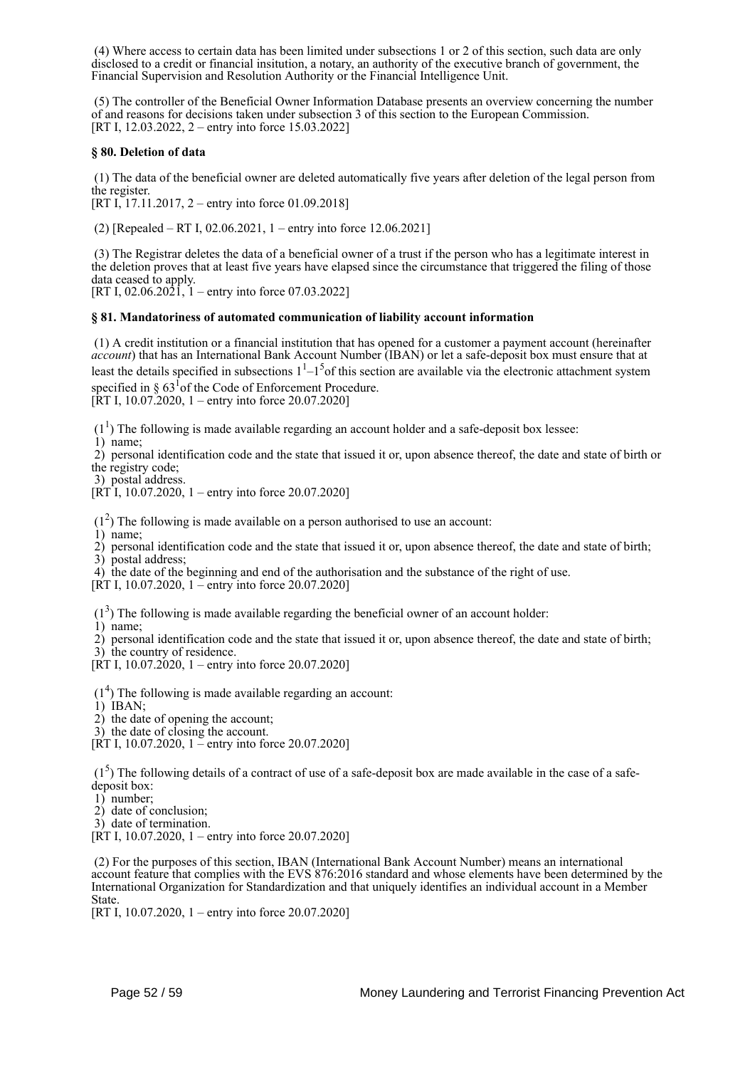(4) Where access to certain data has been limited under subsections 1 or 2 of this section, such data are only disclosed to a credit or financial insitution, a notary, an authority of the executive branch of government, the Financial Supervision and Resolution Authority or the Financial Intelligence Unit.

(5) The controller of the Beneficial Owner Information Database presents an overview concerning the number of and reasons for decisions taken under subsection 3 of this section to the European Commission.
[RT I, 12.03.2022, 2 – entry into force 15.03.2022]

**§ 80. Deletion of data**

(1) The data of the beneficial owner are deleted automatically five years after deletion of the legal person from the register.
[RT I, 17.11.2017, 2 – entry into force 01.09.2018]

(2) [Repealed – RT I, 02.06.2021, 1 – entry into force 12.06.2021]

(3) The Registrar deletes the data of a beneficial owner of a trust if the person who has a legitimate interest in the deletion proves that at least five years have elapsed since the circumstance that triggered the filing of those data ceased to apply.
[RT I, 02.06.2021, 1 – entry into force 07.03.2022]

**§ 81. Mandatoriness of automated communication of liability account information**

(1) A credit institution or a financial institution that has opened for a customer a payment account (hereinafter *account*) that has an International Bank Account Number (IBAN) or let a safe-deposit box must ensure that at least the details specified in subsections 1[1]–1[5] of this section are available via the electronic attachment system specified in § 63[1] of the Code of Enforcement Procedure.
[RT I, 10.07.2020, 1 – entry into force 20.07.2020]

(1[1]) The following is made available regarding an account holder and a safe-deposit box lessee:
1) name;
2) personal identification code and the state that issued it or, upon absence thereof, the date and state of birth or the registry code;
3) postal address.
[RT I, 10.07.2020, 1 – entry into force 20.07.2020]

(1[2]) The following is made available on a person authorised to use an account:
1) name;
2) personal identification code and the state that issued it or, upon absence thereof, the date and state of birth;
3) postal address;
4) the date of the beginning and end of the authorisation and the substance of the right of use.
[RT I, 10.07.2020, 1 – entry into force 20.07.2020]

(1[3]) The following is made available regarding the beneficial owner of an account holder:
1) name;
2) personal identification code and the state that issued it or, upon absence thereof, the date and state of birth;
3) the country of residence.
[RT I, 10.07.2020, 1 – entry into force 20.07.2020]

(1[4]) The following is made available regarding an account:
1) IBAN;
2) the date of opening the account;
3) the date of closing the account.
[RT I, 10.07.2020, 1 – entry into force 20.07.2020]

(1[5]) The following details of a contract of use of a safe-deposit box are made available in the case of a safe-deposit box:
1) number;
2) date of conclusion;
3) date of termination.
[RT I, 10.07.2020, 1 – entry into force 20.07.2020]

(2) For the purposes of this section, IBAN (International Bank Account Number) means an international account feature that complies with the EVS 876:2016 standard and whose elements have been determined by the International Organization for Standardization and that uniquely identifies an individual account in a Member State.
[RT I, 10.07.2020, 1 – entry into force 20.07.2020]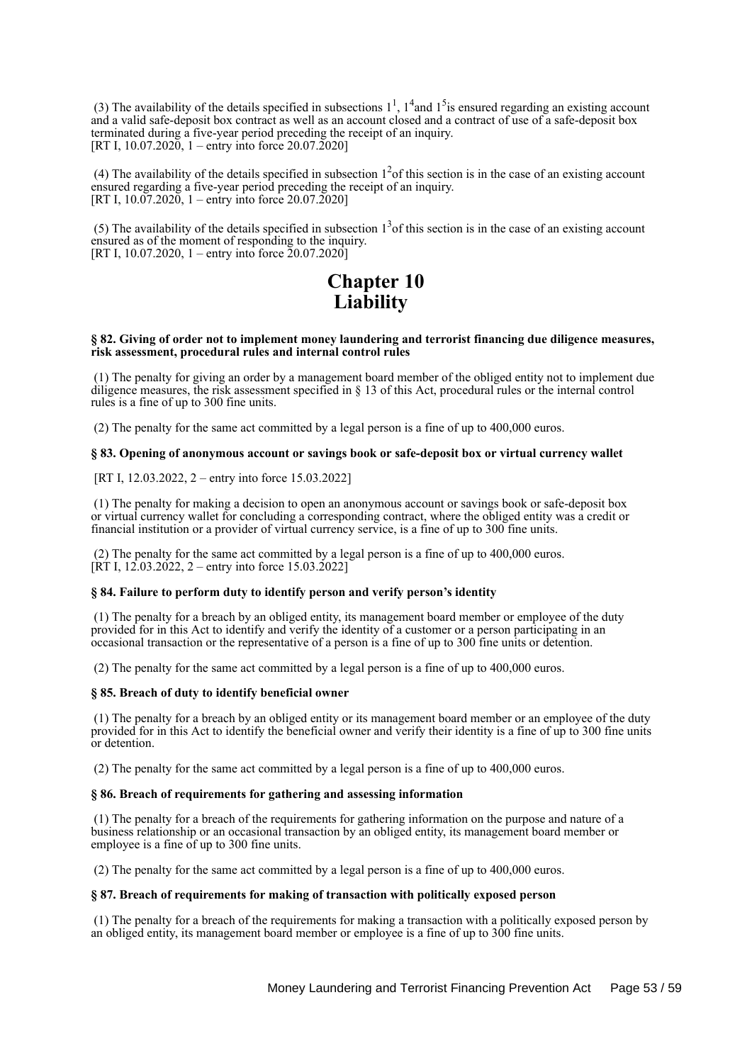(3) The availability of the details specified in subsections $1^1$, $1^4$and $1^5$is ensured regarding an existing account and a valid safe-deposit box contract as well as an account closed and a contract of use of a safe-deposit box terminated during a five-year period preceding the receipt of an inquiry.
[RT I, 10.07.2020, 1 – entry into force 20.07.2020]

(4) The availability of the details specified in subsection $1^2$of this section is in the case of an existing account ensured regarding a five-year period preceding the receipt of an inquiry.
[RT I, 10.07.2020, 1 – entry into force 20.07.2020]

(5) The availability of the details specified in subsection $1^3$of this section is in the case of an existing account ensured as of the moment of responding to the inquiry.
[RT I, 10.07.2020, 1 – entry into force 20.07.2020]

# Chapter 10
# Liability

### § 82. Giving of order not to implement money laundering and terrorist financing due diligence measures, risk assessment, procedural rules and internal control rules

(1) The penalty for giving an order by a management board member of the obliged entity not to implement due diligence measures, the risk assessment specified in § 13 of this Act, procedural rules or the internal control rules is a fine of up to 300 fine units.

(2) The penalty for the same act committed by a legal person is a fine of up to 400,000 euros.

### § 83. Opening of anonymous account or savings book or safe-deposit box or virtual currency wallet

[RT I, 12.03.2022, 2 – entry into force 15.03.2022]

(1) The penalty for making a decision to open an anonymous account or savings book or safe-deposit box or virtual currency wallet for concluding a corresponding contract, where the obliged entity was a credit or financial institution or a provider of virtual currency service, is a fine of up to 300 fine units.

(2) The penalty for the same act committed by a legal person is a fine of up to 400,000 euros.
[RT I, 12.03.2022, 2 – entry into force 15.03.2022]

### § 84. Failure to perform duty to identify person and verify person's identity

(1) The penalty for a breach by an obliged entity, its management board member or employee of the duty provided for in this Act to identify and verify the identity of a customer or a person participating in an occasional transaction or the representative of a person is a fine of up to 300 fine units or detention.

(2) The penalty for the same act committed by a legal person is a fine of up to 400,000 euros.

### § 85. Breach of duty to identify beneficial owner

(1) The penalty for a breach by an obliged entity or its management board member or an employee of the duty provided for in this Act to identify the beneficial owner and verify their identity is a fine of up to 300 fine units or detention.

(2) The penalty for the same act committed by a legal person is a fine of up to 400,000 euros.

### § 86. Breach of requirements for gathering and assessing information

(1) The penalty for a breach of the requirements for gathering information on the purpose and nature of a business relationship or an occasional transaction by an obliged entity, its management board member or employee is a fine of up to 300 fine units.

(2) The penalty for the same act committed by a legal person is a fine of up to 400,000 euros.

### § 87. Breach of requirements for making of transaction with politically exposed person

(1) The penalty for a breach of the requirements for making a transaction with a politically exposed person by an obliged entity, its management board member or employee is a fine of up to 300 fine units.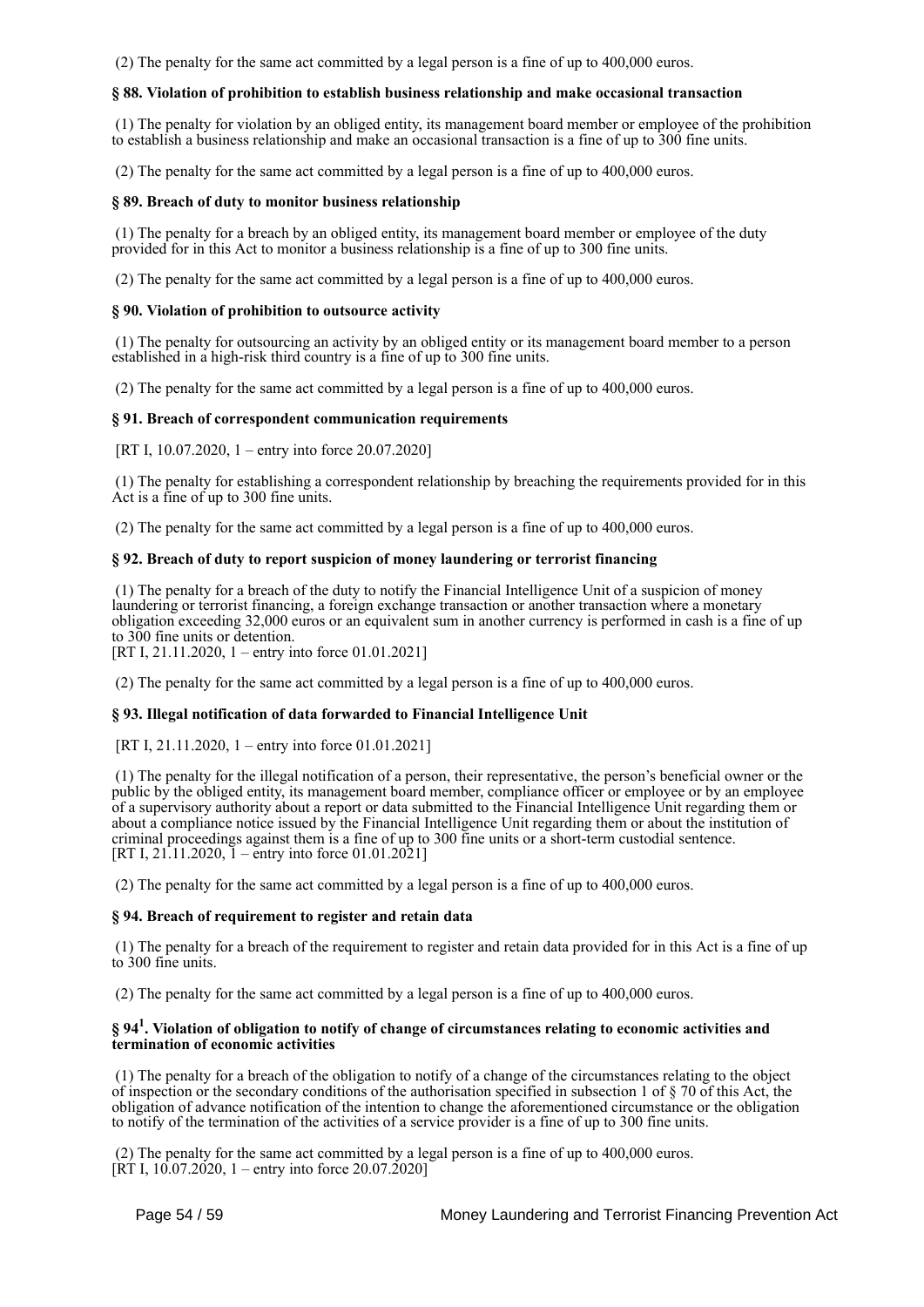(2) The penalty for the same act committed by a legal person is a fine of up to 400,000 euros.

### § 88. Violation of prohibition to establish business relationship and make occasional transaction

(1) The penalty for violation by an obliged entity, its management board member or employee of the prohibition to establish a business relationship and make an occasional transaction is a fine of up to 300 fine units.

(2) The penalty for the same act committed by a legal person is a fine of up to 400,000 euros.

### § 89. Breach of duty to monitor business relationship

(1) The penalty for a breach by an obliged entity, its management board member or employee of the duty provided for in this Act to monitor a business relationship is a fine of up to 300 fine units.

(2) The penalty for the same act committed by a legal person is a fine of up to 400,000 euros.

### § 90. Violation of prohibition to outsource activity

(1) The penalty for outsourcing an activity by an obliged entity or its management board member to a person established in a high-risk third country is a fine of up to 300 fine units.

(2) The penalty for the same act committed by a legal person is a fine of up to 400,000 euros.

### § 91. Breach of correspondent communication requirements

[RT I, 10.07.2020, 1 – entry into force 20.07.2020]

(1) The penalty for establishing a correspondent relationship by breaching the requirements provided for in this Act is a fine of up to 300 fine units.

(2) The penalty for the same act committed by a legal person is a fine of up to 400,000 euros.

### § 92. Breach of duty to report suspicion of money laundering or terrorist financing

(1) The penalty for a breach of the duty to notify the Financial Intelligence Unit of a suspicion of money laundering or terrorist financing, a foreign exchange transaction or another transaction where a monetary obligation exceeding 32,000 euros or an equivalent sum in another currency is performed in cash is a fine of up to 300 fine units or detention.
[RT I, 21.11.2020, 1 – entry into force 01.01.2021]

(2) The penalty for the same act committed by a legal person is a fine of up to 400,000 euros.

### § 93. Illegal notification of data forwarded to Financial Intelligence Unit

[RT I, 21.11.2020, 1 – entry into force 01.01.2021]

(1) The penalty for the illegal notification of a person, their representative, the person's beneficial owner or the public by the obliged entity, its management board member, compliance officer or employee or by an employee of a supervisory authority about a report or data submitted to the Financial Intelligence Unit regarding them or about a compliance notice issued by the Financial Intelligence Unit regarding them or about the institution of criminal proceedings against them is a fine of up to 300 fine units or a short-term custodial sentence.
[RT I, 21.11.2020, 1 – entry into force 01.01.2021]

(2) The penalty for the same act committed by a legal person is a fine of up to 400,000 euros.

### § 94. Breach of requirement to register and retain data

(1) The penalty for a breach of the requirement to register and retain data provided for in this Act is a fine of up to 300 fine units.

(2) The penalty for the same act committed by a legal person is a fine of up to 400,000 euros.

### § 94[1]. Violation of obligation to notify of change of circumstances relating to economic activities and termination of economic activities

(1) The penalty for a breach of the obligation to notify of a change of the circumstances relating to the object of inspection or the secondary conditions of the authorisation specified in subsection 1 of § 70 of this Act, the obligation of advance notification of the intention to change the aforementioned circumstance or the obligation to notify of the termination of the activities of a service provider is a fine of up to 300 fine units.

(2) The penalty for the same act committed by a legal person is a fine of up to 400,000 euros.
[RT I, 10.07.2020, 1 – entry into force 20.07.2020]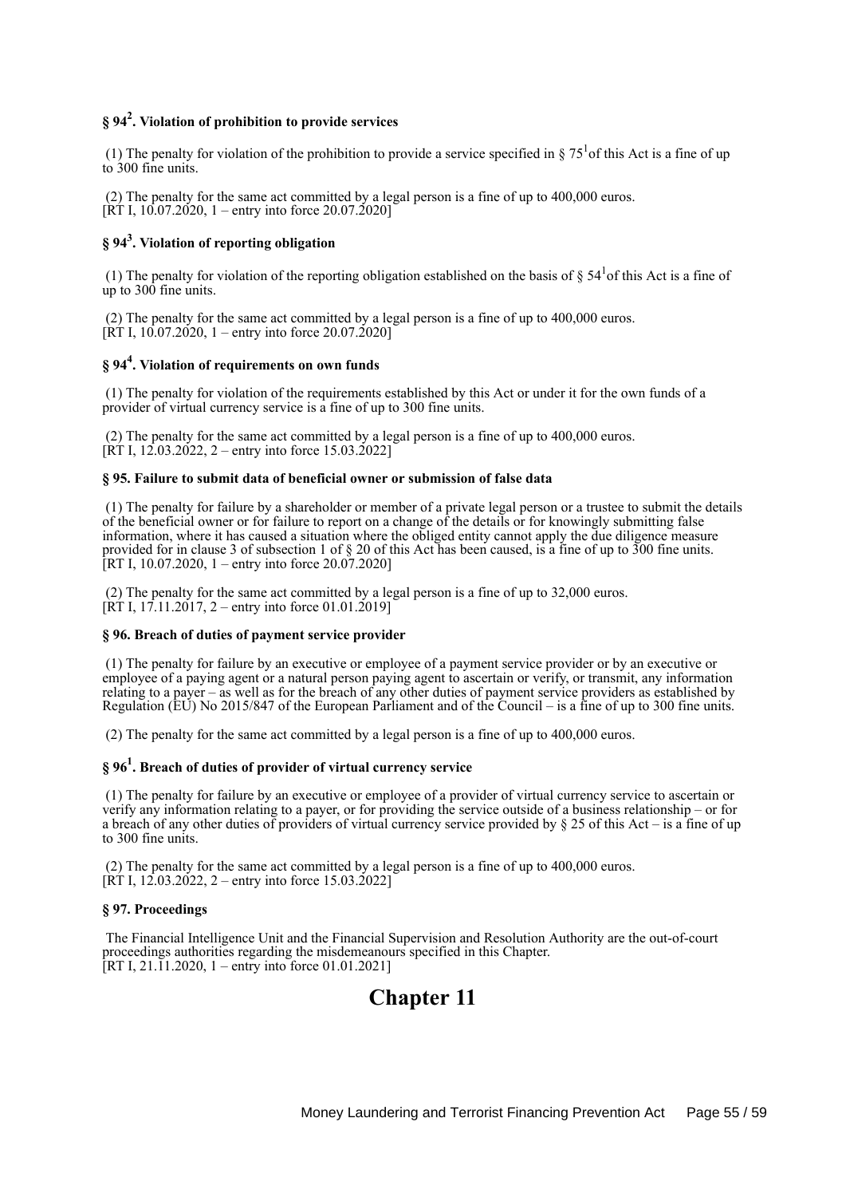### § 94[2]. Violation of prohibition to provide services

(1) The penalty for violation of the prohibition to provide a service specified in § 75[1] of this Act is a fine of up to 300 fine units.

(2) The penalty for the same act committed by a legal person is a fine of up to 400,000 euros.
[RT I, 10.07.2020, 1 – entry into force 20.07.2020]

### § 94[3]. Violation of reporting obligation

(1) The penalty for violation of the reporting obligation established on the basis of § 54[1] of this Act is a fine of up to 300 fine units.

(2) The penalty for the same act committed by a legal person is a fine of up to 400,000 euros.
[RT I, 10.07.2020, 1 – entry into force 20.07.2020]

### § 94[4]. Violation of requirements on own funds

(1) The penalty for violation of the requirements established by this Act or under it for the own funds of a provider of virtual currency service is a fine of up to 300 fine units.

(2) The penalty for the same act committed by a legal person is a fine of up to 400,000 euros.
[RT I, 12.03.2022, 2 – entry into force 15.03.2022]

### § 95. Failure to submit data of beneficial owner or submission of false data

(1) The penalty for failure by a shareholder or member of a private legal person or a trustee to submit the details of the beneficial owner or for failure to report on a change of the details or for knowingly submitting false information, where it has caused a situation where the obliged entity cannot apply the due diligence measure provided for in clause 3 of subsection 1 of § 20 of this Act has been caused, is a fine of up to 300 fine units.
[RT I, 10.07.2020, 1 – entry into force 20.07.2020]

(2) The penalty for the same act committed by a legal person is a fine of up to 32,000 euros.
[RT I, 17.11.2017, 2 – entry into force 01.01.2019]

### § 96. Breach of duties of payment service provider

(1) The penalty for failure by an executive or employee of a payment service provider or by an executive or employee of a paying agent or a natural person paying agent to ascertain or verify, or transmit, any information relating to a payer – as well as for the breach of any other duties of payment service providers as established by Regulation (EU) No 2015/847 of the European Parliament and of the Council – is a fine of up to 300 fine units.

(2) The penalty for the same act committed by a legal person is a fine of up to 400,000 euros.

### § 96[1]. Breach of duties of provider of virtual currency service

(1) The penalty for failure by an executive or employee of a provider of virtual currency service to ascertain or verify any information relating to a payer, or for providing the service outside of a business relationship – or for a breach of any other duties of providers of virtual currency service provided by § 25 of this Act – is a fine of up to 300 fine units.

(2) The penalty for the same act committed by a legal person is a fine of up to 400,000 euros.
[RT I, 12.03.2022, 2 – entry into force 15.03.2022]

### § 97. Proceedings

The Financial Intelligence Unit and the Financial Supervision and Resolution Authority are the out-of-court proceedings authorities regarding the misdemeanours specified in this Chapter.
[RT I, 21.11.2020, 1 – entry into force 01.01.2021]

# Chapter 11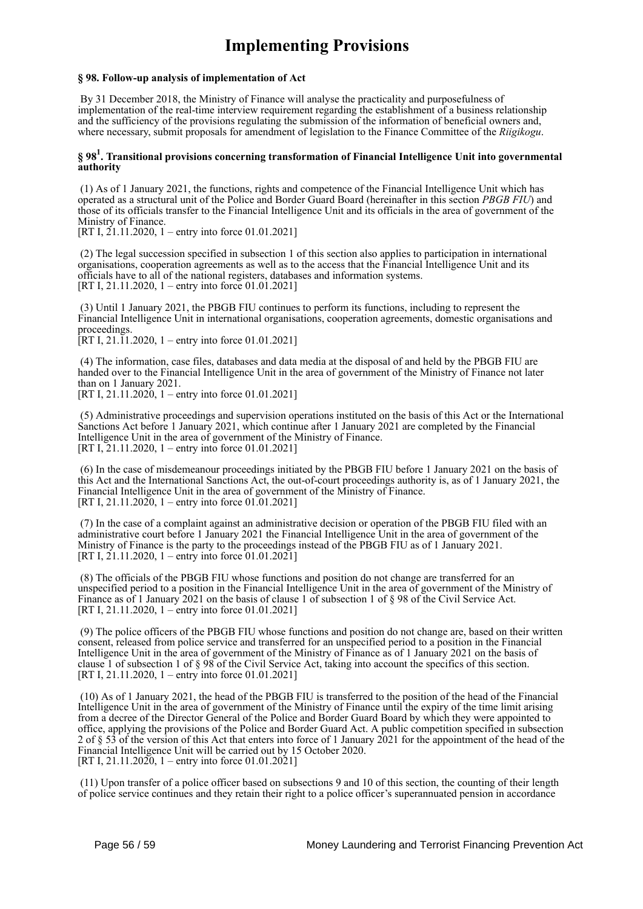# Implementing Provisions

### § 98. Follow-up analysis of implementation of Act

By 31 December 2018, the Ministry of Finance will analyse the practicality and purposefulness of implementation of the real-time interview requirement regarding the establishment of a business relationship and the sufficiency of the provisions regulating the submission of the information of beneficial owners and, where necessary, submit proposals for amendment of legislation to the Finance Committee of the *Riigikogu*.

### § 98[1]. Transitional provisions concerning transformation of Financial Intelligence Unit into governmental authority

(1) As of 1 January 2021, the functions, rights and competence of the Financial Intelligence Unit which has operated as a structural unit of the Police and Border Guard Board (hereinafter in this section *PBGB FIU*) and those of its officials transfer to the Financial Intelligence Unit and its officials in the area of government of the Ministry of Finance.
[RT I, 21.11.2020, 1 – entry into force 01.01.2021]

(2) The legal succession specified in subsection 1 of this section also applies to participation in international organisations, cooperation agreements as well as to the access that the Financial Intelligence Unit and its officials have to all of the national registers, databases and information systems.
[RT I, 21.11.2020, 1 – entry into force 01.01.2021]

(3) Until 1 January 2021, the PBGB FIU continues to perform its functions, including to represent the Financial Intelligence Unit in international organisations, cooperation agreements, domestic organisations and proceedings.
[RT I, 21.11.2020, 1 – entry into force 01.01.2021]

(4) The information, case files, databases and data media at the disposal of and held by the PBGB FIU are handed over to the Financial Intelligence Unit in the area of government of the Ministry of Finance not later than on 1 January 2021.
[RT I, 21.11.2020, 1 – entry into force 01.01.2021]

(5) Administrative proceedings and supervision operations instituted on the basis of this Act or the International Sanctions Act before 1 January 2021, which continue after 1 January 2021 are completed by the Financial Intelligence Unit in the area of government of the Ministry of Finance.
[RT I, 21.11.2020, 1 – entry into force 01.01.2021]

(6) In the case of misdemeanour proceedings initiated by the PBGB FIU before 1 January 2021 on the basis of this Act and the International Sanctions Act, the out-of-court proceedings authority is, as of 1 January 2021, the Financial Intelligence Unit in the area of government of the Ministry of Finance.
[RT I, 21.11.2020, 1 – entry into force 01.01.2021]

(7) In the case of a complaint against an administrative decision or operation of the PBGB FIU filed with an administrative court before 1 January 2021 the Financial Intelligence Unit in the area of government of the Ministry of Finance is the party to the proceedings instead of the PBGB FIU as of 1 January 2021.
[RT I, 21.11.2020, 1 – entry into force 01.01.2021]

(8) The officials of the PBGB FIU whose functions and position do not change are transferred for an unspecified period to a position in the Financial Intelligence Unit in the area of government of the Ministry of Finance as of 1 January 2021 on the basis of clause 1 of subsection 1 of § 98 of the Civil Service Act.
[RT I, 21.11.2020, 1 – entry into force 01.01.2021]

(9) The police officers of the PBGB FIU whose functions and position do not change are, based on their written consent, released from police service and transferred for an unspecified period to a position in the Financial Intelligence Unit in the area of government of the Ministry of Finance as of 1 January 2021 on the basis of clause 1 of subsection 1 of § 98 of the Civil Service Act, taking into account the specifics of this section.
[RT I, 21.11.2020, 1 – entry into force 01.01.2021]

(10) As of 1 January 2021, the head of the PBGB FIU is transferred to the position of the head of the Financial Intelligence Unit in the area of government of the Ministry of Finance until the expiry of the time limit arising from a decree of the Director General of the Police and Border Guard Board by which they were appointed to office, applying the provisions of the Police and Border Guard Act. A public competition specified in subsection 2 of § 53 of the version of this Act that enters into force of 1 January 2021 for the appointment of the head of the Financial Intelligence Unit will be carried out by 15 October 2020.
[RT I, 21.11.2020, 1 – entry into force 01.01.2021]

(11) Upon transfer of a police officer based on subsections 9 and 10 of this section, the counting of their length of police service continues and they retain their right to a police officer's superannuated pension in accordance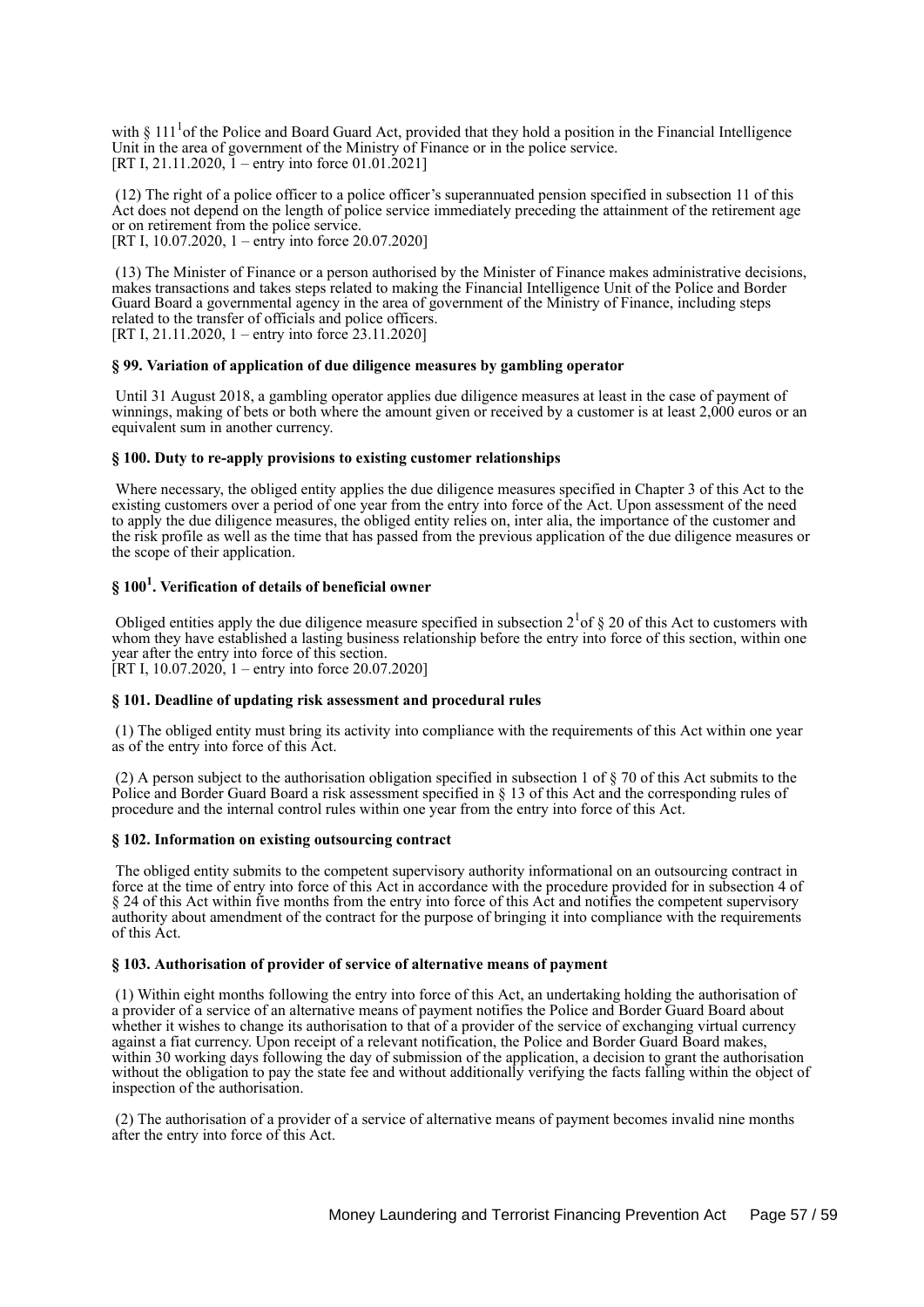with § 111[1] of the Police and Board Guard Act, provided that they hold a position in the Financial Intelligence Unit in the area of government of the Ministry of Finance or in the police service.
[RT I, 21.11.2020, 1 – entry into force 01.01.2021]

(12) The right of a police officer to a police officer's superannuated pension specified in subsection 11 of this Act does not depend on the length of police service immediately preceding the attainment of the retirement age or on retirement from the police service.
[RT I, 10.07.2020, 1 – entry into force 20.07.2020]

(13) The Minister of Finance or a person authorised by the Minister of Finance makes administrative decisions, makes transactions and takes steps related to making the Financial Intelligence Unit of the Police and Border Guard Board a governmental agency in the area of government of the Ministry of Finance, including steps related to the transfer of officials and police officers.
[RT I, 21.11.2020, 1 – entry into force 23.11.2020]

#### § 99. Variation of application of due diligence measures by gambling operator

Until 31 August 2018, a gambling operator applies due diligence measures at least in the case of payment of winnings, making of bets or both where the amount given or received by a customer is at least 2,000 euros or an equivalent sum in another currency.

#### § 100. Duty to re-apply provisions to existing customer relationships

Where necessary, the obliged entity applies the due diligence measures specified in Chapter 3 of this Act to the existing customers over a period of one year from the entry into force of the Act. Upon assessment of the need to apply the due diligence measures, the obliged entity relies on, inter alia, the importance of the customer and the risk profile as well as the time that has passed from the previous application of the due diligence measures or the scope of their application.

#### § 100[1]. Verification of details of beneficial owner

Obliged entities apply the due diligence measure specified in subsection 2[1] of § 20 of this Act to customers with whom they have established a lasting business relationship before the entry into force of this section, within one year after the entry into force of this section.
[RT I, 10.07.2020, 1 – entry into force 20.07.2020]

#### § 101. Deadline of updating risk assessment and procedural rules

(1) The obliged entity must bring its activity into compliance with the requirements of this Act within one year as of the entry into force of this Act.

(2) A person subject to the authorisation obligation specified in subsection 1 of § 70 of this Act submits to the Police and Border Guard Board a risk assessment specified in § 13 of this Act and the corresponding rules of procedure and the internal control rules within one year from the entry into force of this Act.

#### § 102. Information on existing outsourcing contract

The obliged entity submits to the competent supervisory authority informational on an outsourcing contract in force at the time of entry into force of this Act in accordance with the procedure provided for in subsection 4 of § 24 of this Act within five months from the entry into force of this Act and notifies the competent supervisory authority about amendment of the contract for the purpose of bringing it into compliance with the requirements of this Act.

#### § 103. Authorisation of provider of service of alternative means of payment

(1) Within eight months following the entry into force of this Act, an undertaking holding the authorisation of a provider of a service of an alternative means of payment notifies the Police and Border Guard Board about whether it wishes to change its authorisation to that of a provider of the service of exchanging virtual currency against a fiat currency. Upon receipt of a relevant notification, the Police and Border Guard Board makes, within 30 working days following the day of submission of the application, a decision to grant the authorisation without the obligation to pay the state fee and without additionally verifying the facts falling within the object of inspection of the authorisation.

(2) The authorisation of a provider of a service of alternative means of payment becomes invalid nine months after the entry into force of this Act.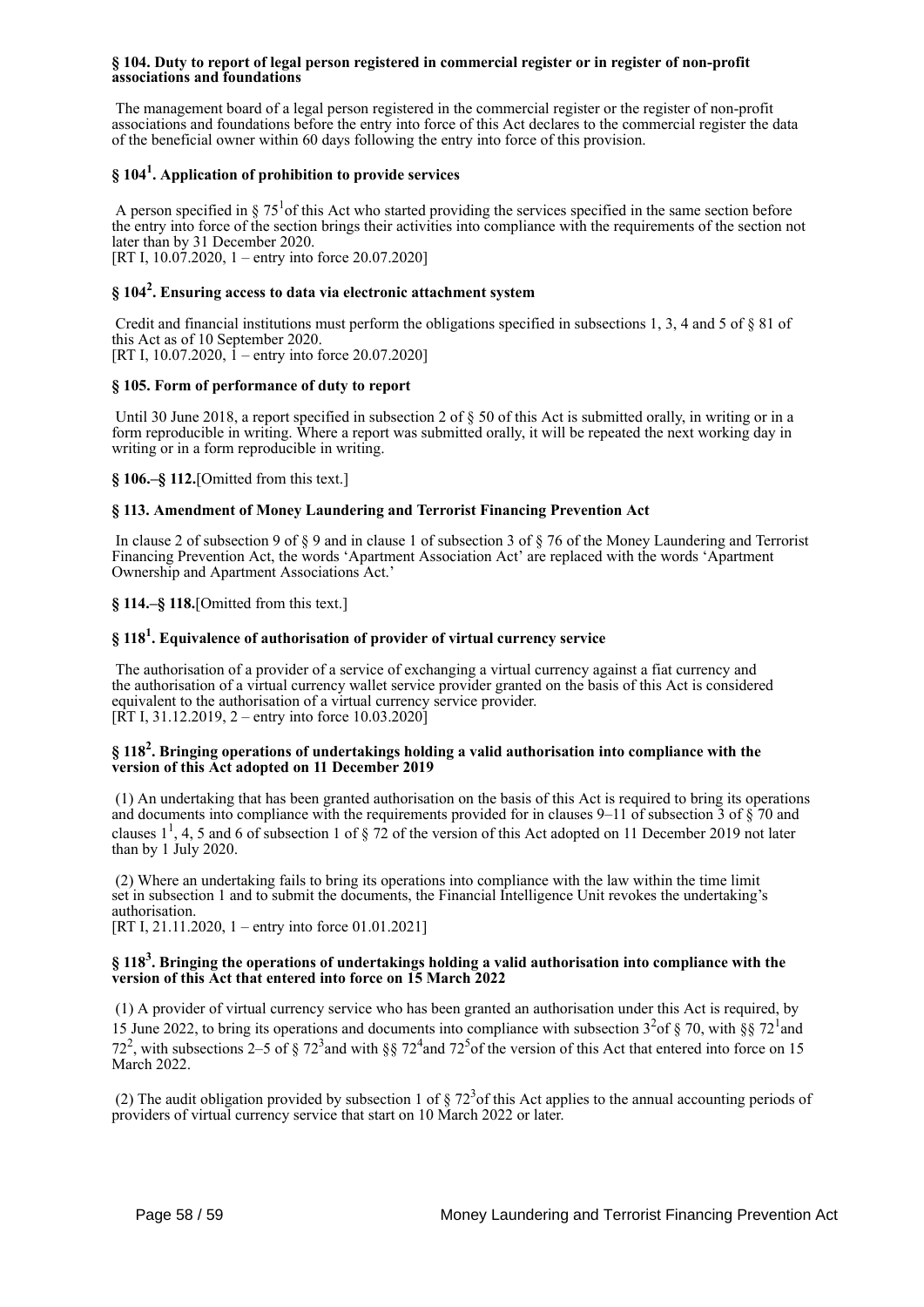**§ 104. Duty to report of legal person registered in commercial register or in register of non-profit associations and foundations**

The management board of a legal person registered in the commercial register or the register of non-profit associations and foundations before the entry into force of this Act declares to the commercial register the data of the beneficial owner within 60 days following the entry into force of this provision.

**§ 104[1]. Application of prohibition to provide services**

A person specified in § 75[1] of this Act who started providing the services specified in the same section before the entry into force of the section brings their activities into compliance with the requirements of the section not later than by 31 December 2020.
[RT I, 10.07.2020, 1 – entry into force 20.07.2020]

**§ 104[2]. Ensuring access to data via electronic attachment system**

Credit and financial institutions must perform the obligations specified in subsections 1, 3, 4 and 5 of § 81 of this Act as of 10 September 2020.
[RT I, 10.07.2020, 1 – entry into force 20.07.2020]

**§ 105. Form of performance of duty to report**

Until 30 June 2018, a report specified in subsection 2 of § 50 of this Act is submitted orally, in writing or in a form reproducible in writing. Where a report was submitted orally, it will be repeated the next working day in writing or in a form reproducible in writing.

**§ 106.–§ 112.**[Omitted from this text.]

**§ 113. Amendment of Money Laundering and Terrorist Financing Prevention Act**

In clause 2 of subsection 9 of § 9 and in clause 1 of subsection 3 of § 76 of the Money Laundering and Terrorist Financing Prevention Act, the words 'Apartment Association Act' are replaced with the words 'Apartment Ownership and Apartment Associations Act.'

**§ 114.–§ 118.**[Omitted from this text.]

**§ 118[1]. Equivalence of authorisation of provider of virtual currency service**

The authorisation of a provider of a service of exchanging a virtual currency against a fiat currency and the authorisation of a virtual currency wallet service provider granted on the basis of this Act is considered equivalent to the authorisation of a virtual currency service provider.
[RT I, 31.12.2019, 2 – entry into force 10.03.2020]

**§ 118[2]. Bringing operations of undertakings holding a valid authorisation into compliance with the version of this Act adopted on 11 December 2019**

(1) An undertaking that has been granted authorisation on the basis of this Act is required to bring its operations and documents into compliance with the requirements provided for in clauses 9–11 of subsection 3 of § 70 and clauses 1[1], 4, 5 and 6 of subsection 1 of § 72 of the version of this Act adopted on 11 December 2019 not later than by 1 July 2020.

(2) Where an undertaking fails to bring its operations into compliance with the law within the time limit set in subsection 1 and to submit the documents, the Financial Intelligence Unit revokes the undertaking's authorisation.
[RT I, 21.11.2020, 1 – entry into force 01.01.2021]

**§ 118[3]. Bringing the operations of undertakings holding a valid authorisation into compliance with the version of this Act that entered into force on 15 March 2022**

(1) A provider of virtual currency service who has been granted an authorisation under this Act is required, by 15 June 2022, to bring its operations and documents into compliance with subsection 3[2] of § 70, with §§ 72[1] and 72[2], with subsections 2–5 of § 72[3] and with §§ 72[4] and 72[5] of the version of this Act that entered into force on 15 March 2022.

(2) The audit obligation provided by subsection 1 of § 72[3] of this Act applies to the annual accounting periods of providers of virtual currency service that start on 10 March 2022 or later.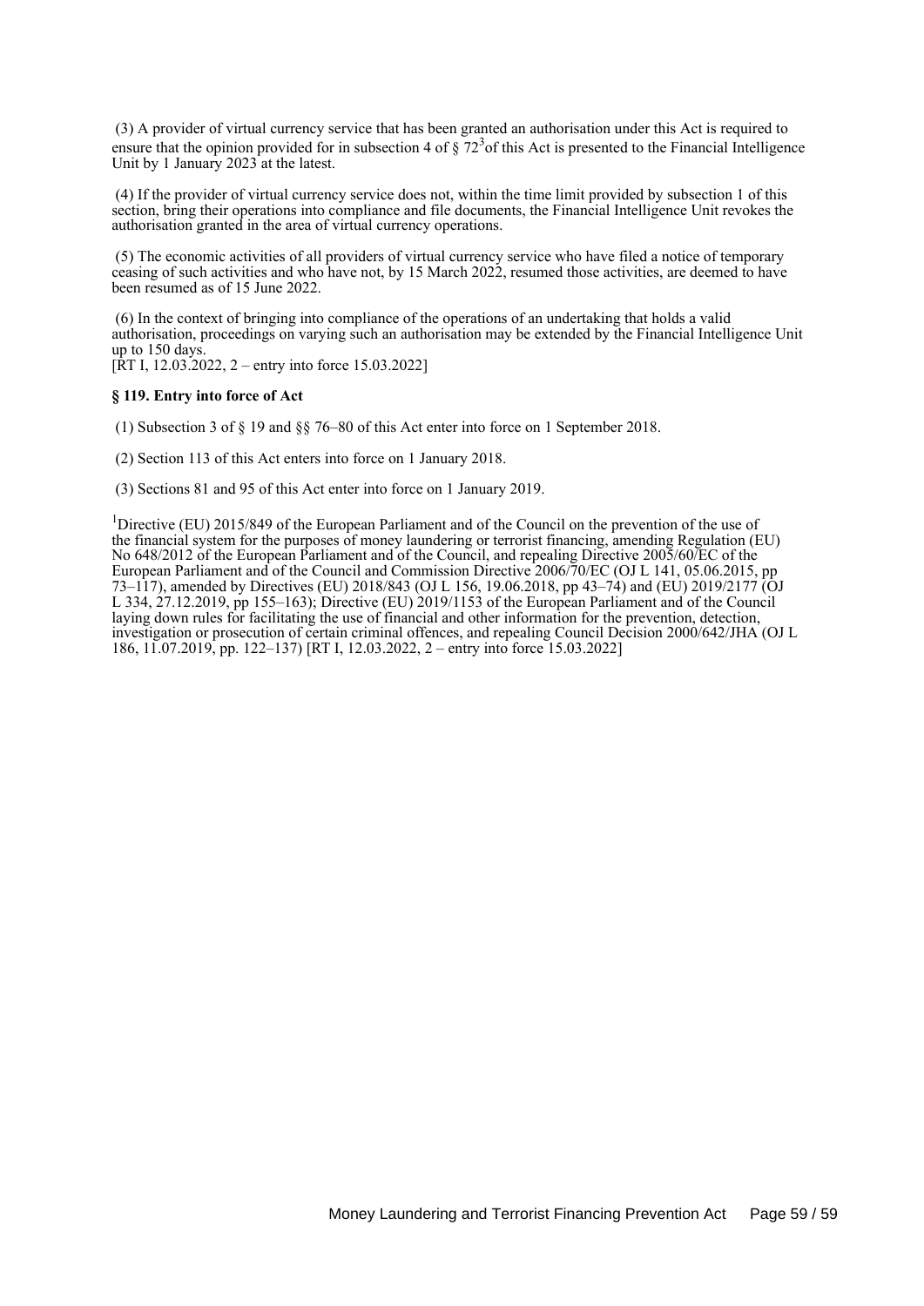(3) A provider of virtual currency service that has been granted an authorisation under this Act is required to ensure that the opinion provided for in subsection 4 of § 72[3] of this Act is presented to the Financial Intelligence Unit by 1 January 2023 at the latest.

(4) If the provider of virtual currency service does not, within the time limit provided by subsection 1 of this section, bring their operations into compliance and file documents, the Financial Intelligence Unit revokes the authorisation granted in the area of virtual currency operations.

(5) The economic activities of all providers of virtual currency service who have filed a notice of temporary ceasing of such activities and who have not, by 15 March 2022, resumed those activities, are deemed to have been resumed as of 15 June 2022.

(6) In the context of bringing into compliance of the operations of an undertaking that holds a valid authorisation, proceedings on varying such an authorisation may be extended by the Financial Intelligence Unit up to 150 days.
[RT I, 12.03.2022, 2 – entry into force 15.03.2022]

**§ 119. Entry into force of Act**

(1) Subsection 3 of § 19 and §§ 76–80 of this Act enter into force on 1 September 2018.

(2) Section 113 of this Act enters into force on 1 January 2018.

(3) Sections 81 and 95 of this Act enter into force on 1 January 2019.

[1]Directive (EU) 2015/849 of the European Parliament and of the Council on the prevention of the use of the financial system for the purposes of money laundering or terrorist financing, amending Regulation (EU) No 648/2012 of the European Parliament and of the Council, and repealing Directive 2005/60/EC of the European Parliament and of the Council and Commission Directive 2006/70/EC (OJ L 141, 05.06.2015, pp 73–117), amended by Directives (EU) 2018/843 (OJ L 156, 19.06.2018, pp 43–74) and (EU) 2019/2177 (OJ L 334, 27.12.2019, pp 155–163); Directive (EU) 2019/1153 of the European Parliament and of the Council laying down rules for facilitating the use of financial and other information for the prevention, detection, investigation or prosecution of certain criminal offences, and repealing Council Decision 2000/642/JHA (OJ L 186, 11.07.2019, pp. 122–137) [RT I, 12.03.2022, 2 – entry into force 15.03.2022]